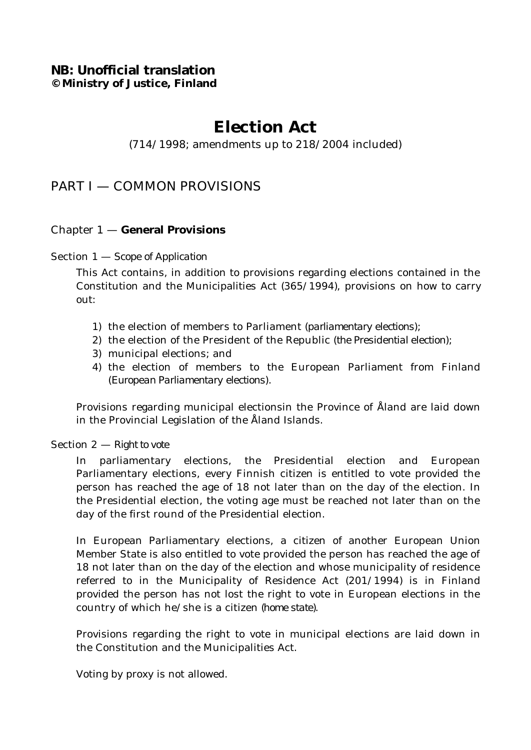**NB: Unofficial translation**
**© Ministry of Justice, Finland**

# Election Act

(714/1998; amendments up to 218/2004 included)

## PART I — COMMON PROVISIONS

### Chapter 1 — **General Provisions**

Section 1 — Scope of Application

This Act contains, in addition to provisions regarding elections contained in the Constitution and the Municipalities Act (365/1994), provisions on how to carry out:

1) the election of members to Parliament (parliamentary elections);
2) the election of the President of the Republic (the Presidential election);
3) municipal elections; and
4) the election of members to the European Parliament from Finland (European Parliamentary elections).

Provisions regarding municipal electionsin the Province of Åland are laid down in the Provincial Legislation of the Åland Islands.

Section 2 — Right to vote

In parliamentary elections, the Presidential election and European Parliamentary elections, every Finnish citizen is entitled to vote provided the person has reached the age of 18 not later than on the day of the election. In the Presidential election, the voting age must be reached not later than on the day of the first round of the Presidential election.

In European Parliamentary elections, a citizen of another European Union Member State is also entitled to vote provided the person has reached the age of 18 not later than on the day of the election and whose municipality of residence referred to in the Municipality of Residence Act (201/1994) is in Finland provided the person has not lost the right to vote in European elections in the country of which he/she is a citizen (home state).

Provisions regarding the right to vote in municipal elections are laid down in the Constitution and the Municipalities Act.

Voting by proxy is not allowed.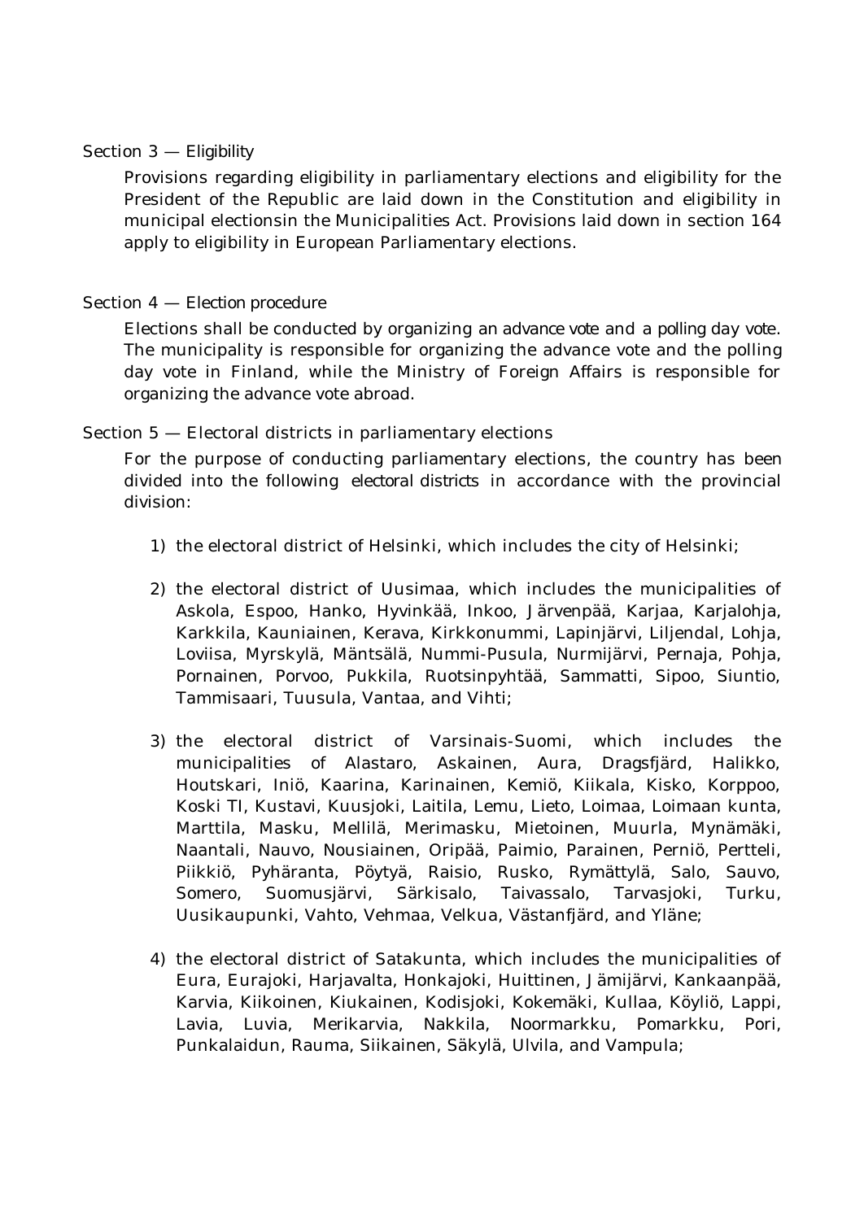## Section 3 — Eligibility

Provisions regarding eligibility in parliamentary elections and eligibility for the President of the Republic are laid down in the Constitution and eligibility in municipal electionsin the Municipalities Act. Provisions laid down in section 164 apply to eligibility in European Parliamentary elections.

## Section 4 — Election procedure

Elections shall be conducted by organizing an advance vote and a polling day vote. The municipality is responsible for organizing the advance vote and the polling day vote in Finland, while the Ministry of Foreign Affairs is responsible for organizing the advance vote abroad.

## Section 5 — Electoral districts in parliamentary elections

For the purpose of conducting parliamentary elections, the country has been divided into the following electoral districts in accordance with the provincial division:

1) the electoral district of Helsinki, which includes the city of Helsinki;

2) the electoral district of Uusimaa, which includes the municipalities of Askola, Espoo, Hanko, Hyvinkää, Inkoo, Järvenpää, Karjaa, Karjalohja, Karkkila, Kauniainen, Kerava, Kirkkonummi, Lapinjärvi, Liljendal, Lohja, Loviisa, Myrskylä, Mäntsälä, Nummi-Pusula, Nurmijärvi, Pernaja, Pohja, Pornainen, Porvoo, Pukkila, Ruotsinpyhtää, Sammatti, Sipoo, Siuntio, Tammisaari, Tuusula, Vantaa, and Vihti;

3) the electoral district of Varsinais-Suomi, which includes the municipalities of Alastaro, Askainen, Aura, Dragsfjärd, Halikko, Houtskari, Iniö, Kaarina, Karinainen, Kemiö, Kiikala, Kisko, Korppoo, Koski Tl, Kustavi, Kuusjoki, Laitila, Lemu, Lieto, Loimaa, Loimaan kunta, Marttila, Masku, Mellilä, Merimasku, Mietoinen, Muurla, Mynämäki, Naantali, Nauvo, Nousiainen, Oripää, Paimio, Parainen, Perniö, Pertteli, Piikkiö, Pyhäranta, Pöytyä, Raisio, Rusko, Rymättylä, Salo, Sauvo, Somero, Suomusjärvi, Särkisalo, Taivassalo, Tarvasjoki, Turku, Uusikaupunki, Vahto, Vehmaa, Velkua, Västanfjärd, and Yläne;

4) the electoral district of Satakunta, which includes the municipalities of Eura, Eurajoki, Harjavalta, Honkajoki, Huittinen, Jämijärvi, Kankaanpää, Karvia, Kiikoinen, Kiukainen, Kodisjoki, Kokemäki, Kullaa, Köyliö, Lappi, Lavia, Luvia, Merikarvia, Nakkila, Noormarkku, Pomarkku, Pori, Punkalaidun, Rauma, Siikainen, Säkylä, Ulvila, and Vampula;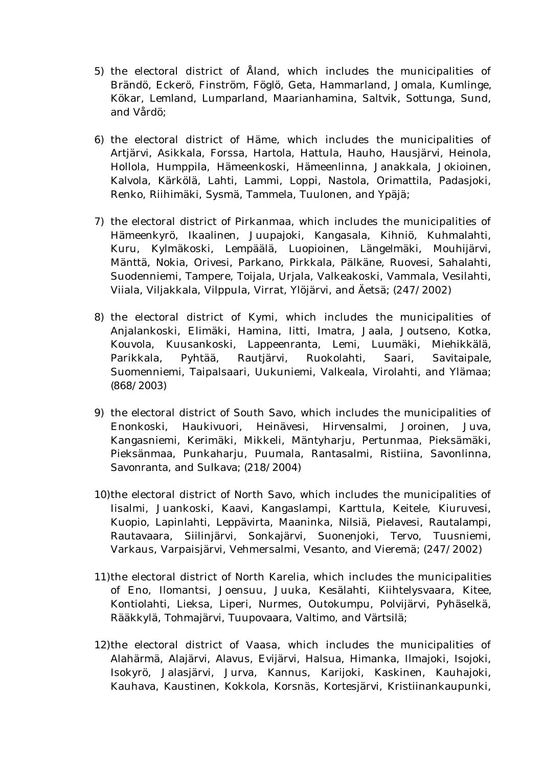5) the electoral district of Åland, which includes the municipalities of Brändö, Eckerö, Finström, Föglö, Geta, Hammarland, Jomala, Kumlinge, Kökar, Lemland, Lumparland, Maarianhamina, Saltvik, Sottunga, Sund, and Vårdö;

6) the electoral district of Häme, which includes the municipalities of Artjärvi, Asikkala, Forssa, Hartola, Hattula, Hauho, Hausjärvi, Heinola, Hollola, Humppila, Hämeenkoski, Hämeenlinna, Janakkala, Jokioinen, Kalvola, Kärkölä, Lahti, Lammi, Loppi, Nastola, Orimattila, Padasjoki, Renko, Riihimäki, Sysmä, Tammela, Tuulonen, and Ypäjä;

7) the electoral district of Pirkanmaa, which includes the municipalities of Hämeenkyrö, Ikaalinen, Juupajoki, Kangasala, Kihniö, Kuhmalahti, Kuru, Kylmäkoski, Lempäälä, Luopioinen, Längelmäki, Mouhijärvi, Mänttä, Nokia, Orivesi, Parkano, Pirkkala, Pälkäne, Ruovesi, Sahalahti, Suodenniemi, Tampere, Toijala, Urjala, Valkeakoski, Vammala, Vesilahti, Viiala, Viljakkala, Vilppula, Virrat, Ylöjärvi, and Äetsä; (247/2002)

8) the electoral district of Kymi, which includes the municipalities of Anjalankoski, Elimäki, Hamina, Iitti, Imatra, Jaala, Joutseno, Kotka, Kouvola, Kuusankoski, Lappeenranta, Lemi, Luumäki, Miehikkälä, Parikkala, Pyhtää, Rautjärvi, Ruokolahti, Saari, Savitaipale, Suomenniemi, Taipalsaari, Uukuniemi, Valkeala, Virolahti, and Ylämaa; (868/2003)

9) the electoral district of South Savo, which includes the municipalities of Enonkoski, Haukivuori, Heinävesi, Hirvensalmi, Joroinen, Juva, Kangasniemi, Kerimäki, Mikkeli, Mäntyharju, Pertunmaa, Pieksämäki, Pieksänmaa, Punkaharju, Puumala, Rantasalmi, Ristiina, Savonlinna, Savonranta, and Sulkava; (218/2004)

10) the electoral district of North Savo, which includes the municipalities of Iisalmi, Juankoski, Kaavi, Kangaslampi, Karttula, Keitele, Kiuruvesi, Kuopio, Lapinlahti, Leppävirta, Maaninka, Nilsiä, Pielavesi, Rautalampi, Rautavaara, Siilinjärvi, Sonkajärvi, Suonenjoki, Tervo, Tuusniemi, Varkaus, Varpaisjärvi, Vehmersalmi, Vesanto, and Vieremä; (247/2002)

11) the electoral district of North Karelia, which includes the municipalities of Eno, Ilomantsi, Joensuu, Juuka, Kesälahti, Kiihtelysvaara, Kitee, Kontiolahti, Lieksa, Liperi, Nurmes, Outokumpu, Polvijärvi, Pyhäselkä, Rääkkylä, Tohmajärvi, Tuupovaara, Valtimo, and Värtsilä;

12) the electoral district of Vaasa, which includes the municipalities of Alahärmä, Alajärvi, Alavus, Evijärvi, Halsua, Himanka, Ilmajoki, Isojoki, Isokyrö, Jalasjärvi, Jurva, Kannus, Karijoki, Kaskinen, Kauhajoki, Kauhava, Kaustinen, Kokkola, Korsnäs, Kortesjärvi, Kristiinankaupunki,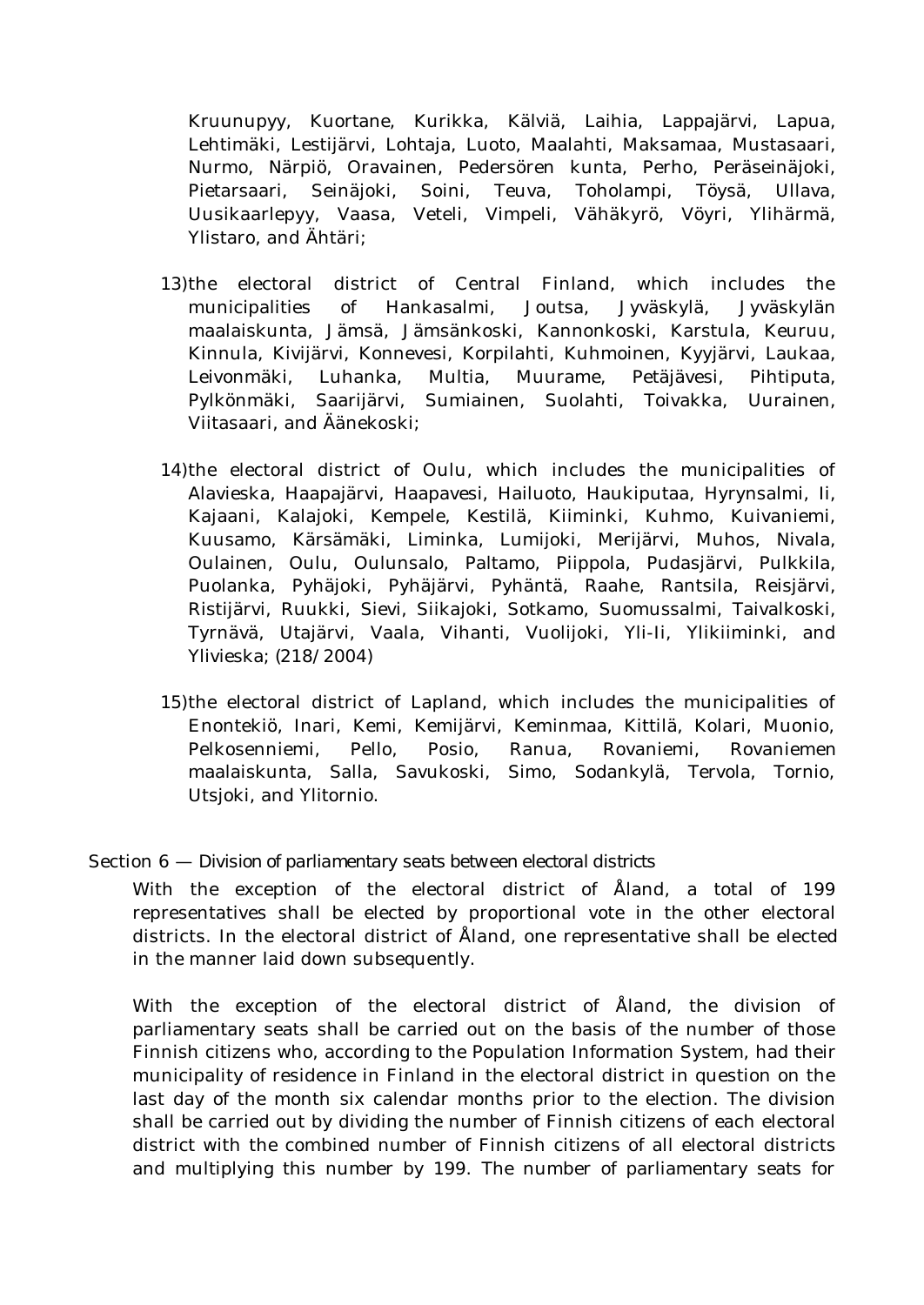Kruunupyy, Kuortane, Kurikka, Kälviä, Laihia, Lappajärvi, Lapua, Lehtimäki, Lestijärvi, Lohtaja, Luoto, Maalahti, Maksamaa, Mustasaari, Nurmo, Närpiö, Oravainen, Pedersören kunta, Perho, Peräseinäjoki, Pietarsaari, Seinäjoki, Soini, Teuva, Toholampi, Töysä, Ullava, Uusikaarlepyy, Vaasa, Veteli, Vimpeli, Vähäkyrö, Vöyri, Ylihärmä, Ylistaro, and Ähtäri;

13) the electoral district of Central Finland, which includes the municipalities of Hankasalmi, Joutsa, Jyväskylä, Jyväskylän maalaiskunta, Jämsä, Jämsänkoski, Kannonkoski, Karstula, Keuruu, Kinnula, Kivijärvi, Konnevesi, Korpilahti, Kuhmoinen, Kyyjärvi, Laukaa, Leivonmäki, Luhanka, Multia, Muurame, Petäjävesi, Pihtiputa, Pylkönmäki, Saarijärvi, Sumiainen, Suolahti, Toivakka, Uurainen, Viitasaari, and Äänekoski;

14) the electoral district of Oulu, which includes the municipalities of Alavieska, Haapajärvi, Haapavesi, Hailuoto, Haukiputaa, Hyrynsalmi, Ii, Kajaani, Kalajoki, Kempele, Kestilä, Kiiminki, Kuhmo, Kuivaniemi, Kuusamo, Kärsämäki, Liminka, Lumijoki, Merijärvi, Muhos, Nivala, Oulainen, Oulu, Oulunsalo, Paltamo, Piippola, Pudasjärvi, Pulkkila, Puolanka, Pyhäjoki, Pyhäjärvi, Pyhäntä, Raahe, Rantsila, Reisjärvi, Ristijärvi, Ruukki, Sievi, Siikajoki, Sotkamo, Suomussalmi, Taivalkoski, Tyrnävä, Utajärvi, Vaala, Vihanti, Vuolijoki, Yli-Ii, Ylikiiminki, and Ylivieska; (218/2004)

15) the electoral district of Lapland, which includes the municipalities of Enontekiö, Inari, Kemi, Kemijärvi, Keminmaa, Kittilä, Kolari, Muonio, Pelkosenniemi, Pello, Posio, Ranua, Rovaniemi, Rovaniemen maalaiskunta, Salla, Savukoski, Simo, Sodankylä, Tervola, Tornio, Utsjoki, and Ylitornio.

Section 6 — Division of parliamentary seats between electoral districts

With the exception of the electoral district of Åland, a total of 199 representatives shall be elected by proportional vote in the other electoral districts. In the electoral district of Åland, one representative shall be elected in the manner laid down subsequently.

With the exception of the electoral district of Åland, the division of parliamentary seats shall be carried out on the basis of the number of those Finnish citizens who, according to the Population Information System, had their municipality of residence in Finland in the electoral district in question on the last day of the month six calendar months prior to the election. The division shall be carried out by dividing the number of Finnish citizens of each electoral district with the combined number of Finnish citizens of all electoral districts and multiplying this number by 199. The number of parliamentary seats for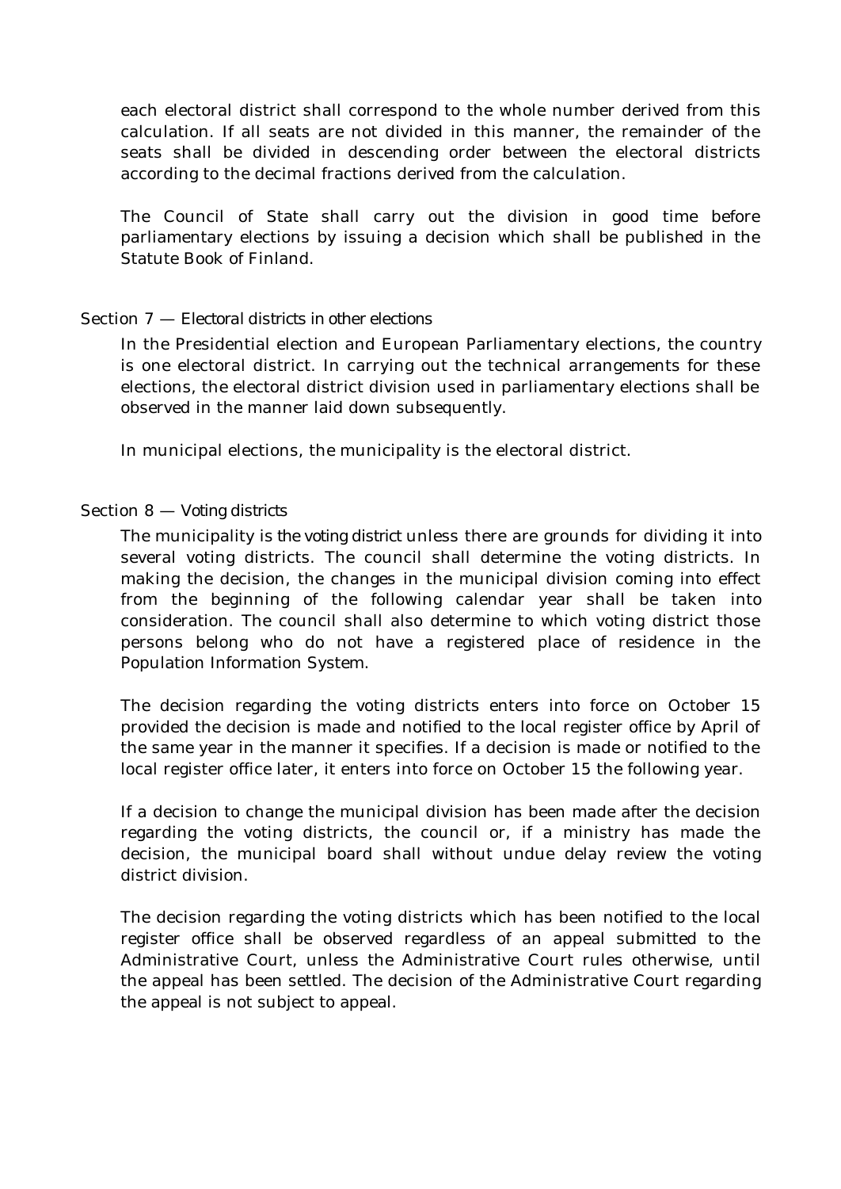each electoral district shall correspond to the whole number derived from this calculation. If all seats are not divided in this manner, the remainder of the seats shall be divided in descending order between the electoral districts according to the decimal fractions derived from the calculation.

The Council of State shall carry out the division in good time before parliamentary elections by issuing a decision which shall be published in the Statute Book of Finland.

### Section 7 — *Electoral districts in other elections*

In the Presidential election and European Parliamentary elections, the country is one electoral district. In carrying out the technical arrangements for these elections, the electoral district division used in parliamentary elections shall be observed in the manner laid down subsequently.

In municipal elections, the municipality is the electoral district.

### Section 8 — *Voting districts*

The municipality is the *voting district* unless there are grounds for dividing it into several voting districts. The council shall determine the voting districts. In making the decision, the changes in the municipal division coming into effect from the beginning of the following calendar year shall be taken into consideration. The council shall also determine to which voting district those persons belong who do not have a registered place of residence in the Population Information System.

The decision regarding the voting districts enters into force on October 15 provided the decision is made and notified to the local register office by April of the same year in the manner it specifies. If a decision is made or notified to the local register office later, it enters into force on October 15 the following year.

If a decision to change the municipal division has been made after the decision regarding the voting districts, the council or, if a ministry has made the decision, the municipal board shall without undue delay review the voting district division.

The decision regarding the voting districts which has been notified to the local register office shall be observed regardless of an appeal submitted to the Administrative Court, unless the Administrative Court rules otherwise, until the appeal has been settled. The decision of the Administrative Court regarding the appeal is not subject to appeal.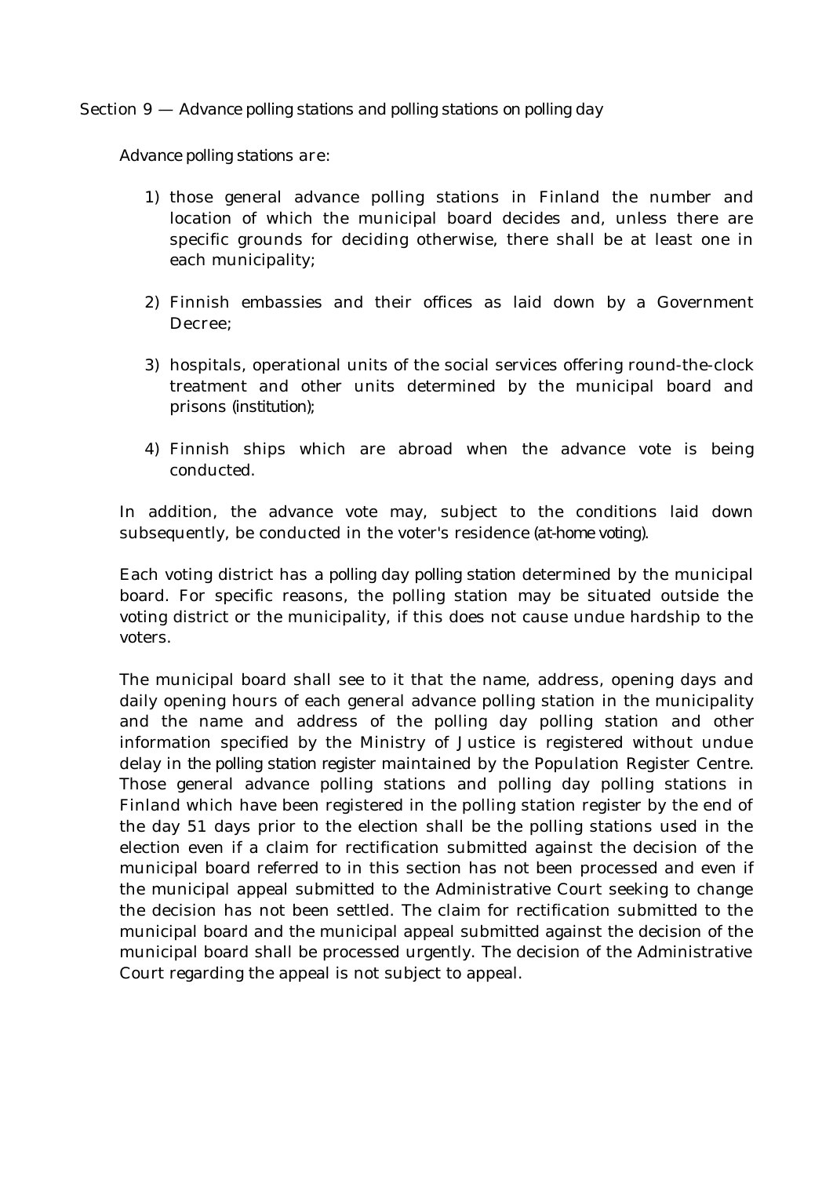Section 9 — Advance polling stations and polling stations on polling day

Advance polling stations are:

1) those general advance polling stations in Finland the number and location of which the municipal board decides and, unless there are specific grounds for deciding otherwise, there shall be at least one in each municipality;

2) Finnish embassies and their offices as laid down by a Government Decree;

3) hospitals, operational units of the social services offering round-the-clock treatment and other units determined by the municipal board and prisons (institution);

4) Finnish ships which are abroad when the advance vote is being conducted.

In addition, the advance vote may, subject to the conditions laid down subsequently, be conducted in the voter's residence (at-home voting).

Each voting district has a polling day polling station determined by the municipal board. For specific reasons, the polling station may be situated outside the voting district or the municipality, if this does not cause undue hardship to the voters.

The municipal board shall see to it that the name, address, opening days and daily opening hours of each general advance polling station in the municipality and the name and address of the polling day polling station and other information specified by the Ministry of Justice is registered without undue delay in the polling station register maintained by the Population Register Centre. Those general advance polling stations and polling day polling stations in Finland which have been registered in the polling station register by the end of the day 51 days prior to the election shall be the polling stations used in the election even if a claim for rectification submitted against the decision of the municipal board referred to in this section has not been processed and even if the municipal appeal submitted to the Administrative Court seeking to change the decision has not been settled. The claim for rectification submitted to the municipal board and the municipal appeal submitted against the decision of the municipal board shall be processed urgently. The decision of the Administrative Court regarding the appeal is not subject to appeal.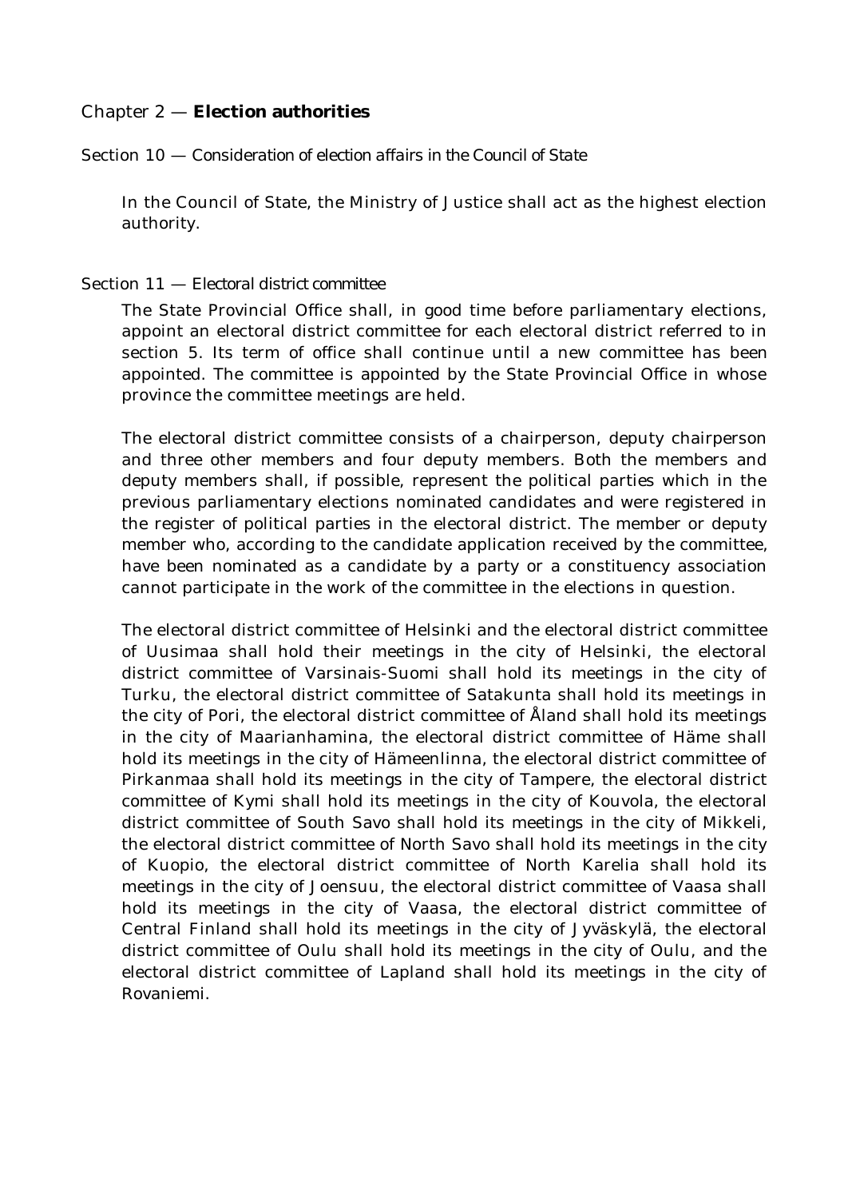## Chapter 2 — **Election authorities**

### Section 10 — Consideration of election affairs in the Council of State

In the Council of State, the Ministry of Justice shall act as the highest election authority.

### Section 11 — Electoral district committee

The State Provincial Office shall, in good time before parliamentary elections, appoint an electoral district committee for each electoral district referred to in section 5. Its term of office shall continue until a new committee has been appointed. The committee is appointed by the State Provincial Office in whose province the committee meetings are held.

The electoral district committee consists of a chairperson, deputy chairperson and three other members and four deputy members. Both the members and deputy members shall, if possible, represent the political parties which in the previous parliamentary elections nominated candidates and were registered in the register of political parties in the electoral district. The member or deputy member who, according to the candidate application received by the committee, have been nominated as a candidate by a party or a constituency association cannot participate in the work of the committee in the elections in question.

The electoral district committee of Helsinki and the electoral district committee of Uusimaa shall hold their meetings in the city of Helsinki, the electoral district committee of Varsinais-Suomi shall hold its meetings in the city of Turku, the electoral district committee of Satakunta shall hold its meetings in the city of Pori, the electoral district committee of Åland shall hold its meetings in the city of Maarianhamina, the electoral district committee of Häme shall hold its meetings in the city of Hämeenlinna, the electoral district committee of Pirkanmaa shall hold its meetings in the city of Tampere, the electoral district committee of Kymi shall hold its meetings in the city of Kouvola, the electoral district committee of South Savo shall hold its meetings in the city of Mikkeli, the electoral district committee of North Savo shall hold its meetings in the city of Kuopio, the electoral district committee of North Karelia shall hold its meetings in the city of Joensuu, the electoral district committee of Vaasa shall hold its meetings in the city of Vaasa, the electoral district committee of Central Finland shall hold its meetings in the city of Jyväskylä, the electoral district committee of Oulu shall hold its meetings in the city of Oulu, and the electoral district committee of Lapland shall hold its meetings in the city of Rovaniemi.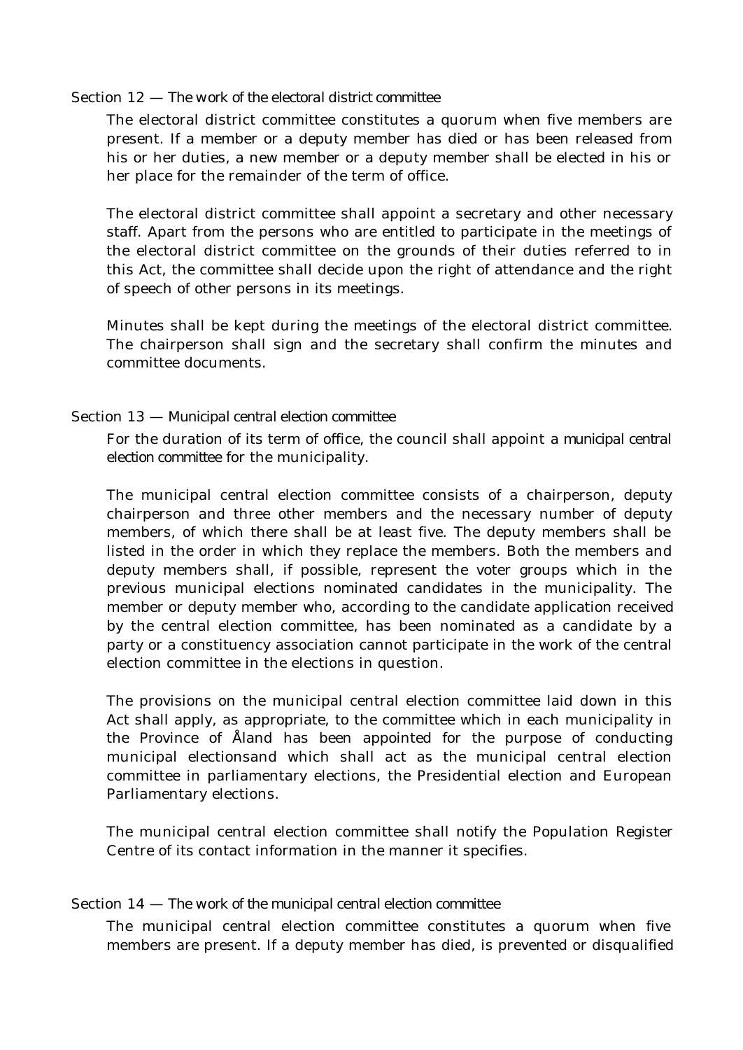Section 12 — The work of the electoral district committee

The electoral district committee constitutes a quorum when five members are present. If a member or a deputy member has died or has been released from his or her duties, a new member or a deputy member shall be elected in his or her place for the remainder of the term of office.

The electoral district committee shall appoint a secretary and other necessary staff. Apart from the persons who are entitled to participate in the meetings of the electoral district committee on the grounds of their duties referred to in this Act, the committee shall decide upon the right of attendance and the right of speech of other persons in its meetings.

Minutes shall be kept during the meetings of the electoral district committee. The chairperson shall sign and the secretary shall confirm the minutes and committee documents.

Section 13 — Municipal central election committee

For the duration of its term of office, the council shall appoint a municipal central election committee for the municipality.

The municipal central election committee consists of a chairperson, deputy chairperson and three other members and the necessary number of deputy members, of which there shall be at least five. The deputy members shall be listed in the order in which they replace the members. Both the members and deputy members shall, if possible, represent the voter groups which in the previous municipal elections nominated candidates in the municipality. The member or deputy member who, according to the candidate application received by the central election committee, has been nominated as a candidate by a party or a constituency association cannot participate in the work of the central election committee in the elections in question.

The provisions on the municipal central election committee laid down in this Act shall apply, as appropriate, to the committee which in each municipality in the Province of Åland has been appointed for the purpose of conducting municipal electionsand which shall act as the municipal central election committee in parliamentary elections, the Presidential election and European Parliamentary elections.

The municipal central election committee shall notify the Population Register Centre of its contact information in the manner it specifies.

Section 14 — The work of the municipal central election committee

The municipal central election committee constitutes a quorum when five members are present. If a deputy member has died, is prevented or disqualified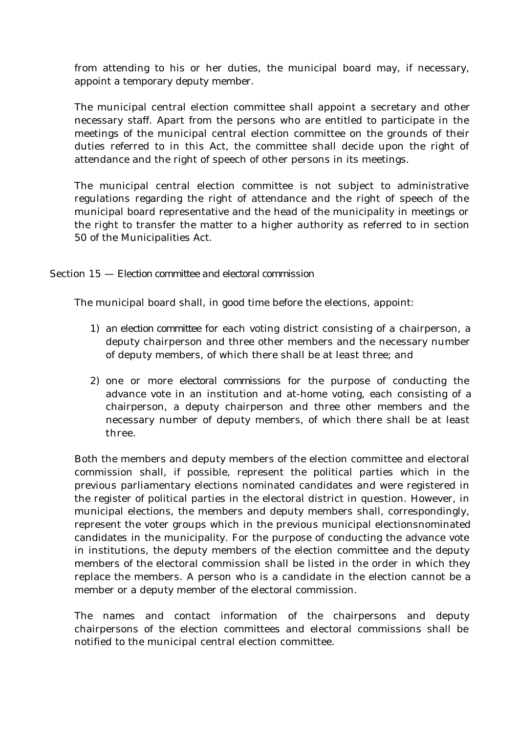from attending to his or her duties, the municipal board may, if necessary, appoint a temporary deputy member.

The municipal central election committee shall appoint a secretary and other necessary staff. Apart from the persons who are entitled to participate in the meetings of the municipal central election committee on the grounds of their duties referred to in this Act, the committee shall decide upon the right of attendance and the right of speech of other persons in its meetings.

The municipal central election committee is not subject to administrative regulations regarding the right of attendance and the right of speech of the municipal board representative and the head of the municipality in meetings or the right to transfer the matter to a higher authority as referred to in section 50 of the Municipalities Act.

## Section 15 — *Election committee and electoral commission*

The municipal board shall, in good time before the elections, appoint:

1) an *election committee* for each voting district consisting of a chairperson, a deputy chairperson and three other members and the necessary number of deputy members, of which there shall be at least three; and

2) one or more *electoral commissions* for the purpose of conducting the advance vote in an institution and at-home voting, each consisting of a chairperson, a deputy chairperson and three other members and the necessary number of deputy members, of which there shall be at least three.

Both the members and deputy members of the election committee and electoral commission shall, if possible, represent the political parties which in the previous parliamentary elections nominated candidates and were registered in the register of political parties in the electoral district in question. However, in municipal elections, the members and deputy members shall, correspondingly, represent the voter groups which in the previous municipal electionsnominated candidates in the municipality. For the purpose of conducting the advance vote in institutions, the deputy members of the election committee and the deputy members of the electoral commission shall be listed in the order in which they replace the members. A person who is a candidate in the election cannot be a member or a deputy member of the electoral commission.

The names and contact information of the chairpersons and deputy chairpersons of the election committees and electoral commissions shall be notified to the municipal central election committee.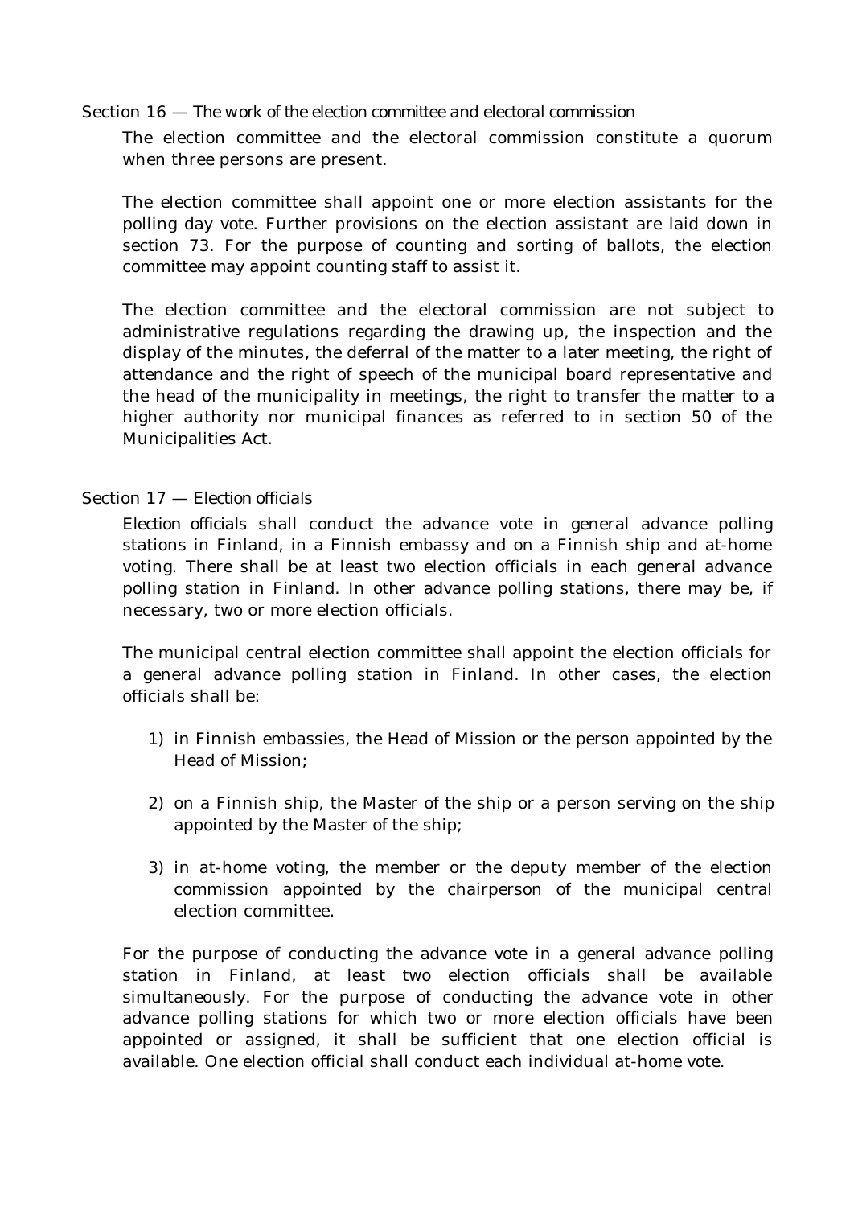### Section 16 — The work of the election committee and electoral commission

The election committee and the electoral commission constitute a quorum when three persons are present.

The election committee shall appoint one or more election assistants for the polling day vote. Further provisions on the election assistant are laid down in section 73. For the purpose of counting and sorting of ballots, the election committee may appoint counting staff to assist it.

The election committee and the electoral commission are not subject to administrative regulations regarding the drawing up, the inspection and the display of the minutes, the deferral of the matter to a later meeting, the right of attendance and the right of speech of the municipal board representative and the head of the municipality in meetings, the right to transfer the matter to a higher authority nor municipal finances as referred to in section 50 of the Municipalities Act.

### Section 17 — Election officials

Election officials shall conduct the advance vote in general advance polling stations in Finland, in a Finnish embassy and on a Finnish ship and at-home voting. There shall be at least two election officials in each general advance polling station in Finland. In other advance polling stations, there may be, if necessary, two or more election officials.

The municipal central election committee shall appoint the election officials for a general advance polling station in Finland. In other cases, the election officials shall be:

1) in Finnish embassies, the Head of Mission or the person appointed by the Head of Mission;

2) on a Finnish ship, the Master of the ship or a person serving on the ship appointed by the Master of the ship;

3) in at-home voting, the member or the deputy member of the election commission appointed by the chairperson of the municipal central election committee.

For the purpose of conducting the advance vote in a general advance polling station in Finland, at least two election officials shall be available simultaneously. For the purpose of conducting the advance vote in other advance polling stations for which two or more election officials have been appointed or assigned, it shall be sufficient that one election official is available. One election official shall conduct each individual at-home vote.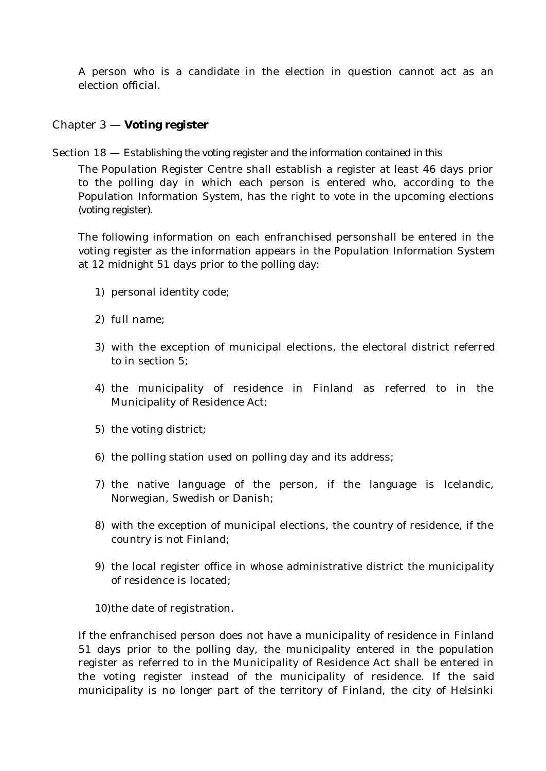A person who is a candidate in the election in question cannot act as an election official.

## Chapter 3 — **Voting register**

### Section 18 — Establishing the voting register and the information contained in this

The Population Register Centre shall establish a register at least 46 days prior to the polling day in which each person is entered who, according to the Population Information System, has the right to vote in the upcoming elections (voting register).

The following information on each enfranchised personshall be entered in the voting register as the information appears in the Population Information System at 12 midnight 51 days prior to the polling day:

1) personal identity code;

2) full name;

3) with the exception of municipal elections, the electoral district referred to in section 5;

4) the municipality of residence in Finland as referred to in the Municipality of Residence Act;

5) the voting district;

6) the polling station used on polling day and its address;

7) the native language of the person, if the language is Icelandic, Norwegian, Swedish or Danish;

8) with the exception of municipal elections, the country of residence, if the country is not Finland;

9) the local register office in whose administrative district the municipality of residence is located;

10) the date of registration.

If the enfranchised person does not have a municipality of residence in Finland 51 days prior to the polling day, the municipality entered in the population register as referred to in the Municipality of Residence Act shall be entered in the voting register instead of the municipality of residence. If the said municipality is no longer part of the territory of Finland, the city of Helsinki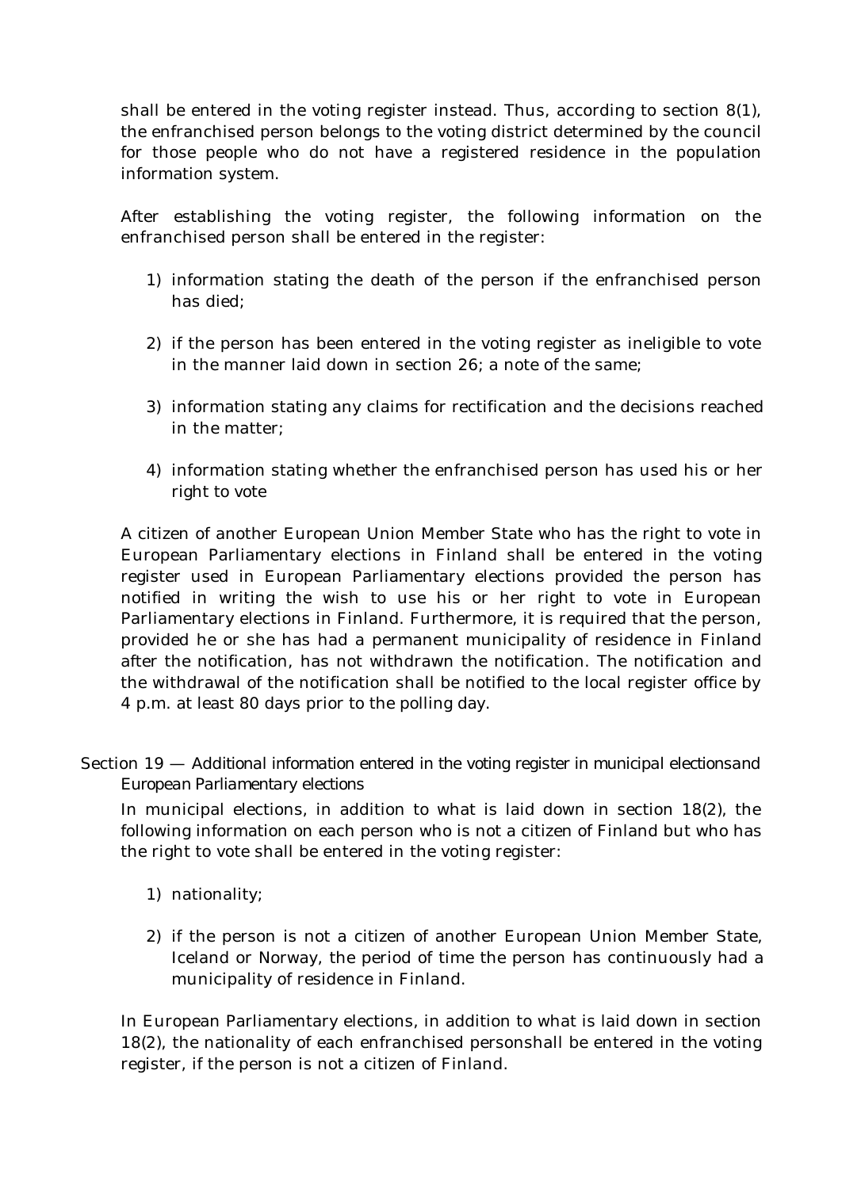shall be entered in the voting register instead. Thus, according to section 8(1), the enfranchised person belongs to the voting district determined by the council for those people who do not have a registered residence in the population information system.

After establishing the voting register, the following information on the enfranchised person shall be entered in the register:

1) information stating the death of the person if the enfranchised person has died;

2) if the person has been entered in the voting register as ineligible to vote in the manner laid down in section 26; a note of the same;

3) information stating any claims for rectification and the decisions reached in the matter;

4) information stating whether the enfranchised person has used his or her right to vote

A citizen of another European Union Member State who has the right to vote in European Parliamentary elections in Finland shall be entered in the voting register used in European Parliamentary elections provided the person has notified in writing the wish to use his or her right to vote in European Parliamentary elections in Finland. Furthermore, it is required that the person, provided he or she has had a permanent municipality of residence in Finland after the notification, has not withdrawn the notification. The notification and the withdrawal of the notification shall be notified to the local register office by 4 p.m. at least 80 days prior to the polling day.

Section 19 — Additional information entered in the voting register in municipal electionsand European Parliamentary elections

In municipal elections, in addition to what is laid down in section 18(2), the following information on each person who is not a citizen of Finland but who has the right to vote shall be entered in the voting register:

1) nationality;

2) if the person is not a citizen of another European Union Member State, Iceland or Norway, the period of time the person has continuously had a municipality of residence in Finland.

In European Parliamentary elections, in addition to what is laid down in section 18(2), the nationality of each enfranchised personshall be entered in the voting register, if the person is not a citizen of Finland.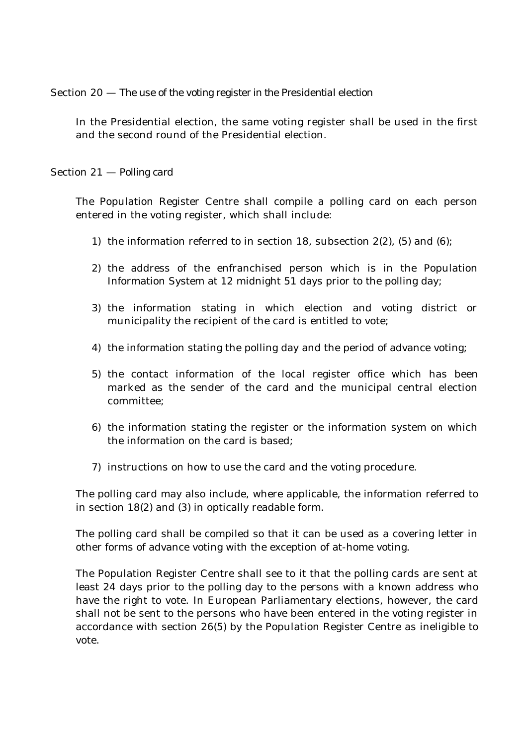## Section 20 — The use of the voting register in the Presidential election

In the Presidential election, the same voting register shall be used in the first and the second round of the Presidential election.

## Section 21 — Polling card

The Population Register Centre shall compile a polling card on each person entered in the voting register, which shall include:

1) the information referred to in section 18, subsection 2(2), (5) and (6);

2) the address of the enfranchised person which is in the Population Information System at 12 midnight 51 days prior to the polling day;

3) the information stating in which election and voting district or municipality the recipient of the card is entitled to vote;

4) the information stating the polling day and the period of advance voting;

5) the contact information of the local register office which has been marked as the sender of the card and the municipal central election committee;

6) the information stating the register or the information system on which the information on the card is based;

7) instructions on how to use the card and the voting procedure.

The polling card may also include, where applicable, the information referred to in section 18(2) and (3) in optically readable form.

The polling card shall be compiled so that it can be used as a covering letter in other forms of advance voting with the exception of at-home voting.

The Population Register Centre shall see to it that the polling cards are sent at least 24 days prior to the polling day to the persons with a known address who have the right to vote. In European Parliamentary elections, however, the card shall not be sent to the persons who have been entered in the voting register in accordance with section 26(5) by the Population Register Centre as ineligible to vote.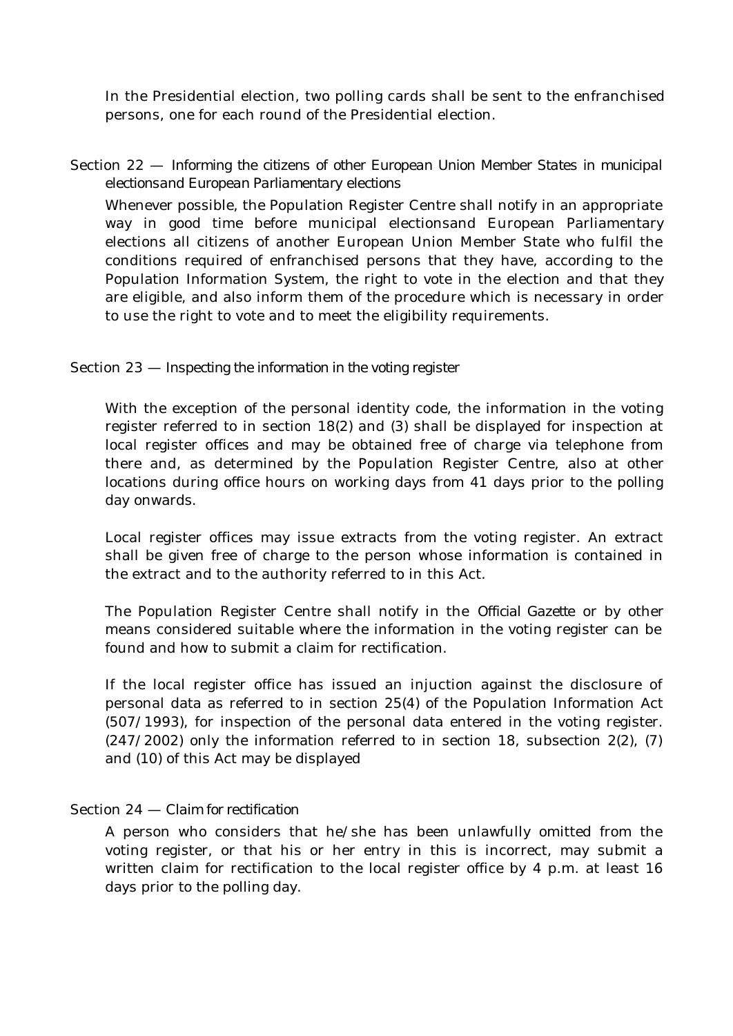In the Presidential election, two polling cards shall be sent to the enfranchised persons, one for each round of the Presidential election.

### Section 22 — *Informing the citizens of other European Union Member States in municipal electionsand European Parliamentary elections*

Whenever possible, the Population Register Centre shall notify in an appropriate way in good time before municipal electionsand European Parliamentary elections all citizens of another European Union Member State who fulfil the conditions required of enfranchised persons that they have, according to the Population Information System, the right to vote in the election and that they are eligible, and also inform them of the procedure which is necessary in order to use the right to vote and to meet the eligibility requirements.

### Section 23 — *Inspecting the information in the voting register*

With the exception of the personal identity code, the information in the voting register referred to in section 18(2) and (3) shall be displayed for inspection at local register offices and may be obtained free of charge via telephone from there and, as determined by the Population Register Centre, also at other locations during office hours on working days from 41 days prior to the polling day onwards.

Local register offices may issue extracts from the voting register. An extract shall be given free of charge to the person whose information is contained in the extract and to the authority referred to in this Act.

The Population Register Centre shall notify in the *Official Gazette* or by other means considered suitable where the information in the voting register can be found and how to submit a claim for rectification.

If the local register office has issued an injuction against the disclosure of personal data as referred to in section 25(4) of the Population Information Act (507/1993), for inspection of the personal data entered in the voting register. (247/2002) only the information referred to in section 18, subsection 2(2), (7) and (10) of this Act may be displayed

### Section 24 — *Claim for rectification*

A person who considers that he/she has been unlawfully omitted from the voting register, or that his or her entry in this is incorrect, may submit a written claim for rectification to the local register office by 4 p.m. at least 16 days prior to the polling day.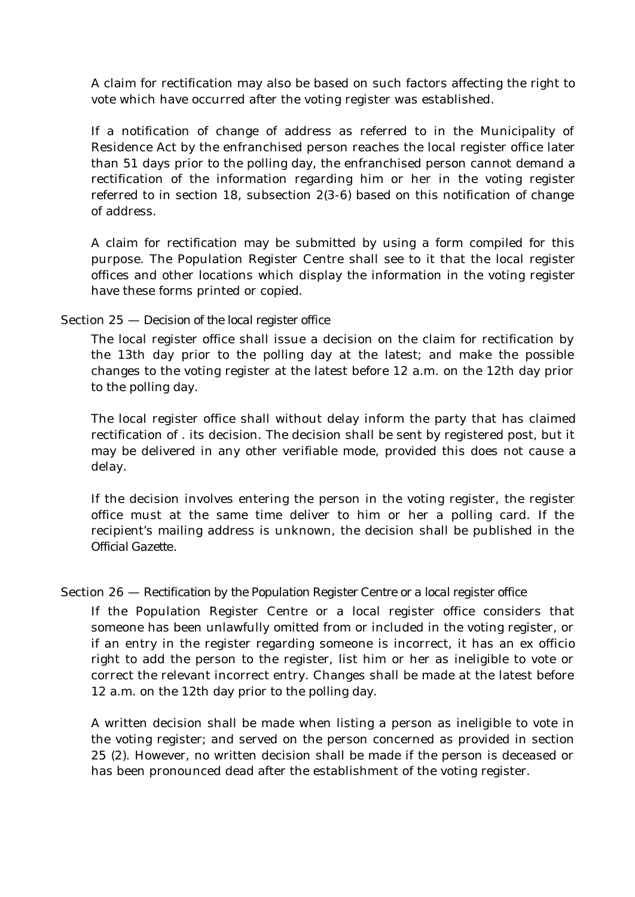A claim for rectification may also be based on such factors affecting the right to vote which have occurred after the voting register was established.

If a notification of change of address as referred to in the Municipality of Residence Act by the enfranchised person reaches the local register office later than 51 days prior to the polling day, the enfranchised person cannot demand a rectification of the information regarding him or her in the voting register referred to in section 18, subsection 2(3-6) based on this notification of change of address.

A claim for rectification may be submitted by using a form compiled for this purpose. The Population Register Centre shall see to it that the local register offices and other locations which display the information in the voting register have these forms printed or copied.

### Section 25 — Decision of the local register office

The local register office shall issue a decision on the claim for rectification by the 13th day prior to the polling day at the latest; and make the possible changes to the voting register at the latest before 12 a.m. on the 12th day prior to the polling day.

The local register office shall without delay inform the party that has claimed rectification of . its decision. The decision shall be sent by registered post, but it may be delivered in any other verifiable mode, provided this does not cause a delay.

If the decision involves entering the person in the voting register, the register office must at the same time deliver to him or her a polling card. If the recipient's mailing address is unknown, the decision shall be published in the Official Gazette.

### Section 26 — Rectification by the Population Register Centre or a local register office

If the Population Register Centre or a local register office considers that someone has been unlawfully omitted from or included in the voting register, or if an entry in the register regarding someone is incorrect, it has an ex officio right to add the person to the register, list him or her as ineligible to vote or correct the relevant incorrect entry. Changes shall be made at the latest before 12 a.m. on the 12th day prior to the polling day.

A written decision shall be made when listing a person as ineligible to vote in the voting register; and served on the person concerned as provided in section 25 (2). However, no written decision shall be made if the person is deceased or has been pronounced dead after the establishment of the voting register.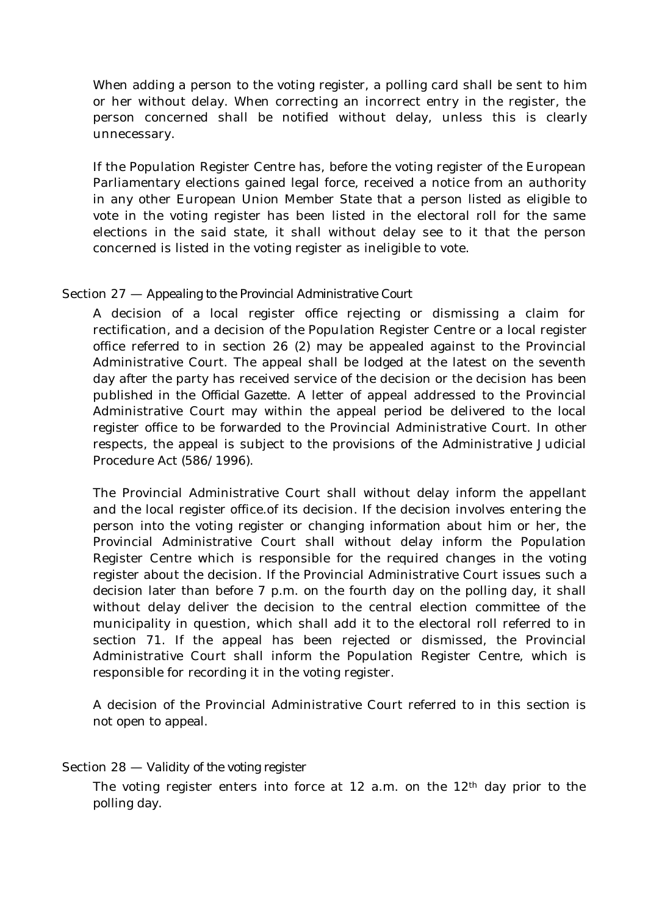When adding a person to the voting register, a polling card shall be sent to him or her without delay. When correcting an incorrect entry in the register, the person concerned shall be notified without delay, unless this is clearly unnecessary.

If the Population Register Centre has, before the voting register of the European Parliamentary elections gained legal force, received a notice from an authority in any other European Union Member State that a person listed as eligible to vote in the voting register has been listed in the electoral roll for the same elections in the said state, it shall without delay see to it that the person concerned is listed in the voting register as ineligible to vote.

### Section 27 — Appealing to the Provincial Administrative Court

A decision of a local register office rejecting or dismissing a claim for rectification, and a decision of the Population Register Centre or a local register office referred to in section 26 (2) may be appealed against to the Provincial Administrative Court. The appeal shall be lodged at the latest on the seventh day after the party has received service of the decision or the decision has been published in the *Official Gazette*. A letter of appeal addressed to the Provincial Administrative Court may within the appeal period be delivered to the local register office to be forwarded to the Provincial Administrative Court. In other respects, the appeal is subject to the provisions of the Administrative Judicial Procedure Act (586/1996).

The Provincial Administrative Court shall without delay inform the appellant and the local register office.of its decision. If the decision involves entering the person into the voting register or changing information about him or her, the Provincial Administrative Court shall without delay inform the Population Register Centre which is responsible for the required changes in the voting register about the decision. If the Provincial Administrative Court issues such a decision later than before 7 p.m. on the fourth day on the polling day, it shall without delay deliver the decision to the central election committee of the municipality in question, which shall add it to the electoral roll referred to in section 71. If the appeal has been rejected or dismissed, the Provincial Administrative Court shall inform the Population Register Centre, which is responsible for recording it in the voting register.

A decision of the Provincial Administrative Court referred to in this section is not open to appeal.

### Section 28 — Validity of the voting register

The voting register enters into force at 12 a.m. on the 12th day prior to the polling day.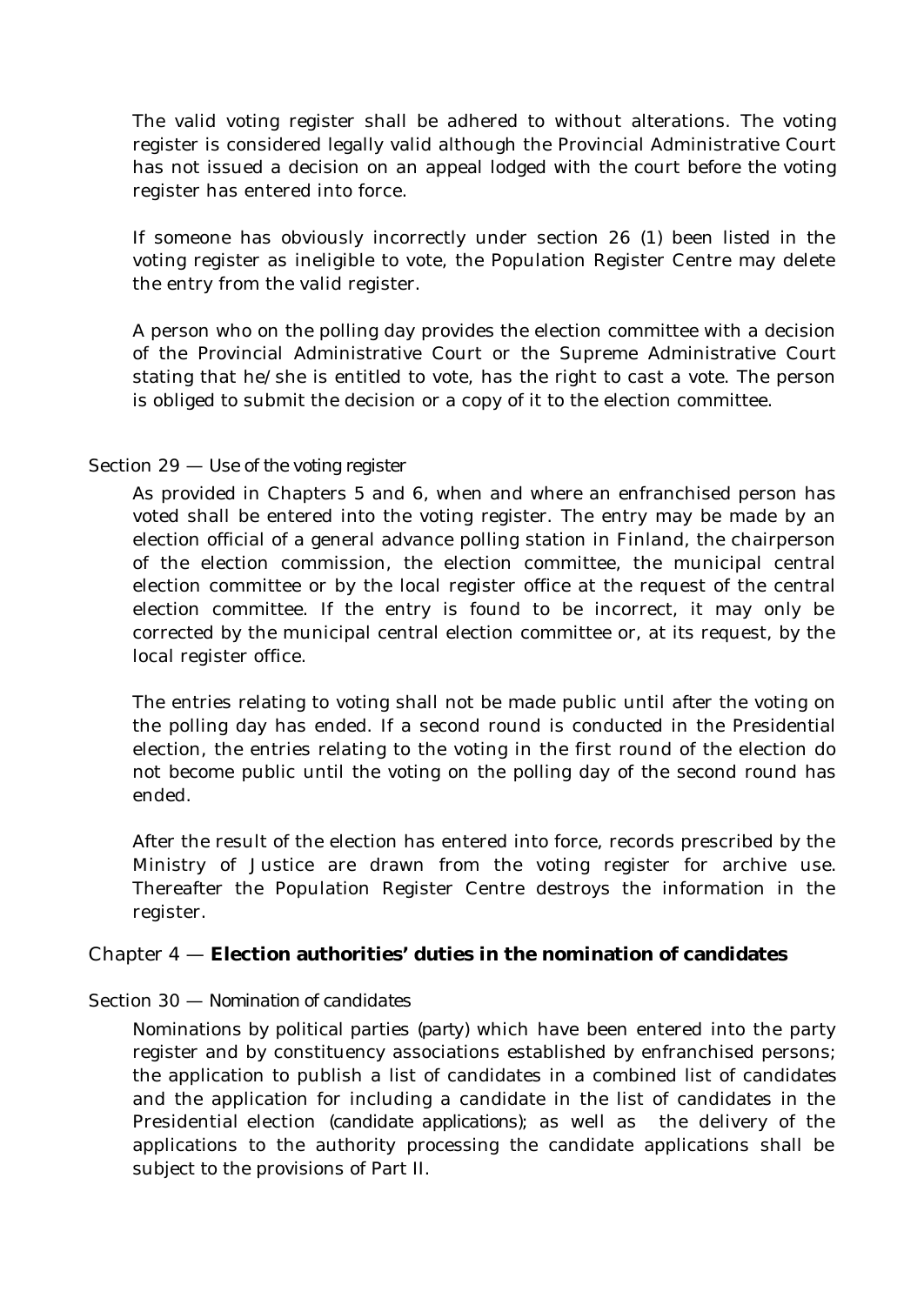The valid voting register shall be adhered to without alterations. The voting register is considered legally valid although the Provincial Administrative Court has not issued a decision on an appeal lodged with the court before the voting register has entered into force.

If someone has obviously incorrectly under section 26 (1) been listed in the voting register as ineligible to vote, the Population Register Centre may delete the entry from the valid register.

A person who on the polling day provides the election committee with a decision of the Provincial Administrative Court or the Supreme Administrative Court stating that he/she is entitled to vote, has the right to cast a vote. The person is obliged to submit the decision or a copy of it to the election committee.

### Section 29 — *Use of the voting register*

As provided in Chapters 5 and 6, when and where an enfranchised person has voted shall be entered into the voting register. The entry may be made by an election official of a general advance polling station in Finland, the chairperson of the election commission, the election committee, the municipal central election committee or by the local register office at the request of the central election committee. If the entry is found to be incorrect, it may only be corrected by the municipal central election committee or, at its request, by the local register office.

The entries relating to voting shall not be made public until after the voting on the polling day has ended. If a second round is conducted in the Presidential election, the entries relating to the voting in the first round of the election do not become public until the voting on the polling day of the second round has ended.

After the result of the election has entered into force, records prescribed by the Ministry of Justice are drawn from the voting register for archive use. Thereafter the Population Register Centre destroys the information in the register.

## Chapter 4 — **Election authorities' duties in the nomination of candidates**

### Section 30 — *Nomination of candidates*

Nominations by political parties (*party*) which have been entered into the party register and by constituency associations established by enfranchised persons; the application to publish a list of candidates in a combined list of candidates and the application for including a candidate in the list of candidates in the Presidential election (*candidate applications*); as well as the delivery of the applications to the authority processing the candidate applications shall be subject to the provisions of Part II.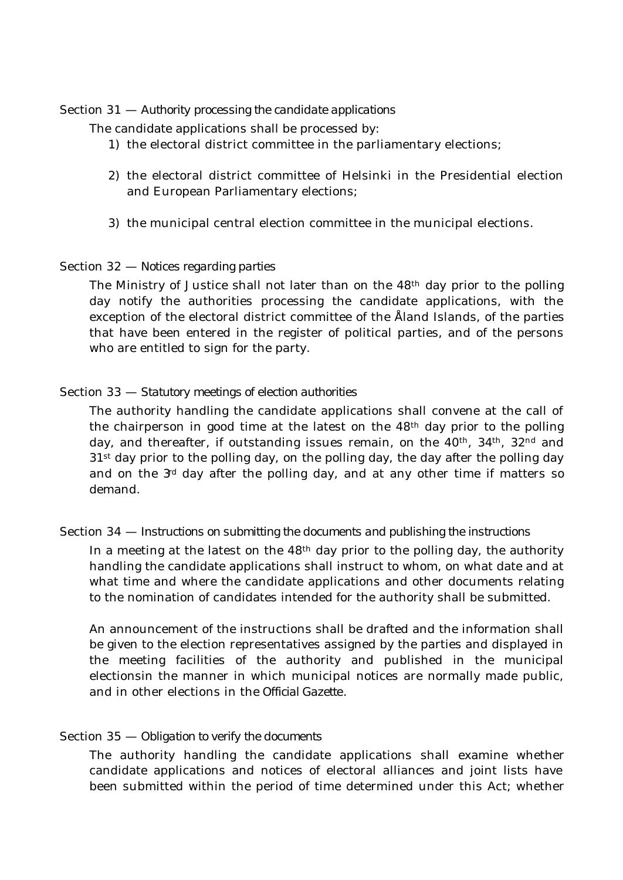Section 31 — *Authority processing the candidate applications*

The candidate applications shall be processed by:

1) the electoral district committee in the parliamentary elections;

2) the electoral district committee of Helsinki in the Presidential election and European Parliamentary elections;

3) the municipal central election committee in the municipal elections.

Section 32 — *Notices regarding parties*

The Ministry of Justice shall not later than on the 48th day prior to the polling day notify the authorities processing the candidate applications, with the exception of the electoral district committee of the Åland Islands, of the parties that have been entered in the register of political parties, and of the persons who are entitled to sign for the party.

Section 33 — *Statutory meetings of election authorities*

The authority handling the candidate applications shall convene at the call of the chairperson in good time at the latest on the 48th day prior to the polling day, and thereafter, if outstanding issues remain, on the 40th, 34th, 32nd and 31st day prior to the polling day, on the polling day, the day after the polling day and on the 3rd day after the polling day, and at any other time if matters so demand.

Section 34 — *Instructions on submitting the documents and publishing the instructions*

In a meeting at the latest on the 48th day prior to the polling day, the authority handling the candidate applications shall instruct to whom, on what date and at what time and where the candidate applications and other documents relating to the nomination of candidates intended for the authority shall be submitted.

An announcement of the instructions shall be drafted and the information shall be given to the election representatives assigned by the parties and displayed in the meeting facilities of the authority and published in the municipal electionsin the manner in which municipal notices are normally made public, and in other elections in the *Official Gazette*.

Section 35 — *Obligation to verify the documents*

The authority handling the candidate applications shall examine whether candidate applications and notices of electoral alliances and joint lists have been submitted within the period of time determined under this Act; whether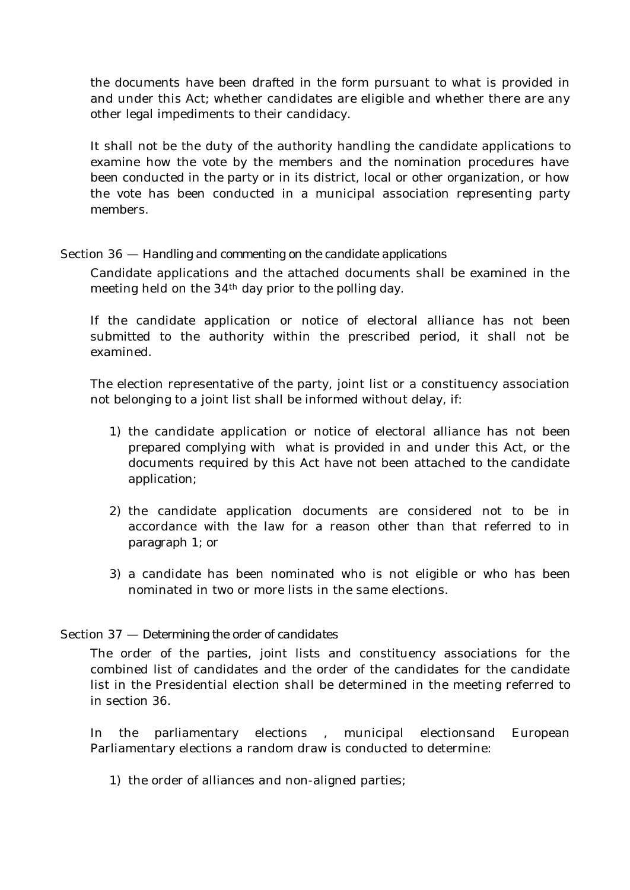the documents have been drafted in the form pursuant to what is provided in and under this Act; whether candidates are eligible and whether there are any other legal impediments to their candidacy.

It shall not be the duty of the authority handling the candidate applications to examine how the vote by the members and the nomination procedures have been conducted in the party or in its district, local or other organization, or how the vote has been conducted in a municipal association representing party members.

Section 36 — *Handling and commenting on the candidate applications*

Candidate applications and the attached documents shall be examined in the meeting held on the 34th day prior to the polling day.

If the candidate application or notice of electoral alliance has not been submitted to the authority within the prescribed period, it shall not be examined.

The election representative of the party, joint list or a constituency association not belonging to a joint list shall be informed without delay, if:

1) the candidate application or notice of electoral alliance has not been prepared complying with what is provided in and under this Act, or the documents required by this Act have not been attached to the candidate application;

2) the candidate application documents are considered not to be in accordance with the law for a reason other than that referred to in paragraph 1; or

3) a candidate has been nominated who is not eligible or who has been nominated in two or more lists in the same elections.

Section 37 — *Determining the order of candidates*

The order of the parties, joint lists and constituency associations for the combined list of candidates and the order of the candidates for the candidate list in the Presidential election shall be determined in the meeting referred to in section 36.

In the parliamentary elections , municipal electionsand European Parliamentary elections a random draw is conducted to determine:

1) the order of alliances and non-aligned parties;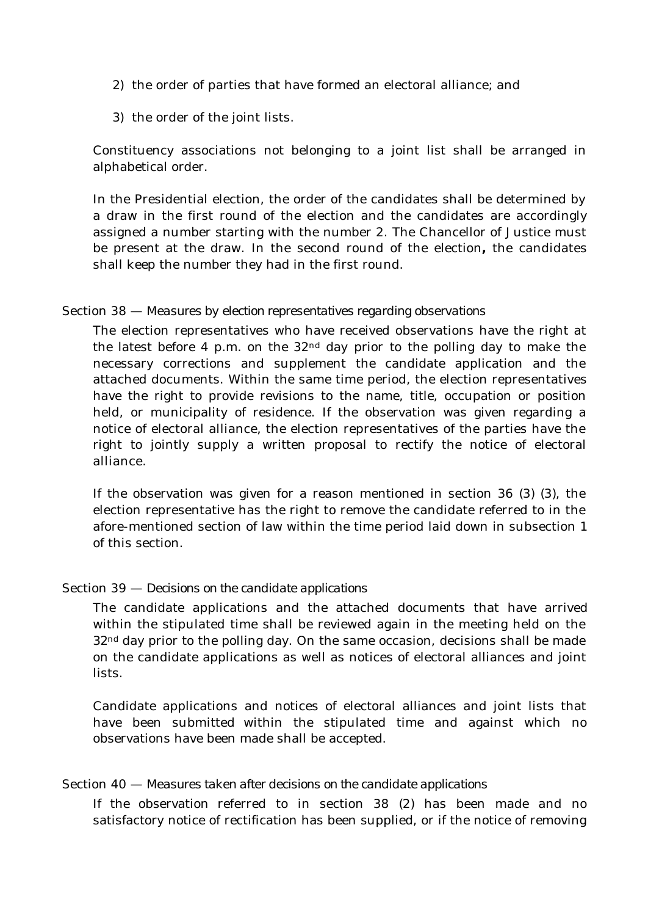2) the order of parties that have formed an electoral alliance; and

3) the order of the joint lists.

Constituency associations not belonging to a joint list shall be arranged in alphabetical order.

In the Presidential election, the order of the candidates shall be determined by a draw in the first round of the election and the candidates are accordingly assigned a number starting with the number 2. The Chancellor of Justice must be present at the draw. In the second round of the election**,** the candidates shall keep the number they had in the first round.

### Section 38 — Measures by election representatives regarding observations

The election representatives who have received observations have the right at the latest before 4 p.m. on the 32nd day prior to the polling day to make the necessary corrections and supplement the candidate application and the attached documents. Within the same time period, the election representatives have the right to provide revisions to the name, title, occupation or position held, or municipality of residence. If the observation was given regarding a notice of electoral alliance, the election representatives of the parties have the right to jointly supply a written proposal to rectify the notice of electoral alliance.

If the observation was given for a reason mentioned in section 36 (3) (3), the election representative has the right to remove the candidate referred to in the afore-mentioned section of law within the time period laid down in subsection 1 of this section.

### Section 39 — Decisions on the candidate applications

The candidate applications and the attached documents that have arrived within the stipulated time shall be reviewed again in the meeting held on the 32nd day prior to the polling day. On the same occasion, decisions shall be made on the candidate applications as well as notices of electoral alliances and joint lists.

Candidate applications and notices of electoral alliances and joint lists that have been submitted within the stipulated time and against which no observations have been made shall be accepted.

### Section 40 — Measures taken after decisions on the candidate applications

If the observation referred to in section 38 (2) has been made and no satisfactory notice of rectification has been supplied, or if the notice of removing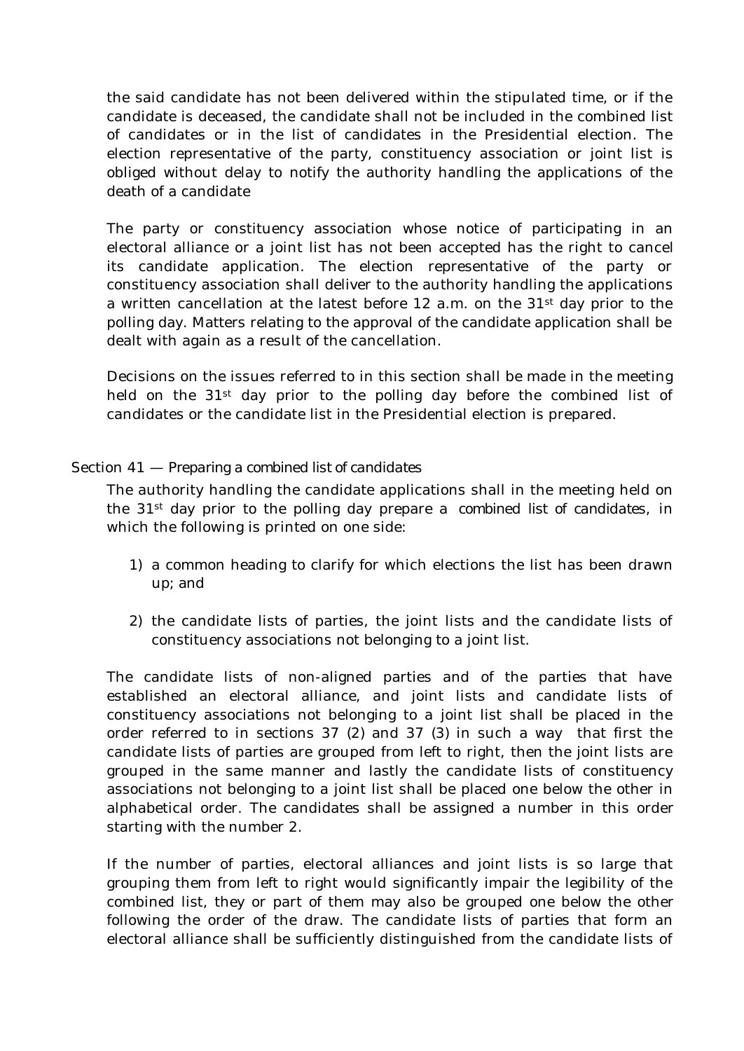the said candidate has not been delivered within the stipulated time, or if the candidate is deceased, the candidate shall not be included in the combined list of candidates or in the list of candidates in the Presidential election. The election representative of the party, constituency association or joint list is obliged without delay to notify the authority handling the applications of the death of a candidate

The party or constituency association whose notice of participating in an electoral alliance or a joint list has not been accepted has the right to cancel its candidate application. The election representative of the party or constituency association shall deliver to the authority handling the applications a written cancellation at the latest before 12 a.m. on the 31st day prior to the polling day. Matters relating to the approval of the candidate application shall be dealt with again as a result of the cancellation.

Decisions on the issues referred to in this section shall be made in the meeting held on the 31st day prior to the polling day before the combined list of candidates or the candidate list in the Presidential election is prepared.

## Section 41 — Preparing a combined list of candidates

The authority handling the candidate applications shall in the meeting held on the 31st day prior to the polling day prepare a *combined list of candidates*, in which the following is printed on one side:

1) a common heading to clarify for which elections the list has been drawn up; and

2) the candidate lists of parties, the joint lists and the candidate lists of constituency associations not belonging to a joint list.

The candidate lists of non-aligned parties and of the parties that have established an electoral alliance, and joint lists and candidate lists of constituency associations not belonging to a joint list shall be placed in the order referred to in sections 37 (2) and 37 (3) in such a way that first the candidate lists of parties are grouped from left to right, then the joint lists are grouped in the same manner and lastly the candidate lists of constituency associations not belonging to a joint list shall be placed one below the other in alphabetical order. The candidates shall be assigned a number in this order starting with the number 2.

If the number of parties, electoral alliances and joint lists is so large that grouping them from left to right would significantly impair the legibility of the combined list, they or part of them may also be grouped one below the other following the order of the draw. The candidate lists of parties that form an electoral alliance shall be sufficiently distinguished from the candidate lists of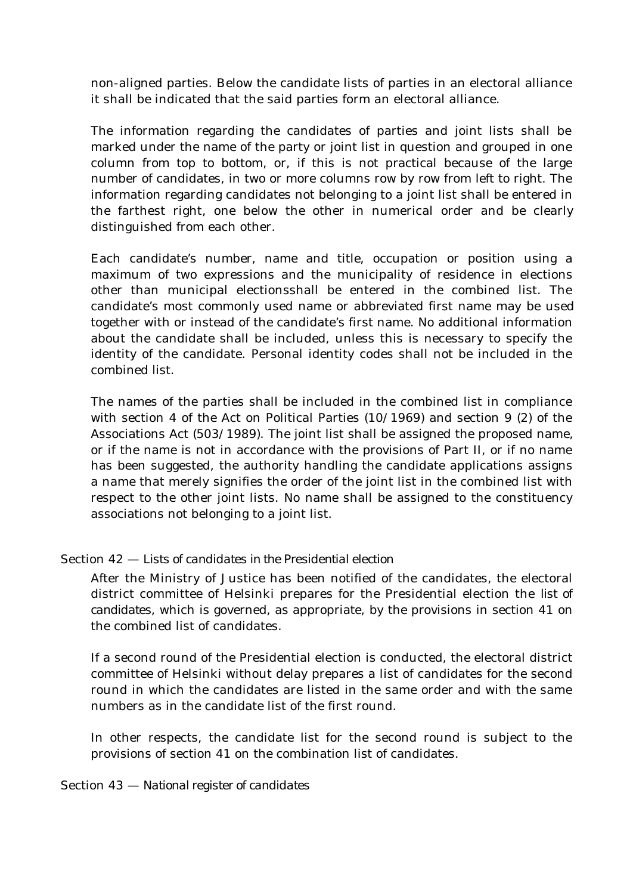non-aligned parties. Below the candidate lists of parties in an electoral alliance it shall be indicated that the said parties form an electoral alliance.

The information regarding the candidates of parties and joint lists shall be marked under the name of the party or joint list in question and grouped in one column from top to bottom, or, if this is not practical because of the large number of candidates, in two or more columns row by row from left to right. The information regarding candidates not belonging to a joint list shall be entered in the farthest right, one below the other in numerical order and be clearly distinguished from each other.

Each candidate's number, name and title, occupation or position using a maximum of two expressions and the municipality of residence in elections other than municipal electionsshall be entered in the combined list. The candidate's most commonly used name or abbreviated first name may be used together with or instead of the candidate's first name. No additional information about the candidate shall be included, unless this is necessary to specify the identity of the candidate. Personal identity codes shall not be included in the combined list.

The names of the parties shall be included in the combined list in compliance with section 4 of the Act on Political Parties (10/1969) and section 9 (2) of the Associations Act (503/1989). The joint list shall be assigned the proposed name, or if the name is not in accordance with the provisions of Part II, or if no name has been suggested, the authority handling the candidate applications assigns a name that merely signifies the order of the joint list in the combined list with respect to the other joint lists. No name shall be assigned to the constituency associations not belonging to a joint list.

### Section 42 — *Lists of candidates in the Presidential election*

After the Ministry of Justice has been notified of the candidates, the electoral district committee of Helsinki prepares for the Presidential election the list of candidates, which is governed, as appropriate, by the provisions in section 41 on the combined list of candidates.

If a second round of the Presidential election is conducted, the electoral district committee of Helsinki without delay prepares a list of candidates for the second round in which the candidates are listed in the same order and with the same numbers as in the candidate list of the first round.

In other respects, the candidate list for the second round is subject to the provisions of section 41 on the combination list of candidates.

### Section 43 — *National register of candidates*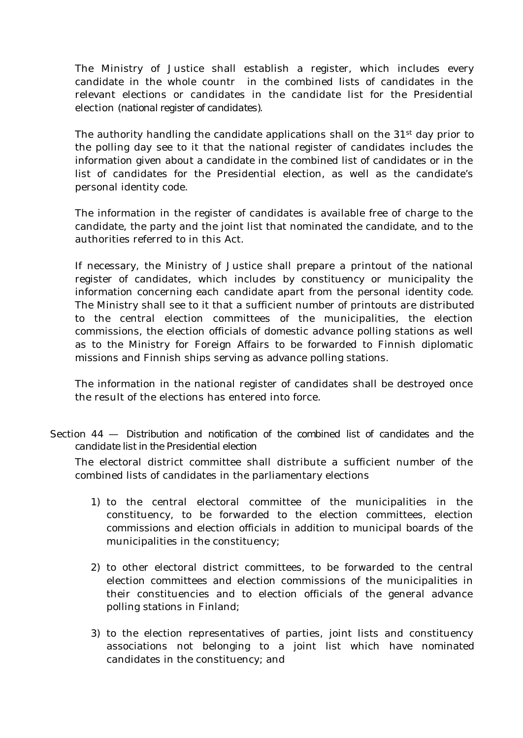The Ministry of Justice shall establish a register, which includes every candidate in the whole countr in the combined lists of candidates in the relevant elections or candidates in the candidate list for the Presidential election (national register of candidates).

The authority handling the candidate applications shall on the 31st day prior to the polling day see to it that the national register of candidates includes the information given about a candidate in the combined list of candidates or in the list of candidates for the Presidential election, as well as the candidate's personal identity code.

The information in the register of candidates is available free of charge to the candidate, the party and the joint list that nominated the candidate, and to the authorities referred to in this Act.

If necessary, the Ministry of Justice shall prepare a printout of the national register of candidates, which includes by constituency or municipality the information concerning each candidate apart from the personal identity code. The Ministry shall see to it that a sufficient number of printouts are distributed to the central election committees of the municipalities, the election commissions, the election officials of domestic advance polling stations as well as to the Ministry for Foreign Affairs to be forwarded to Finnish diplomatic missions and Finnish ships serving as advance polling stations.

The information in the national register of candidates shall be destroyed once the result of the elections has entered into force.

Section 44 — *Distribution and notification of the combined list of candidates and the candidate list in the Presidential election*

The electoral district committee shall distribute a sufficient number of the combined lists of candidates in the parliamentary elections

1) to the central electoral committee of the municipalities in the constituency, to be forwarded to the election committees, election commissions and election officials in addition to municipal boards of the municipalities in the constituency;

2) to other electoral district committees, to be forwarded to the central election committees and election commissions of the municipalities in their constituencies and to election officials of the general advance polling stations in Finland;

3) to the election representatives of parties, joint lists and constituency associations not belonging to a joint list which have nominated candidates in the constituency; and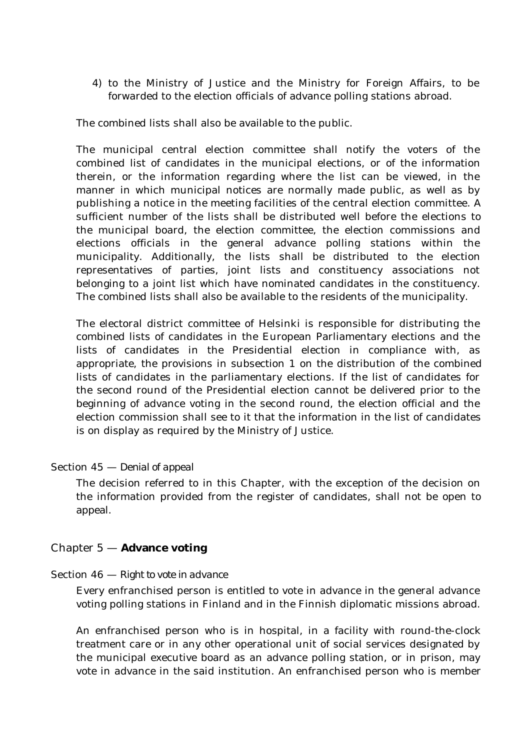4) to the Ministry of Justice and the Ministry for Foreign Affairs, to be forwarded to the election officials of advance polling stations abroad.

The combined lists shall also be available to the public.

The municipal central election committee shall notify the voters of the combined list of candidates in the municipal elections, or of the information therein, or the information regarding where the list can be viewed, in the manner in which municipal notices are normally made public, as well as by publishing a notice in the meeting facilities of the central election committee. A sufficient number of the lists shall be distributed well before the elections to the municipal board, the election committee, the election commissions and elections officials in the general advance polling stations within the municipality. Additionally, the lists shall be distributed to the election representatives of parties, joint lists and constituency associations not belonging to a joint list which have nominated candidates in the constituency. The combined lists shall also be available to the residents of the municipality.

The electoral district committee of Helsinki is responsible for distributing the combined lists of candidates in the European Parliamentary elections and the lists of candidates in the Presidential election in compliance with, as appropriate, the provisions in subsection 1 on the distribution of the combined lists of candidates in the parliamentary elections. If the list of candidates for the second round of the Presidential election cannot be delivered prior to the beginning of advance voting in the second round, the election official and the election commission shall see to it that the information in the list of candidates is on display as required by the Ministry of Justice.

### Section 45 — *Denial of appeal*

The decision referred to in this Chapter, with the exception of the decision on the information provided from the register of candidates, shall not be open to appeal.

## Chapter 5 — **Advance voting**

### Section 46 — *Right to vote in advance*

Every enfranchised person is entitled to vote in advance in the general advance voting polling stations in Finland and in the Finnish diplomatic missions abroad.

An enfranchised person who is in hospital, in a facility with round-the-clock treatment care or in any other operational unit of social services designated by the municipal executive board as an advance polling station, or in prison, may vote in advance in the said institution. An enfranchised person who is member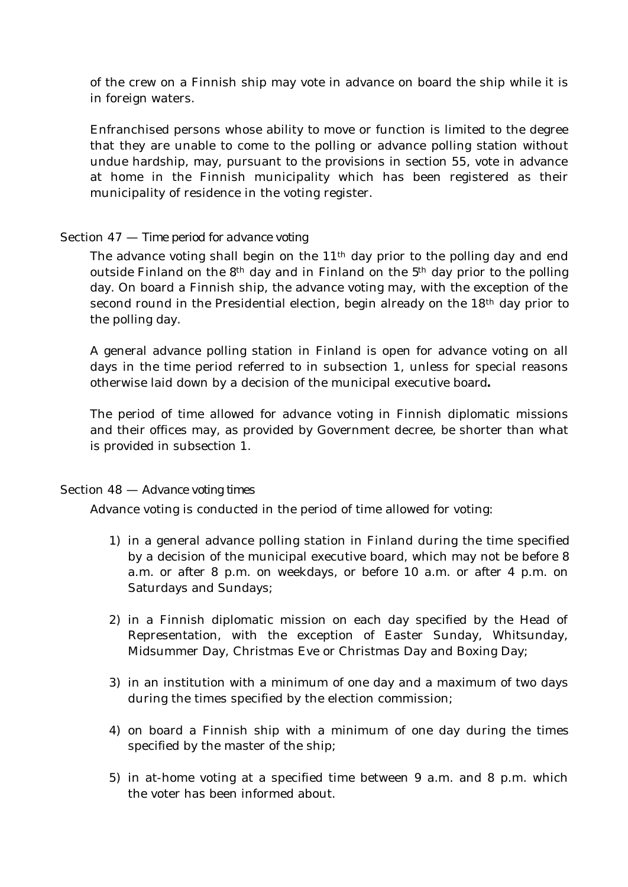of the crew on a Finnish ship may vote in advance on board the ship while it is in foreign waters.

Enfranchised persons whose ability to move or function is limited to the degree that they are unable to come to the polling or advance polling station without undue hardship, may, pursuant to the provisions in section 55, vote in advance at home in the Finnish municipality which has been registered as their municipality of residence in the voting register.

### Section 47 — Time period for advance voting

The advance voting shall begin on the 11th day prior to the polling day and end outside Finland on the 8th day and in Finland on the 5th day prior to the polling day. On board a Finnish ship, the advance voting may, with the exception of the second round in the Presidential election, begin already on the 18th day prior to the polling day.

A general advance polling station in Finland is open for advance voting on all days in the time period referred to in subsection 1, unless for special reasons otherwise laid down by a decision of the municipal executive board**.**

The period of time allowed for advance voting in Finnish diplomatic missions and their offices may, as provided by Government decree, be shorter than what is provided in subsection 1.

### Section 48 — Advance voting times

Advance voting is conducted in the period of time allowed for voting:

1) in a general advance polling station in Finland during the time specified by a decision of the municipal executive board, which may not be before 8 a.m. or after 8 p.m. on weekdays, or before 10 a.m. or after 4 p.m. on Saturdays and Sundays;

2) in a Finnish diplomatic mission on each day specified by the Head of Representation, with the exception of Easter Sunday, Whitsunday, Midsummer Day, Christmas Eve or Christmas Day and Boxing Day;

3) in an institution with a minimum of one day and a maximum of two days during the times specified by the election commission;

4) on board a Finnish ship with a minimum of one day during the times specified by the master of the ship;

5) in at-home voting at a specified time between 9 a.m. and 8 p.m. which the voter has been informed about.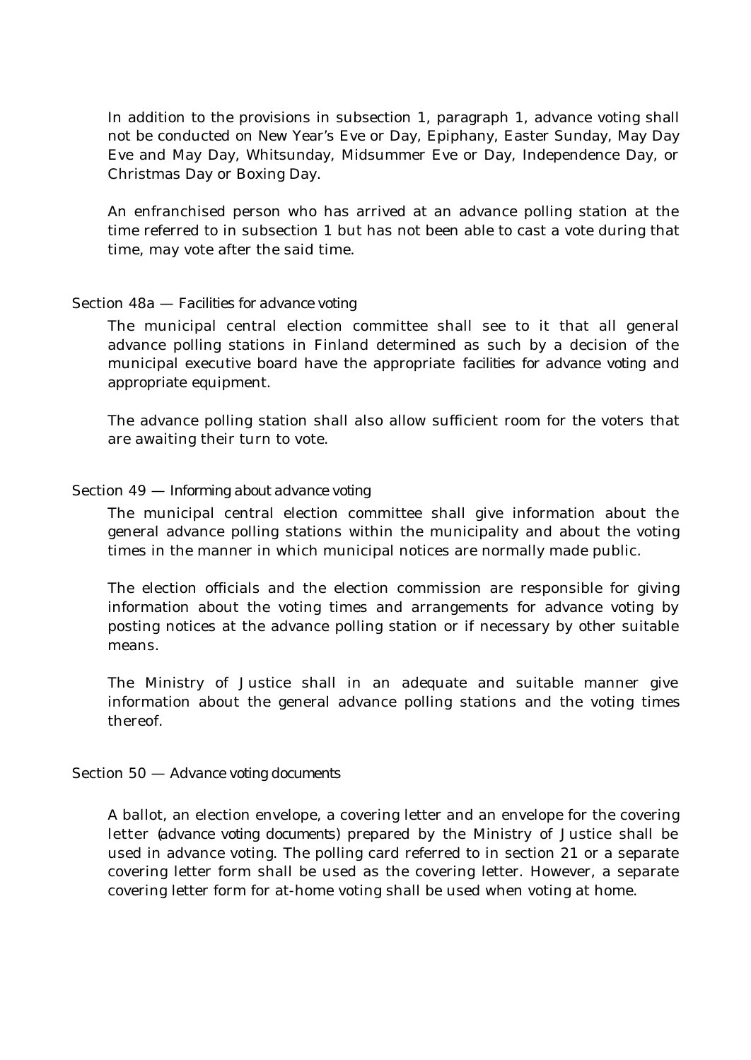In addition to the provisions in subsection 1, paragraph 1, advance voting shall not be conducted on New Year's Eve or Day, Epiphany, Easter Sunday, May Day Eve and May Day, Whitsunday, Midsummer Eve or Day, Independence Day, or Christmas Day or Boxing Day.

An enfranchised person who has arrived at an advance polling station at the time referred to in subsection 1 but has not been able to cast a vote during that time, may vote after the said time.

### Section 48a — Facilities for advance voting

The municipal central election committee shall see to it that all general advance polling stations in Finland determined as such by a decision of the municipal executive board have the appropriate facilities for advance voting and appropriate equipment.

The advance polling station shall also allow sufficient room for the voters that are awaiting their turn to vote.

### Section 49 — Informing about advance voting

The municipal central election committee shall give information about the general advance polling stations within the municipality and about the voting times in the manner in which municipal notices are normally made public.

The election officials and the election commission are responsible for giving information about the voting times and arrangements for advance voting by posting notices at the advance polling station or if necessary by other suitable means.

The Ministry of Justice shall in an adequate and suitable manner give information about the general advance polling stations and the voting times thereof.

### Section 50 — Advance voting documents

A ballot, an election envelope, a covering letter and an envelope for the covering letter (advance voting documents) prepared by the Ministry of Justice shall be used in advance voting. The polling card referred to in section 21 or a separate covering letter form shall be used as the covering letter. However, a separate covering letter form for at-home voting shall be used when voting at home.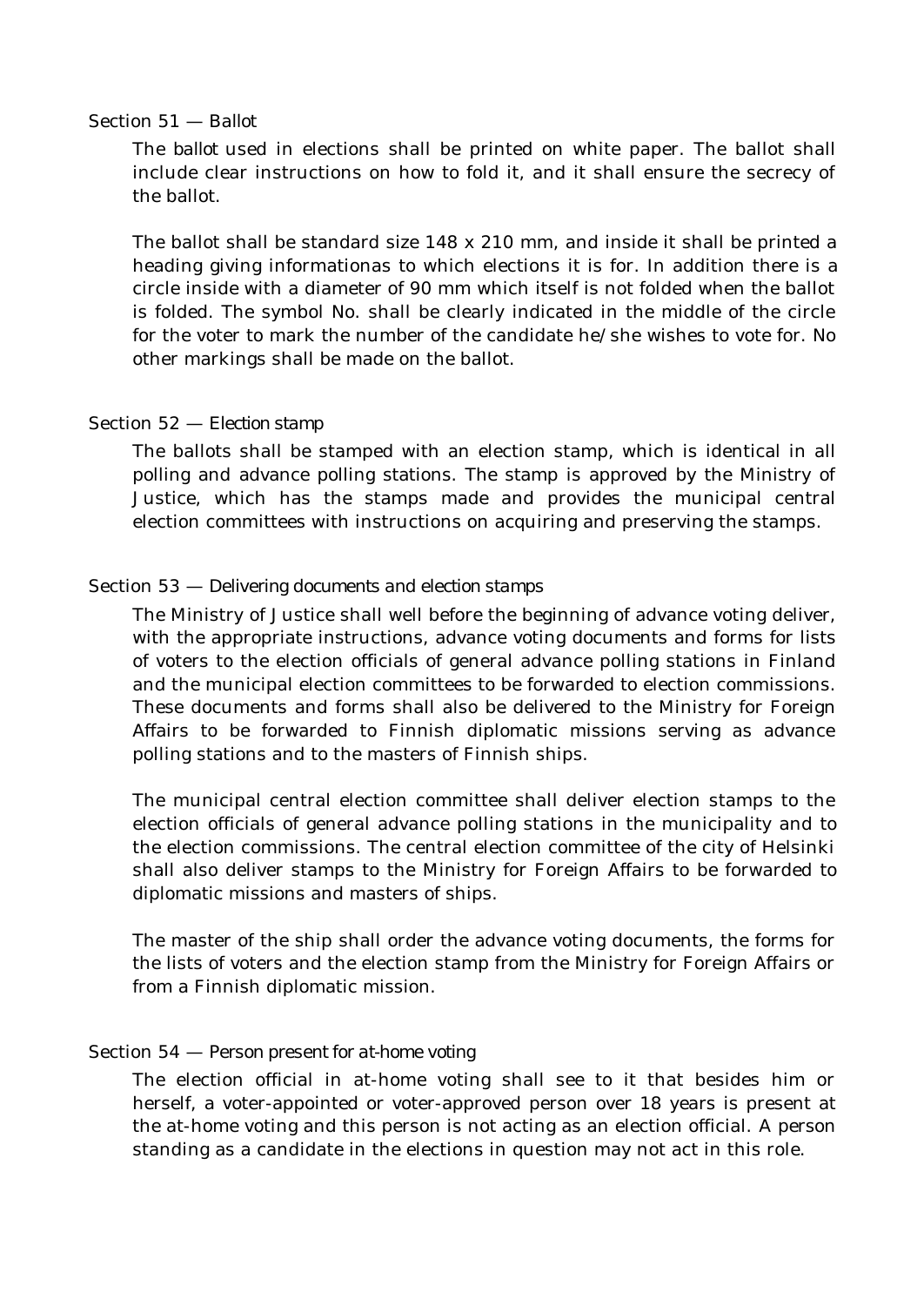### Section 51 — Ballot

The ballot used in elections shall be printed on white paper. The ballot shall include clear instructions on how to fold it, and it shall ensure the secrecy of the ballot.

The ballot shall be standard size 148 x 210 mm, and inside it shall be printed a heading giving informationas to which elections it is for. In addition there is a circle inside with a diameter of 90 mm which itself is not folded when the ballot is folded. The symbol No. shall be clearly indicated in the middle of the circle for the voter to mark the number of the candidate he/she wishes to vote for. No other markings shall be made on the ballot.

### Section 52 — Election stamp

The ballots shall be stamped with an election stamp, which is identical in all polling and advance polling stations. The stamp is approved by the Ministry of Justice, which has the stamps made and provides the municipal central election committees with instructions on acquiring and preserving the stamps.

### Section 53 — Delivering documents and election stamps

The Ministry of Justice shall well before the beginning of advance voting deliver, with the appropriate instructions, advance voting documents and forms for lists of voters to the election officials of general advance polling stations in Finland and the municipal election committees to be forwarded to election commissions. These documents and forms shall also be delivered to the Ministry for Foreign Affairs to be forwarded to Finnish diplomatic missions serving as advance polling stations and to the masters of Finnish ships.

The municipal central election committee shall deliver election stamps to the election officials of general advance polling stations in the municipality and to the election commissions. The central election committee of the city of Helsinki shall also deliver stamps to the Ministry for Foreign Affairs to be forwarded to diplomatic missions and masters of ships.

The master of the ship shall order the advance voting documents, the forms for the lists of voters and the election stamp from the Ministry for Foreign Affairs or from a Finnish diplomatic mission.

### Section 54 — Person present for at-home voting

The election official in at-home voting shall see to it that besides him or herself, a voter-appointed or voter-approved person over 18 years is present at the at-home voting and this person is not acting as an election official. A person standing as a candidate in the elections in question may not act in this role.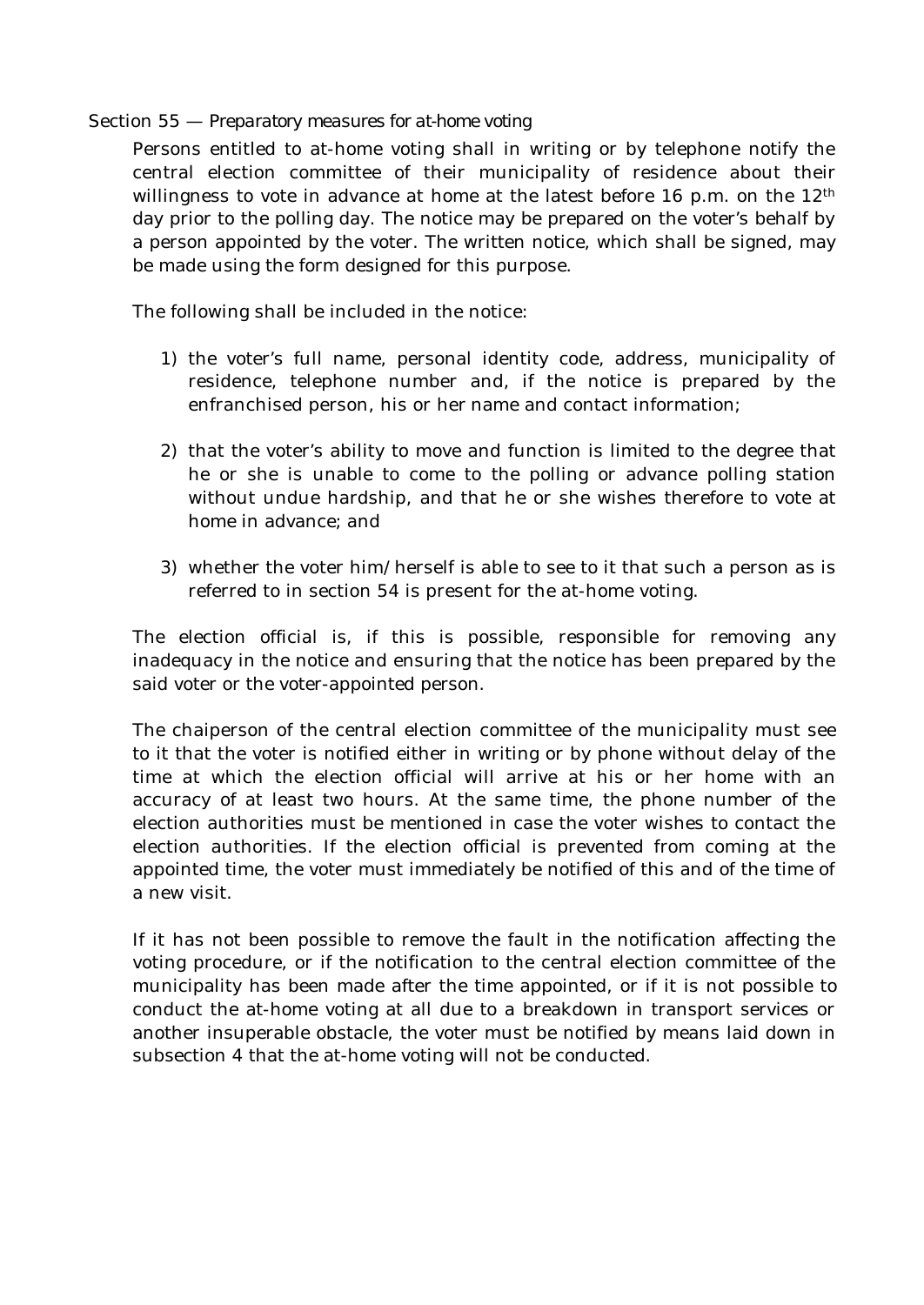Section 55 — Preparatory measures for at-home voting

Persons entitled to at-home voting shall in writing or by telephone notify the central election committee of their municipality of residence about their willingness to vote in advance at home at the latest before 16 p.m. on the 12th day prior to the polling day. The notice may be prepared on the voter's behalf by a person appointed by the voter. The written notice, which shall be signed, may be made using the form designed for this purpose.

The following shall be included in the notice:

1) the voter's full name, personal identity code, address, municipality of residence, telephone number and, if the notice is prepared by the enfranchised person, his or her name and contact information;

2) that the voter's ability to move and function is limited to the degree that he or she is unable to come to the polling or advance polling station without undue hardship, and that he or she wishes therefore to vote at home in advance; and

3) whether the voter him/herself is able to see to it that such a person as is referred to in section 54 is present for the at-home voting.

The election official is, if this is possible, responsible for removing any inadequacy in the notice and ensuring that the notice has been prepared by the said voter or the voter-appointed person.

The chaiperson of the central election committee of the municipality must see to it that the voter is notified either in writing or by phone without delay of the time at which the election official will arrive at his or her home with an accuracy of at least two hours. At the same time, the phone number of the election authorities must be mentioned in case the voter wishes to contact the election authorities. If the election official is prevented from coming at the appointed time, the voter must immediately be notified of this and of the time of a new visit.

If it has not been possible to remove the fault in the notification affecting the voting procedure, or if the notification to the central election committee of the municipality has been made after the time appointed, or if it is not possible to conduct the at-home voting at all due to a breakdown in transport services or another insuperable obstacle, the voter must be notified by means laid down in subsection 4 that the at-home voting will not be conducted.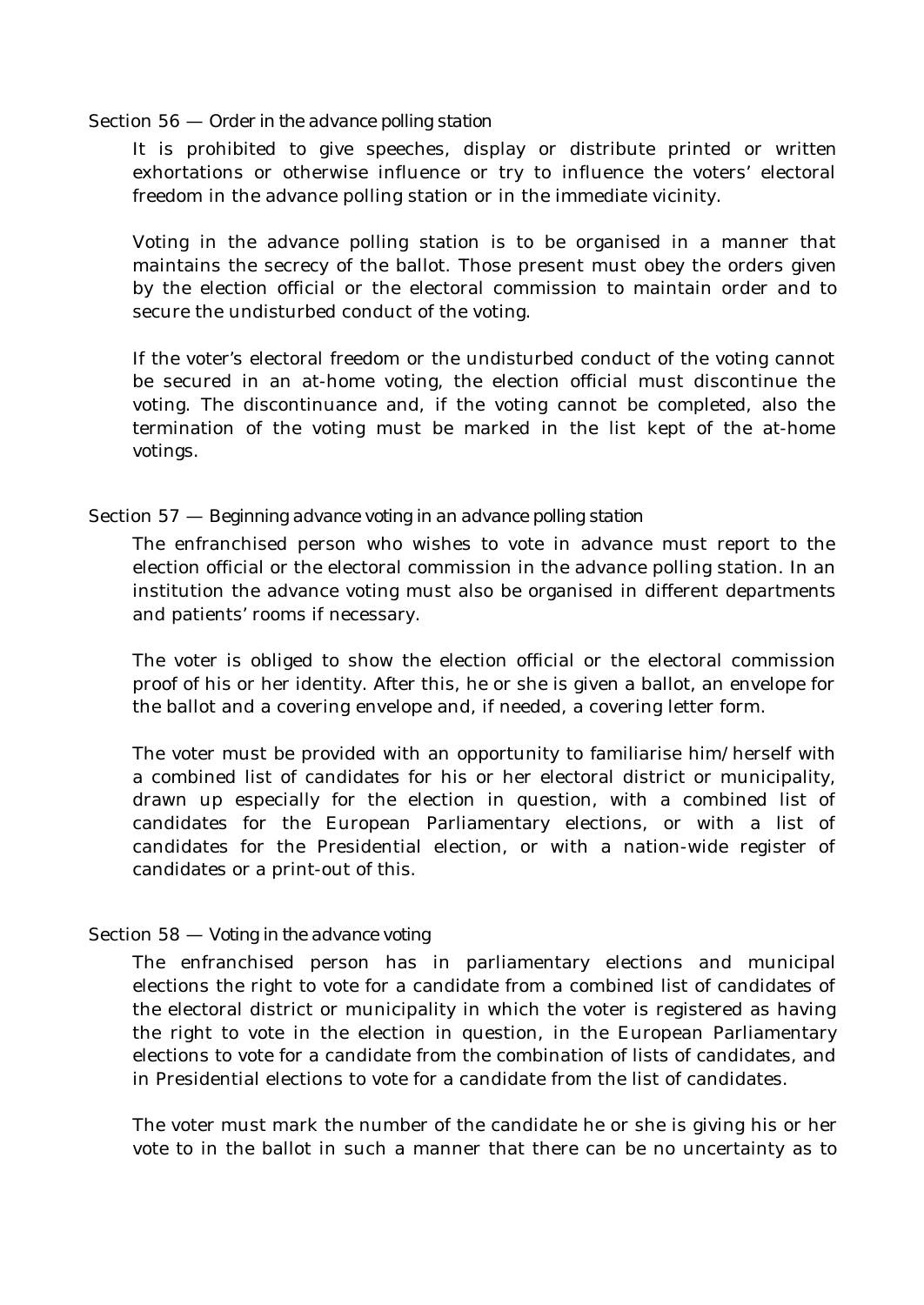### Section 56 — Order in the advance polling station

It is prohibited to give speeches, display or distribute printed or written exhortations or otherwise influence or try to influence the voters' electoral freedom in the advance polling station or in the immediate vicinity.

Voting in the advance polling station is to be organised in a manner that maintains the secrecy of the ballot. Those present must obey the orders given by the election official or the electoral commission to maintain order and to secure the undisturbed conduct of the voting.

If the voter's electoral freedom or the undisturbed conduct of the voting cannot be secured in an at-home voting, the election official must discontinue the voting. The discontinuance and, if the voting cannot be completed, also the termination of the voting must be marked in the list kept of the at-home votings.

### Section 57 — Beginning advance voting in an advance polling station

The enfranchised person who wishes to vote in advance must report to the election official or the electoral commission in the advance polling station. In an institution the advance voting must also be organised in different departments and patients' rooms if necessary.

The voter is obliged to show the election official or the electoral commission proof of his or her identity. After this, he or she is given a ballot, an envelope for the ballot and a covering envelope and, if needed, a covering letter form.

The voter must be provided with an opportunity to familiarise him/herself with a combined list of candidates for his or her electoral district or municipality, drawn up especially for the election in question, with a combined list of candidates for the European Parliamentary elections, or with a list of candidates for the Presidential election, or with a nation-wide register of candidates or a print-out of this.

### Section 58 — Voting in the advance voting

The enfranchised person has in parliamentary elections and municipal elections the right to vote for a candidate from a combined list of candidates of the electoral district or municipality in which the voter is registered as having the right to vote in the election in question, in the European Parliamentary elections to vote for a candidate from the combination of lists of candidates, and in Presidential elections to vote for a candidate from the list of candidates.

The voter must mark the number of the candidate he or she is giving his or her vote to in the ballot in such a manner that there can be no uncertainty as to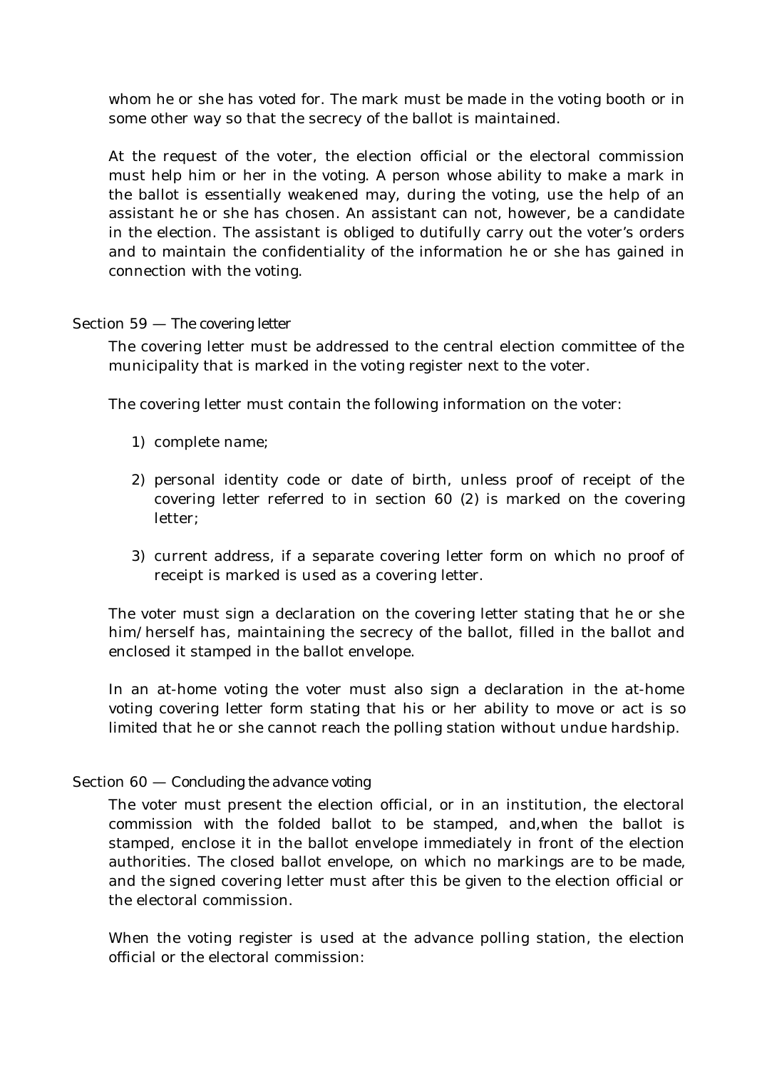whom he or she has voted for. The mark must be made in the voting booth or in some other way so that the secrecy of the ballot is maintained.

At the request of the voter, the election official or the electoral commission must help him or her in the voting. A person whose ability to make a mark in the ballot is essentially weakened may, during the voting, use the help of an assistant he or she has chosen. An assistant can not, however, be a candidate in the election. The assistant is obliged to dutifully carry out the voter's orders and to maintain the confidentiality of the information he or she has gained in connection with the voting.

### Section 59 — The covering letter

The covering letter must be addressed to the central election committee of the municipality that is marked in the voting register next to the voter.

The covering letter must contain the following information on the voter:

1) complete name;

2) personal identity code or date of birth, unless proof of receipt of the covering letter referred to in section 60 (2) is marked on the covering letter;

3) current address, if a separate covering letter form on which no proof of receipt is marked is used as a covering letter.

The voter must sign a declaration on the covering letter stating that he or she him/herself has, maintaining the secrecy of the ballot, filled in the ballot and enclosed it stamped in the ballot envelope.

In an at-home voting the voter must also sign a declaration in the at-home voting covering letter form stating that his or her ability to move or act is so limited that he or she cannot reach the polling station without undue hardship.

### Section 60 — Concluding the advance voting

The voter must present the election official, or in an institution, the electoral commission with the folded ballot to be stamped, and,when the ballot is stamped, enclose it in the ballot envelope immediately in front of the election authorities. The closed ballot envelope, on which no markings are to be made, and the signed covering letter must after this be given to the election official or the electoral commission.

When the voting register is used at the advance polling station, the election official or the electoral commission: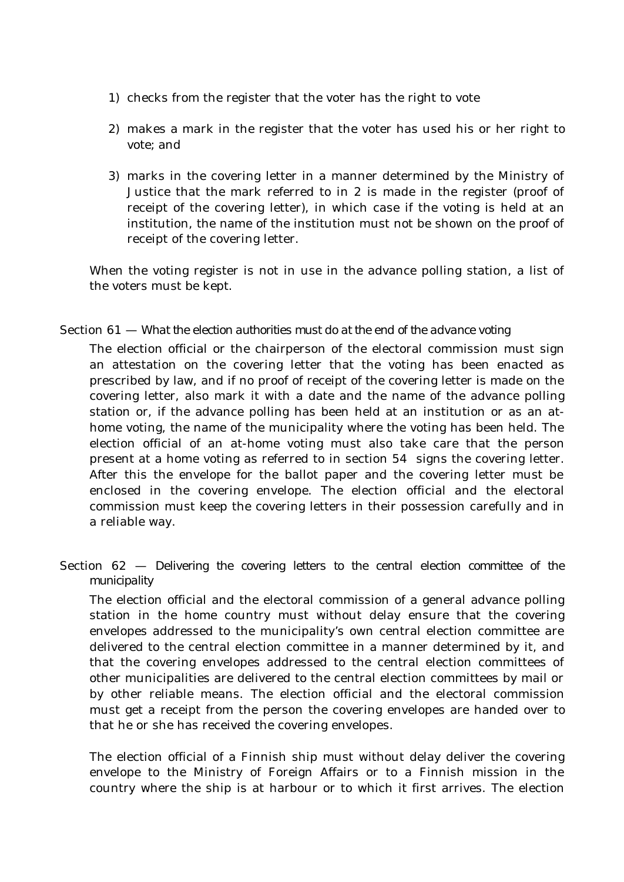1) checks from the register that the voter has the right to vote

2) makes a mark in the register that the voter has used his or her right to vote; and

3) marks in the covering letter in a manner determined by the Ministry of Justice that the mark referred to in 2 is made in the register (proof of receipt of the covering letter), in which case if the voting is held at an institution, the name of the institution must not be shown on the proof of receipt of the covering letter.

When the voting register is not in use in the advance polling station, a list of the voters must be kept.

Section 61 — What the election authorities must do at the end of the advance voting

The election official or the chairperson of the electoral commission must sign an attestation on the covering letter that the voting has been enacted as prescribed by law, and if no proof of receipt of the covering letter is made on the covering letter, also mark it with a date and the name of the advance polling station or, if the advance polling has been held at an institution or as an at-home voting, the name of the municipality where the voting has been held. The election official of an at-home voting must also take care that the person present at a home voting as referred to in section 54 signs the covering letter. After this the envelope for the ballot paper and the covering letter must be enclosed in the covering envelope. The election official and the electoral commission must keep the covering letters in their possession carefully and in a reliable way.

Section 62 — Delivering the covering letters to the central election committee of the municipality

The election official and the electoral commission of a general advance polling station in the home country must without delay ensure that the covering envelopes addressed to the municipality's own central election committee are delivered to the central election committee in a manner determined by it, and that the covering envelopes addressed to the central election committees of other municipalities are delivered to the central election committees by mail or by other reliable means. The election official and the electoral commission must get a receipt from the person the covering envelopes are handed over to that he or she has received the covering envelopes.

The election official of a Finnish ship must without delay deliver the covering envelope to the Ministry of Foreign Affairs or to a Finnish mission in the country where the ship is at harbour or to which it first arrives. The election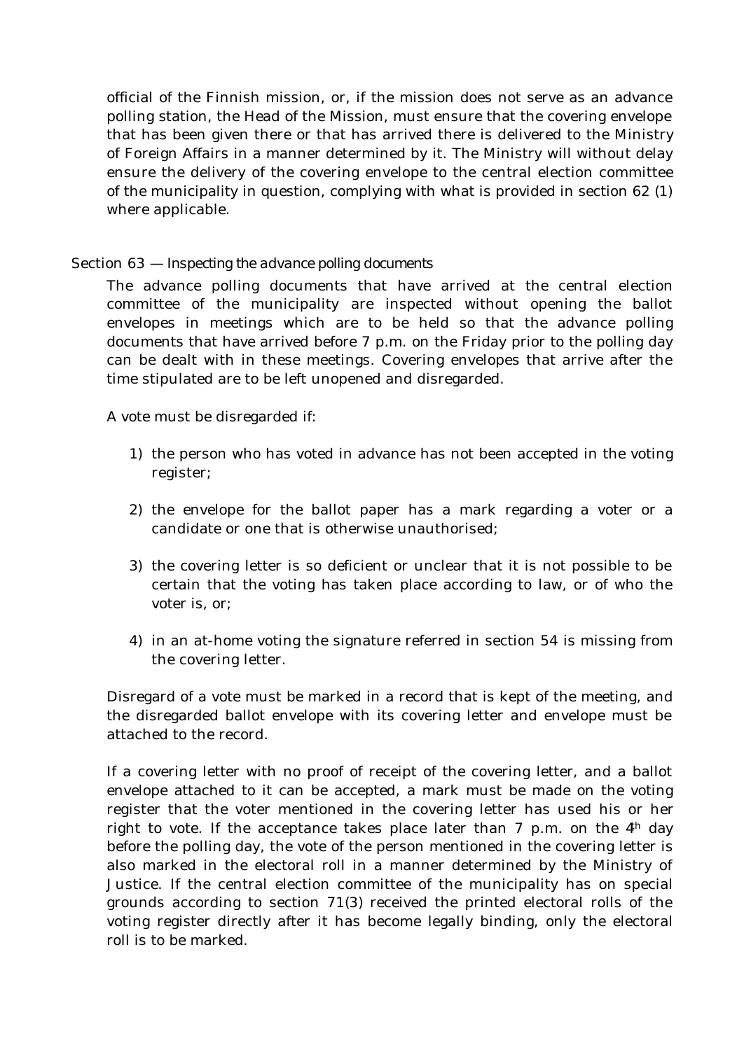official of the Finnish mission, or, if the mission does not serve as an advance polling station, the Head of the Mission, must ensure that the covering envelope that has been given there or that has arrived there is delivered to the Ministry of Foreign Affairs in a manner determined by it. The Ministry will without delay ensure the delivery of the covering envelope to the central election committee of the municipality in question, complying with what is provided in section 62 (1) where applicable.

### Section 63 — Inspecting the advance polling documents

The advance polling documents that have arrived at the central election committee of the municipality are inspected without opening the ballot envelopes in meetings which are to be held so that the advance polling documents that have arrived before 7 p.m. on the Friday prior to the polling day can be dealt with in these meetings. Covering envelopes that arrive after the time stipulated are to be left unopened and disregarded.

A vote must be disregarded if:

1) the person who has voted in advance has not been accepted in the voting register;

2) the envelope for the ballot paper has a mark regarding a voter or a candidate or one that is otherwise unauthorised;

3) the covering letter is so deficient or unclear that it is not possible to be certain that the voting has taken place according to law, or of who the voter is, or;

4) in an at-home voting the signature referred in section 54 is missing from the covering letter.

Disregard of a vote must be marked in a record that is kept of the meeting, and the disregarded ballot envelope with its covering letter and envelope must be attached to the record.

If a covering letter with no proof of receipt of the covering letter, and a ballot envelope attached to it can be accepted, a mark must be made on the voting register that the voter mentioned in the covering letter has used his or her right to vote. If the acceptance takes place later than 7 p.m. on the 4th day before the polling day, the vote of the person mentioned in the covering letter is also marked in the electoral roll in a manner determined by the Ministry of Justice. If the central election committee of the municipality has on special grounds according to section 71(3) received the printed electoral rolls of the voting register directly after it has become legally binding, only the electoral roll is to be marked.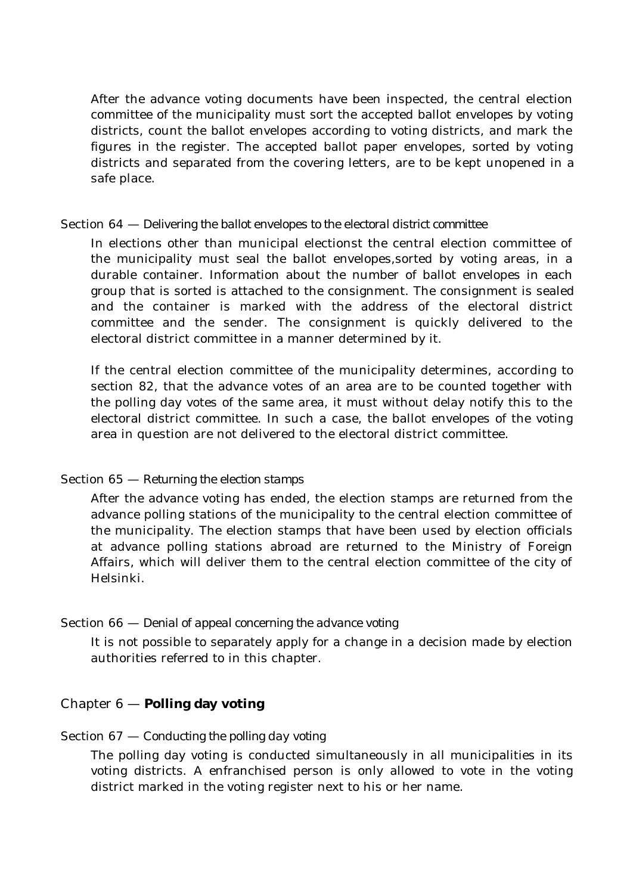After the advance voting documents have been inspected, the central election committee of the municipality must sort the accepted ballot envelopes by voting districts, count the ballot envelopes according to voting districts, and mark the figures in the register. The accepted ballot paper envelopes, sorted by voting districts and separated from the covering letters, are to be kept unopened in a safe place.

### Section 64 — Delivering the ballot envelopes to the electoral district committee

In elections other than municipal electionst the central election committee of the municipality must seal the ballot envelopes,sorted by voting areas, in a durable container. Information about the number of ballot envelopes in each group that is sorted is attached to the consignment. The consignment is sealed and the container is marked with the address of the electoral district committee and the sender. The consignment is quickly delivered to the electoral district committee in a manner determined by it.

If the central election committee of the municipality determines, according to section 82, that the advance votes of an area are to be counted together with the polling day votes of the same area, it must without delay notify this to the electoral district committee. In such a case, the ballot envelopes of the voting area in question are not delivered to the electoral district committee.

### Section 65 — Returning the election stamps

After the advance voting has ended, the election stamps are returned from the advance polling stations of the municipality to the central election committee of the municipality. The election stamps that have been used by election officials at advance polling stations abroad are returned to the Ministry of Foreign Affairs, which will deliver them to the central election committee of the city of Helsinki.

### Section 66 — Denial of appeal concerning the advance voting

It is not possible to separately apply for a change in a decision made by election authorities referred to in this chapter.

## Chapter 6 — **Polling day voting**

### Section 67 — Conducting the polling day voting

The polling day voting is conducted simultaneously in all municipalities in its voting districts. A enfranchised person is only allowed to vote in the voting district marked in the voting register next to his or her name.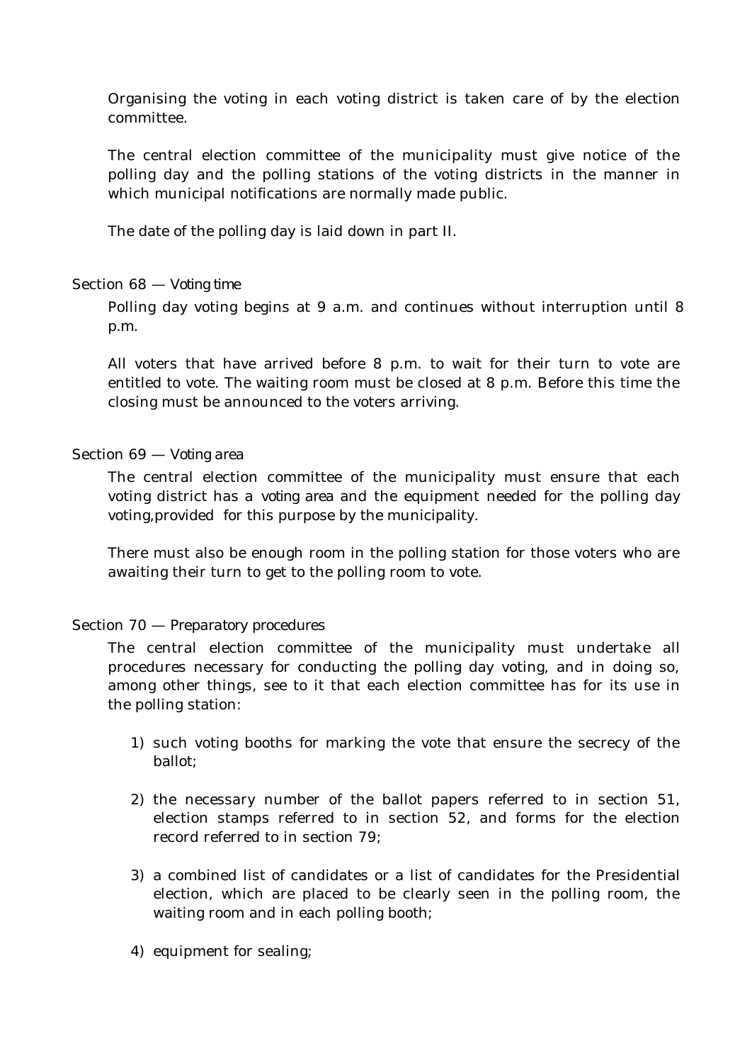Organising the voting in each voting district is taken care of by the election committee.

The central election committee of the municipality must give notice of the polling day and the polling stations of the voting districts in the manner in which municipal notifications are normally made public.

The date of the polling day is laid down in part II.

### Section 68 — Voting time

Polling day voting begins at 9 a.m. and continues without interruption until 8 p.m.

All voters that have arrived before 8 p.m. to wait for their turn to vote are entitled to vote. The waiting room must be closed at 8 p.m. Before this time the closing must be announced to the voters arriving.

### Section 69 — Voting area

The central election committee of the municipality must ensure that each voting district has a voting area and the equipment needed for the polling day voting,provided for this purpose by the municipality.

There must also be enough room in the polling station for those voters who are awaiting their turn to get to the polling room to vote.

### Section 70 — Preparatory procedures

The central election committee of the municipality must undertake all procedures necessary for conducting the polling day voting, and in doing so, among other things, see to it that each election committee has for its use in the polling station:

1) such voting booths for marking the vote that ensure the secrecy of the ballot;

2) the necessary number of the ballot papers referred to in section 51, election stamps referred to in section 52, and forms for the election record referred to in section 79;

3) a combined list of candidates or a list of candidates for the Presidential election, which are placed to be clearly seen in the polling room, the waiting room and in each polling booth;

4) equipment for sealing;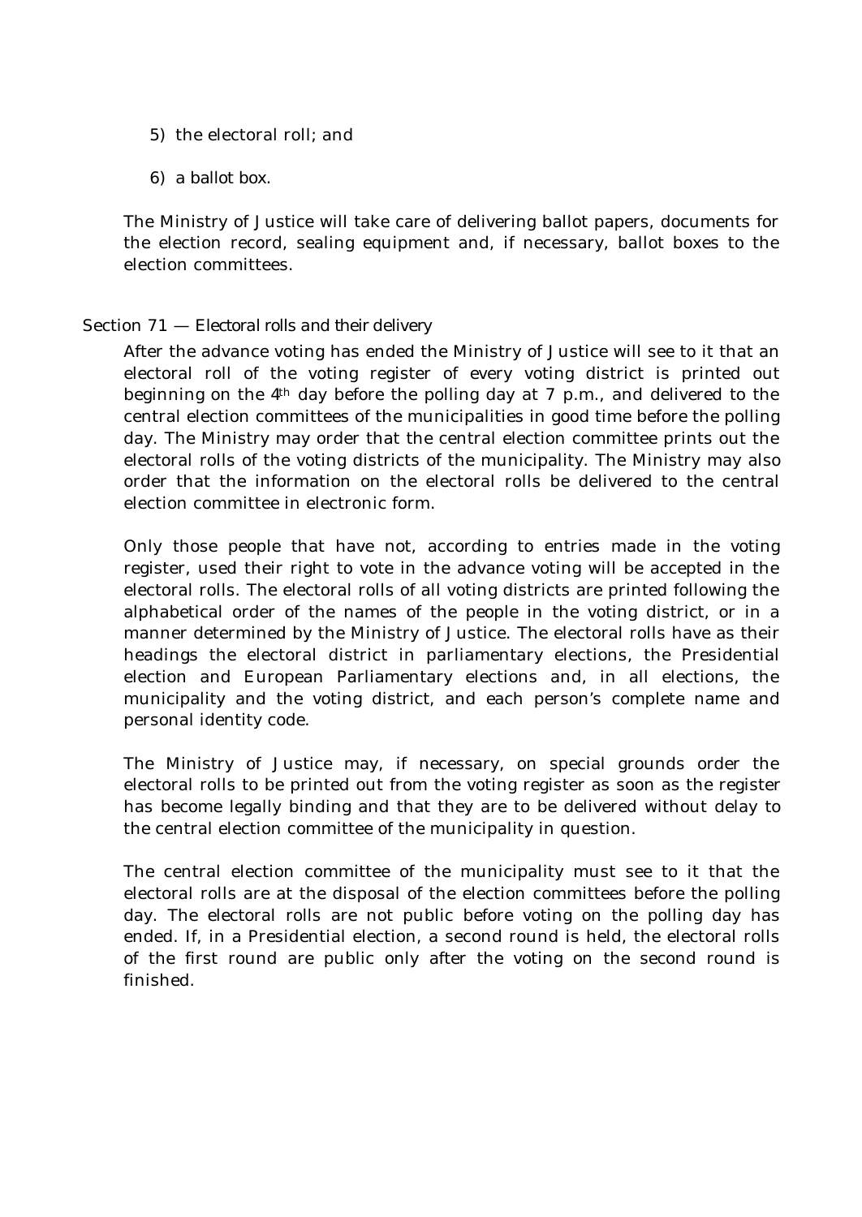5) the electoral roll; and

6) a ballot box.

The Ministry of Justice will take care of delivering ballot papers, documents for the election record, sealing equipment and, if necessary, ballot boxes to the election committees.

### Section 71 — Electoral rolls and their delivery

After the advance voting has ended the Ministry of Justice will see to it that an electoral roll of the voting register of every voting district is printed out beginning on the 4th day before the polling day at 7 p.m., and delivered to the central election committees of the municipalities in good time before the polling day. The Ministry may order that the central election committee prints out the electoral rolls of the voting districts of the municipality. The Ministry may also order that the information on the electoral rolls be delivered to the central election committee in electronic form.

Only those people that have not, according to entries made in the voting register, used their right to vote in the advance voting will be accepted in the electoral rolls. The electoral rolls of all voting districts are printed following the alphabetical order of the names of the people in the voting district, or in a manner determined by the Ministry of Justice. The electoral rolls have as their headings the electoral district in parliamentary elections, the Presidential election and European Parliamentary elections and, in all elections, the municipality and the voting district, and each person's complete name and personal identity code.

The Ministry of Justice may, if necessary, on special grounds order the electoral rolls to be printed out from the voting register as soon as the register has become legally binding and that they are to be delivered without delay to the central election committee of the municipality in question.

The central election committee of the municipality must see to it that the electoral rolls are at the disposal of the election committees before the polling day. The electoral rolls are not public before voting on the polling day has ended. If, in a Presidential election, a second round is held, the electoral rolls of the first round are public only after the voting on the second round is finished.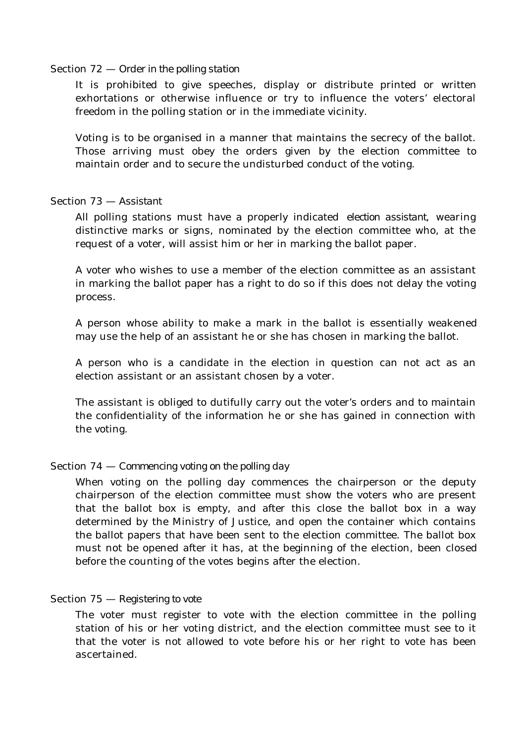### Section 72 — Order in the polling station

It is prohibited to give speeches, display or distribute printed or written exhortations or otherwise influence or try to influence the voters' electoral freedom in the polling station or in the immediate vicinity.

Voting is to be organised in a manner that maintains the secrecy of the ballot. Those arriving must obey the orders given by the election committee to maintain order and to secure the undisturbed conduct of the voting.

### Section 73 — Assistant

All polling stations must have a properly indicated election assistant, wearing distinctive marks or signs, nominated by the election committee who, at the request of a voter, will assist him or her in marking the ballot paper.

A voter who wishes to use a member of the election committee as an assistant in marking the ballot paper has a right to do so if this does not delay the voting process.

A person whose ability to make a mark in the ballot is essentially weakened may use the help of an assistant he or she has chosen in marking the ballot.

A person who is a candidate in the election in question can not act as an election assistant or an assistant chosen by a voter.

The assistant is obliged to dutifully carry out the voter's orders and to maintain the confidentiality of the information he or she has gained in connection with the voting.

### Section 74 — Commencing voting on the polling day

When voting on the polling day commences the chairperson or the deputy chairperson of the election committee must show the voters who are present that the ballot box is empty, and after this close the ballot box in a way determined by the Ministry of Justice, and open the container which contains the ballot papers that have been sent to the election committee. The ballot box must not be opened after it has, at the beginning of the election, been closed before the counting of the votes begins after the election.

### Section 75 — Registering to vote

The voter must register to vote with the election committee in the polling station of his or her voting district, and the election committee must see to it that the voter is not allowed to vote before his or her right to vote has been ascertained.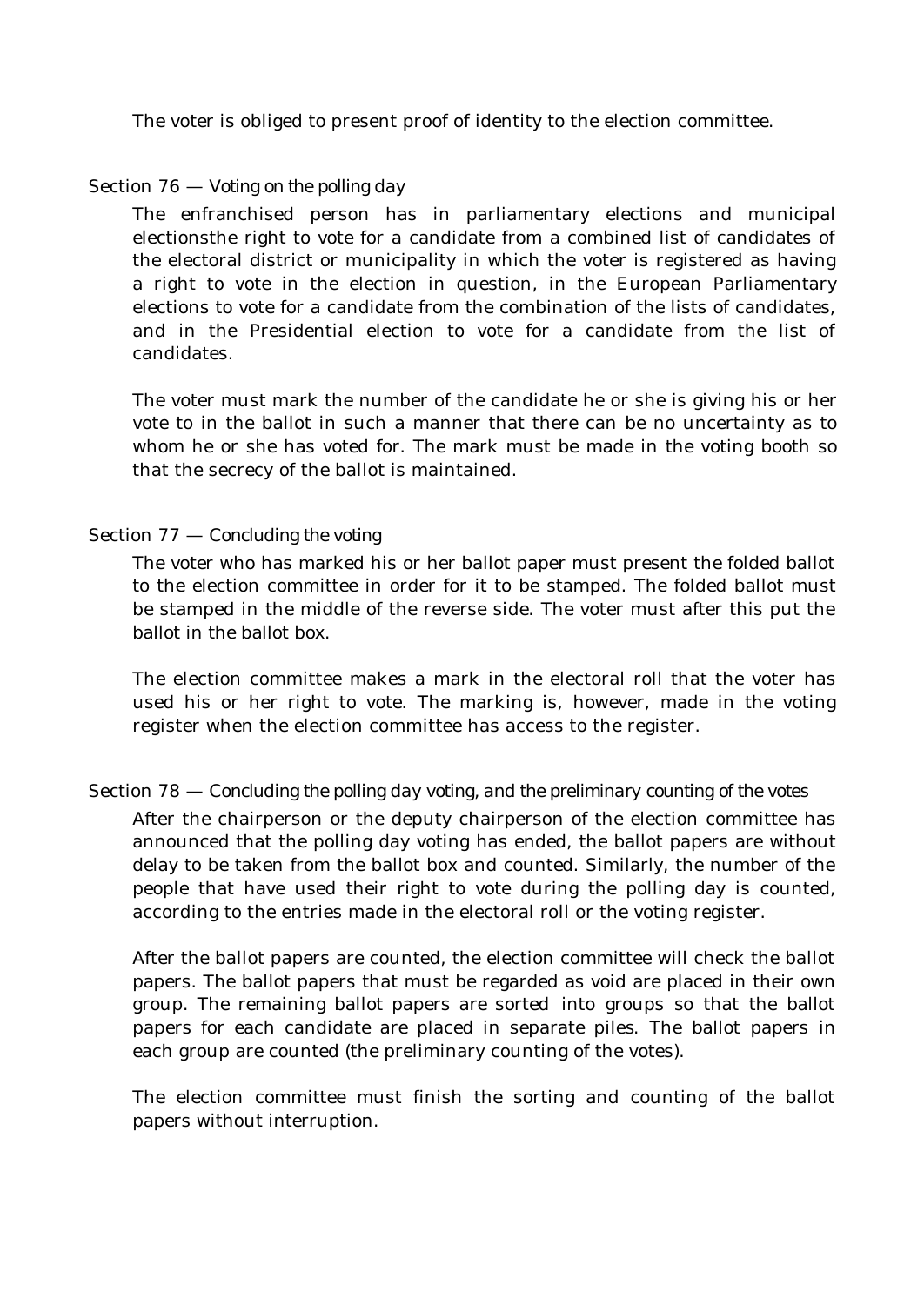The voter is obliged to present proof of identity to the election committee.

Section 76 — Voting on the polling day

The enfranchised person has in parliamentary elections and municipal electionsthe right to vote for a candidate from a combined list of candidates of the electoral district or municipality in which the voter is registered as having a right to vote in the election in question, in the European Parliamentary elections to vote for a candidate from the combination of the lists of candidates, and in the Presidential election to vote for a candidate from the list of candidates.

The voter must mark the number of the candidate he or she is giving his or her vote to in the ballot in such a manner that there can be no uncertainty as to whom he or she has voted for. The mark must be made in the voting booth so that the secrecy of the ballot is maintained.

Section 77 — Concluding the voting

The voter who has marked his or her ballot paper must present the folded ballot to the election committee in order for it to be stamped. The folded ballot must be stamped in the middle of the reverse side. The voter must after this put the ballot in the ballot box.

The election committee makes a mark in the electoral roll that the voter has used his or her right to vote. The marking is, however, made in the voting register when the election committee has access to the register.

Section 78 — Concluding the polling day voting, and the preliminary counting of the votes

After the chairperson or the deputy chairperson of the election committee has announced that the polling day voting has ended, the ballot papers are without delay to be taken from the ballot box and counted. Similarly, the number of the people that have used their right to vote during the polling day is counted, according to the entries made in the electoral roll or the voting register.

After the ballot papers are counted, the election committee will check the ballot papers. The ballot papers that must be regarded as void are placed in their own group. The remaining ballot papers are sorted into groups so that the ballot papers for each candidate are placed in separate piles. The ballot papers in each group are counted (the preliminary counting of the votes).

The election committee must finish the sorting and counting of the ballot papers without interruption.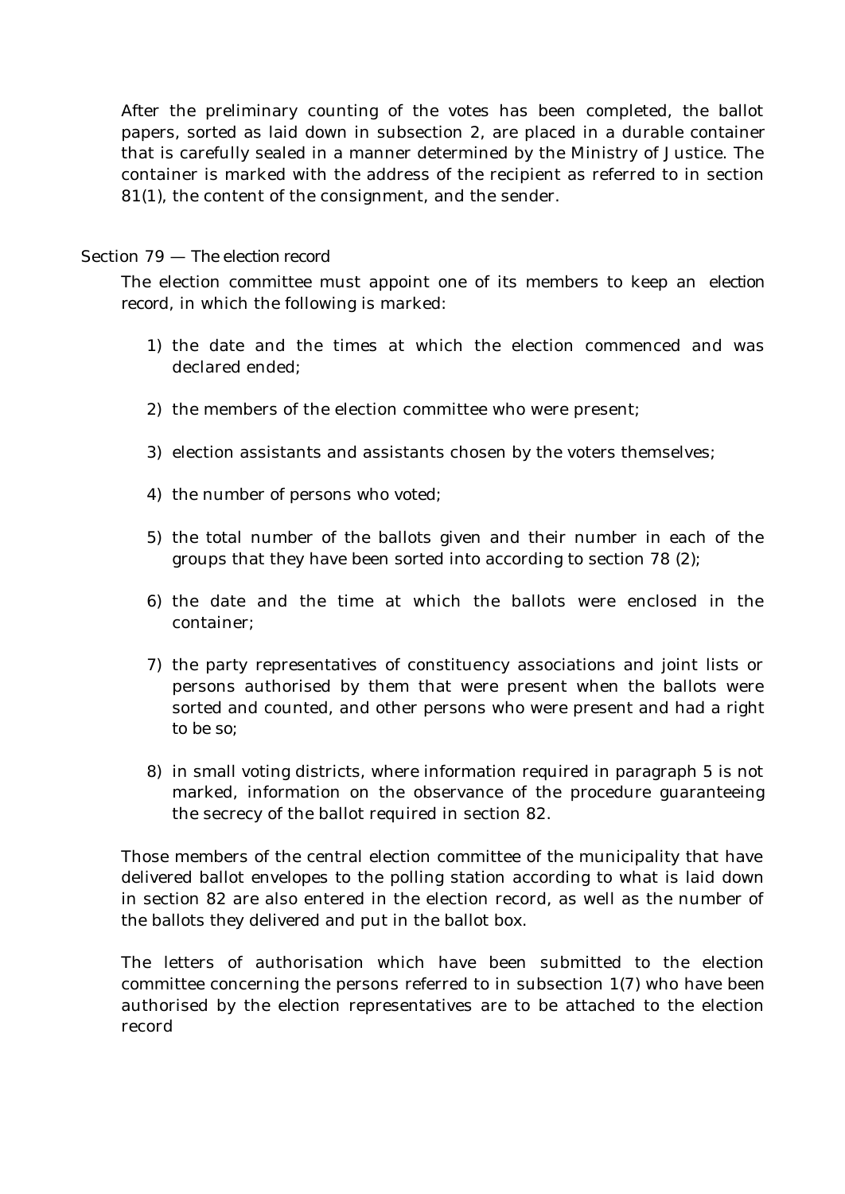After the preliminary counting of the votes has been completed, the ballot papers, sorted as laid down in subsection 2, are placed in a durable container that is carefully sealed in a manner determined by the Ministry of Justice. The container is marked with the address of the recipient as referred to in section 81(1), the content of the consignment, and the sender.

## Section 79 — The election record

The election committee must appoint one of its members to keep an election record, in which the following is marked:

1) the date and the times at which the election commenced and was declared ended;
2) the members of the election committee who were present;
3) election assistants and assistants chosen by the voters themselves;
4) the number of persons who voted;
5) the total number of the ballots given and their number in each of the groups that they have been sorted into according to section 78 (2);
6) the date and the time at which the ballots were enclosed in the container;
7) the party representatives of constituency associations and joint lists or persons authorised by them that were present when the ballots were sorted and counted, and other persons who were present and had a right to be so;
8) in small voting districts, where information required in paragraph 5 is not marked, information on the observance of the procedure guaranteeing the secrecy of the ballot required in section 82.

Those members of the central election committee of the municipality that have delivered ballot envelopes to the polling station according to what is laid down in section 82 are also entered in the election record, as well as the number of the ballots they delivered and put in the ballot box.

The letters of authorisation which have been submitted to the election committee concerning the persons referred to in subsection 1(7) who have been authorised by the election representatives are to be attached to the election record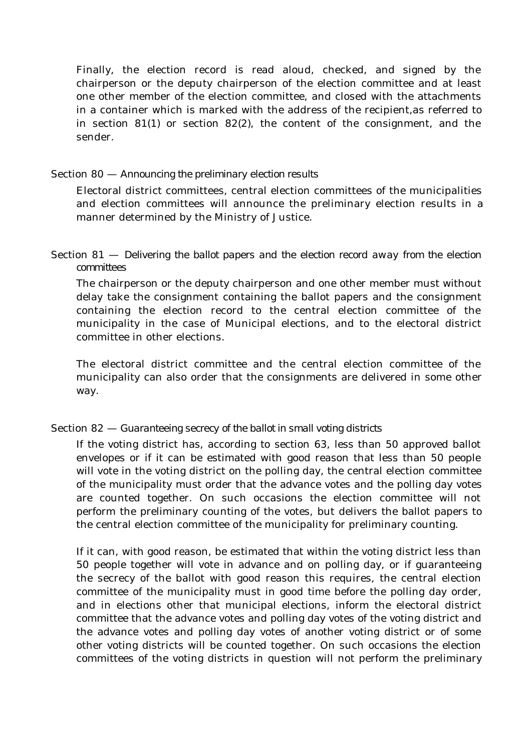Finally, the election record is read aloud, checked, and signed by the chairperson or the deputy chairperson of the election committee and at least one other member of the election committee, and closed with the attachments in a container which is marked with the address of the recipient,as referred to in section 81(1) or section 82(2), the content of the consignment, and the sender.

### Section 80 — Announcing the preliminary election results

Electoral district committees, central election committees of the municipalities and election committees will announce the preliminary election results in a manner determined by the Ministry of Justice.

### Section 81 — Delivering the ballot papers and the election record away from the election committees

The chairperson or the deputy chairperson and one other member must without delay take the consignment containing the ballot papers and the consignment containing the election record to the central election committee of the municipality in the case of Municipal elections, and to the electoral district committee in other elections.

The electoral district committee and the central election committee of the municipality can also order that the consignments are delivered in some other way.

### Section 82 — Guaranteeing secrecy of the ballot in small voting districts

If the voting district has, according to section 63, less than 50 approved ballot envelopes or if it can be estimated with good reason that less than 50 people will vote in the voting district on the polling day, the central election committee of the municipality must order that the advance votes and the polling day votes are counted together. On such occasions the election committee will not perform the preliminary counting of the votes, but delivers the ballot papers to the central election committee of the municipality for preliminary counting.

If it can, with good reason, be estimated that within the voting district less than 50 people together will vote in advance and on polling day, or if guaranteeing the secrecy of the ballot with good reason this requires, the central election committee of the municipality must in good time before the polling day order, and in elections other that municipal elections, inform the electoral district committee that the advance votes and polling day votes of the voting district and the advance votes and polling day votes of another voting district or of some other voting districts will be counted together. On such occasions the election committees of the voting districts in question will not perform the preliminary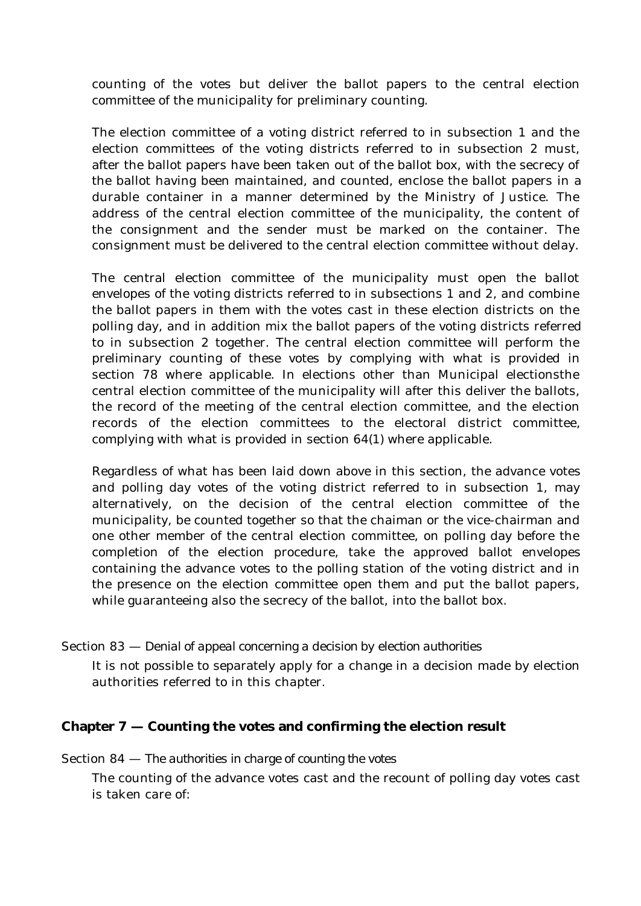counting of the votes but deliver the ballot papers to the central election committee of the municipality for preliminary counting.

The election committee of a voting district referred to in subsection 1 and the election committees of the voting districts referred to in subsection 2 must, after the ballot papers have been taken out of the ballot box, with the secrecy of the ballot having been maintained, and counted, enclose the ballot papers in a durable container in a manner determined by the Ministry of Justice. The address of the central election committee of the municipality, the content of the consignment and the sender must be marked on the container. The consignment must be delivered to the central election committee without delay.

The central election committee of the municipality must open the ballot envelopes of the voting districts referred to in subsections 1 and 2, and combine the ballot papers in them with the votes cast in these election districts on the polling day, and in addition mix the ballot papers of the voting districts referred to in subsection 2 together. The central election committee will perform the preliminary counting of these votes by complying with what is provided in section 78 where applicable. In elections other than Municipal electionsthe central election committee of the municipality will after this deliver the ballots, the record of the meeting of the central election committee, and the election records of the election committees to the electoral district committee, complying with what is provided in section 64(1) where applicable.

Regardless of what has been laid down above in this section, the advance votes and polling day votes of the voting district referred to in subsection 1, may alternatively, on the decision of the central election committee of the municipality, be counted together so that the chaiman or the vice-chairman and one other member of the central election committee, on polling day before the completion of the election procedure, take the approved ballot envelopes containing the advance votes to the polling station of the voting district and in the presence on the election committee open them and put the ballot papers, while guaranteeing also the secrecy of the ballot, into the ballot box.

Section 83 — *Denial of appeal concerning a decision by election authorities*

It is not possible to separately apply for a change in a decision made by election authorities referred to in this chapter.

## Chapter 7 — Counting the votes and confirming the election result

Section 84 — *The authorities in charge of counting the votes*

The counting of the advance votes cast and the recount of polling day votes cast is taken care of: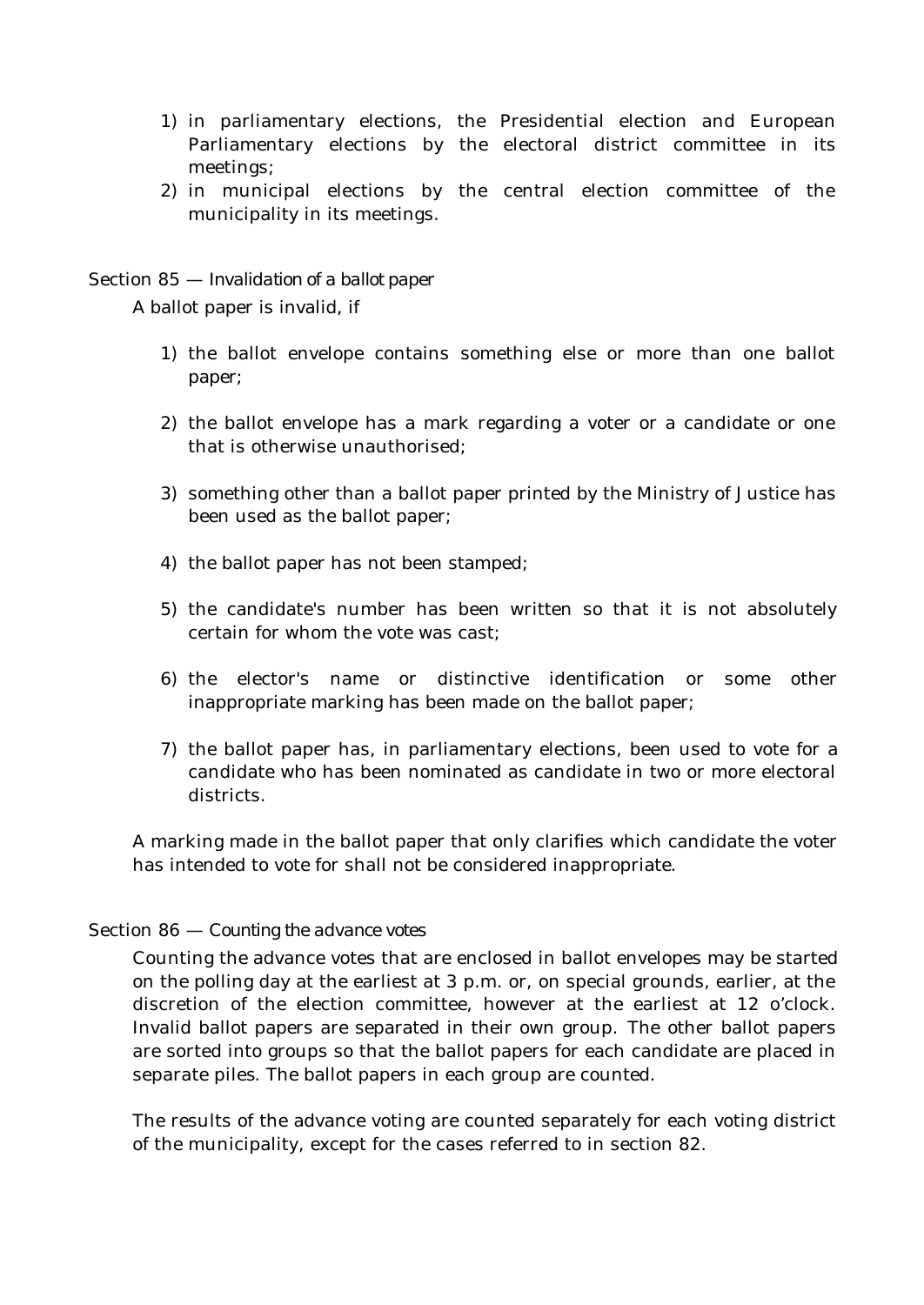1) in parliamentary elections, the Presidential election and European Parliamentary elections by the electoral district committee in its meetings;
2) in municipal elections by the central election committee of the municipality in its meetings.

Section 85 — *Invalidation of a ballot paper*

A ballot paper is invalid, if

1) the ballot envelope contains something else or more than one ballot paper;

2) the ballot envelope has a mark regarding a voter or a candidate or one that is otherwise unauthorised;

3) something other than a ballot paper printed by the Ministry of Justice has been used as the ballot paper;

4) the ballot paper has not been stamped;

5) the candidate's number has been written so that it is not absolutely certain for whom the vote was cast;

6) the elector's name or distinctive identification or some other inappropriate marking has been made on the ballot paper;

7) the ballot paper has, in parliamentary elections, been used to vote for a candidate who has been nominated as candidate in two or more electoral districts.

A marking made in the ballot paper that only clarifies which candidate the voter has intended to vote for shall not be considered inappropriate.

Section 86 — *Counting the advance votes*

Counting the advance votes that are enclosed in ballot envelopes may be started on the polling day at the earliest at 3 p.m. or, on special grounds, earlier, at the discretion of the election committee, however at the earliest at 12 o'clock. Invalid ballot papers are separated in their own group. The other ballot papers are sorted into groups so that the ballot papers for each candidate are placed in separate piles. The ballot papers in each group are counted.

The results of the advance voting are counted separately for each voting district of the municipality, except for the cases referred to in section 82.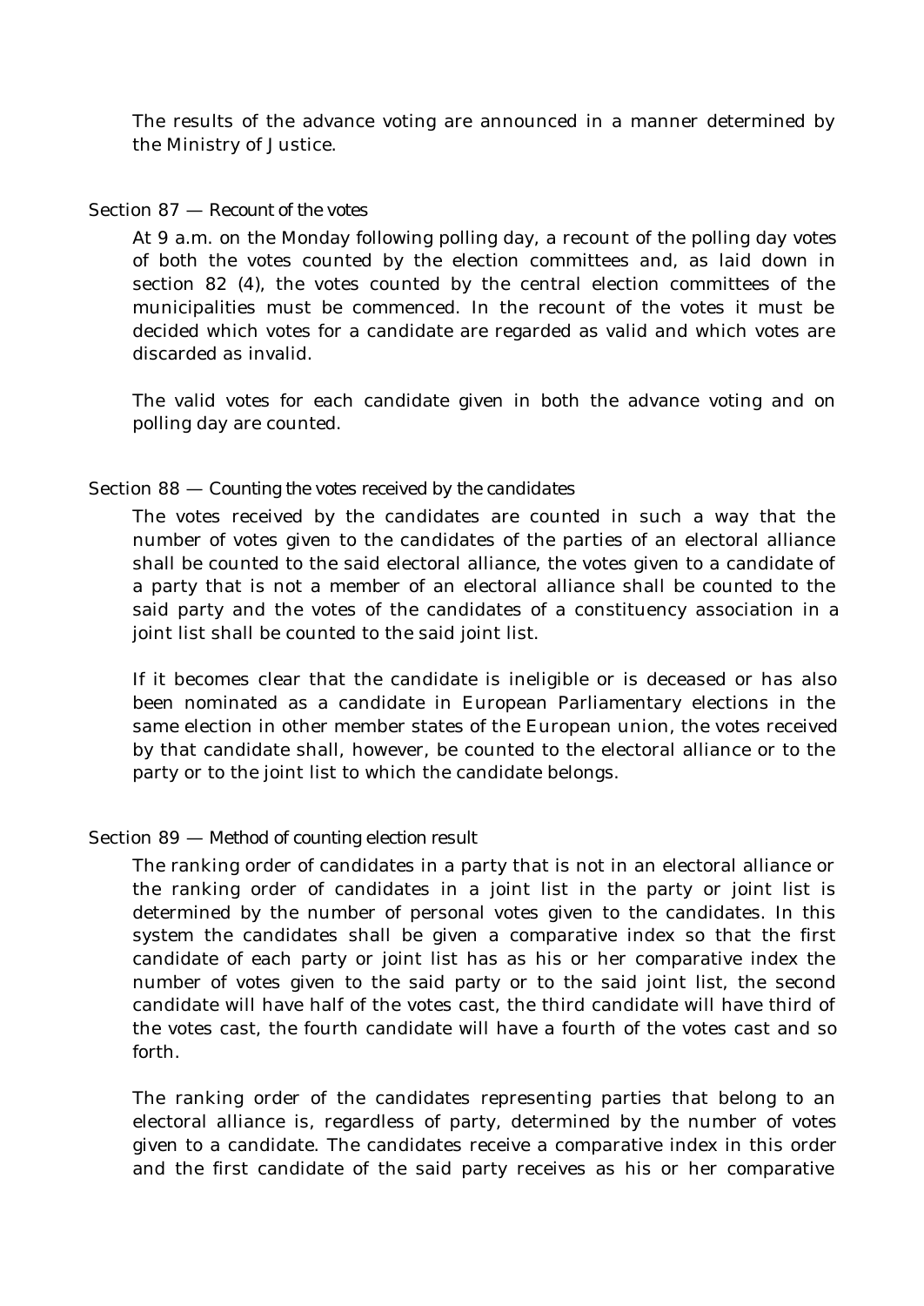The results of the advance voting are announced in a manner determined by the Ministry of Justice.

### Section 87 — Recount of the votes

At 9 a.m. on the Monday following polling day, a recount of the polling day votes of both the votes counted by the election committees and, as laid down in section 82 (4), the votes counted by the central election committees of the municipalities must be commenced. In the recount of the votes it must be decided which votes for a candidate are regarded as valid and which votes are discarded as invalid.

The valid votes for each candidate given in both the advance voting and on polling day are counted.

### Section 88 — Counting the votes received by the candidates

The votes received by the candidates are counted in such a way that the number of votes given to the candidates of the parties of an electoral alliance shall be counted to the said electoral alliance, the votes given to a candidate of a party that is not a member of an electoral alliance shall be counted to the said party and the votes of the candidates of a constituency association in a joint list shall be counted to the said joint list.

If it becomes clear that the candidate is ineligible or is deceased or has also been nominated as a candidate in European Parliamentary elections in the same election in other member states of the European union, the votes received by that candidate shall, however, be counted to the electoral alliance or to the party or to the joint list to which the candidate belongs.

### Section 89 — Method of counting election result

The ranking order of candidates in a party that is not in an electoral alliance or the ranking order of candidates in a joint list in the party or joint list is determined by the number of personal votes given to the candidates. In this system the candidates shall be given a comparative index so that the first candidate of each party or joint list has as his or her comparative index the number of votes given to the said party or to the said joint list, the second candidate will have half of the votes cast, the third candidate will have third of the votes cast, the fourth candidate will have a fourth of the votes cast and so forth.

The ranking order of the candidates representing parties that belong to an electoral alliance is, regardless of party, determined by the number of votes given to a candidate. The candidates receive a comparative index in this order and the first candidate of the said party receives as his or her comparative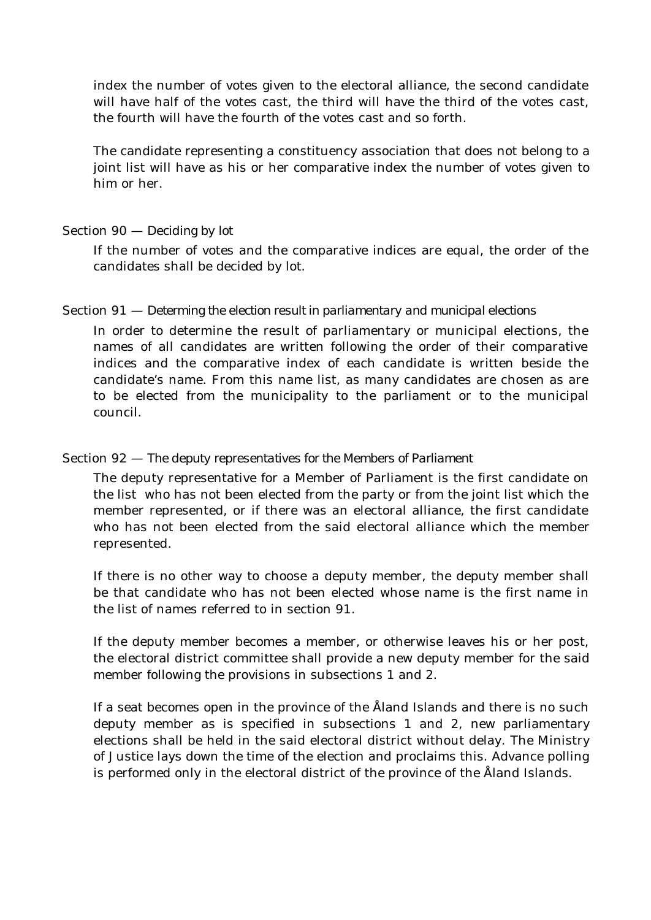index the number of votes given to the electoral alliance, the second candidate will have half of the votes cast, the third will have the third of the votes cast, the fourth will have the fourth of the votes cast and so forth.

The candidate representing a constituency association that does not belong to a joint list will have as his or her comparative index the number of votes given to him or her.

### Section 90 — Deciding by lot

If the number of votes and the comparative indices are equal, the order of the candidates shall be decided by lot.

### Section 91 — Determing the election result in parliamentary and municipal elections

In order to determine the result of parliamentary or municipal elections, the names of all candidates are written following the order of their comparative indices and the comparative index of each candidate is written beside the candidate's name. From this name list, as many candidates are chosen as are to be elected from the municipality to the parliament or to the municipal council.

### Section 92 — The deputy representatives for the Members of Parliament

The deputy representative for a Member of Parliament is the first candidate on the list who has not been elected from the party or from the joint list which the member represented, or if there was an electoral alliance, the first candidate who has not been elected from the said electoral alliance which the member represented.

If there is no other way to choose a deputy member, the deputy member shall be that candidate who has not been elected whose name is the first name in the list of names referred to in section 91.

If the deputy member becomes a member, or otherwise leaves his or her post, the electoral district committee shall provide a new deputy member for the said member following the provisions in subsections 1 and 2.

If a seat becomes open in the province of the Åland Islands and there is no such deputy member as is specified in subsections 1 and 2, new parliamentary elections shall be held in the said electoral district without delay. The Ministry of Justice lays down the time of the election and proclaims this. Advance polling is performed only in the electoral district of the province of the Åland Islands.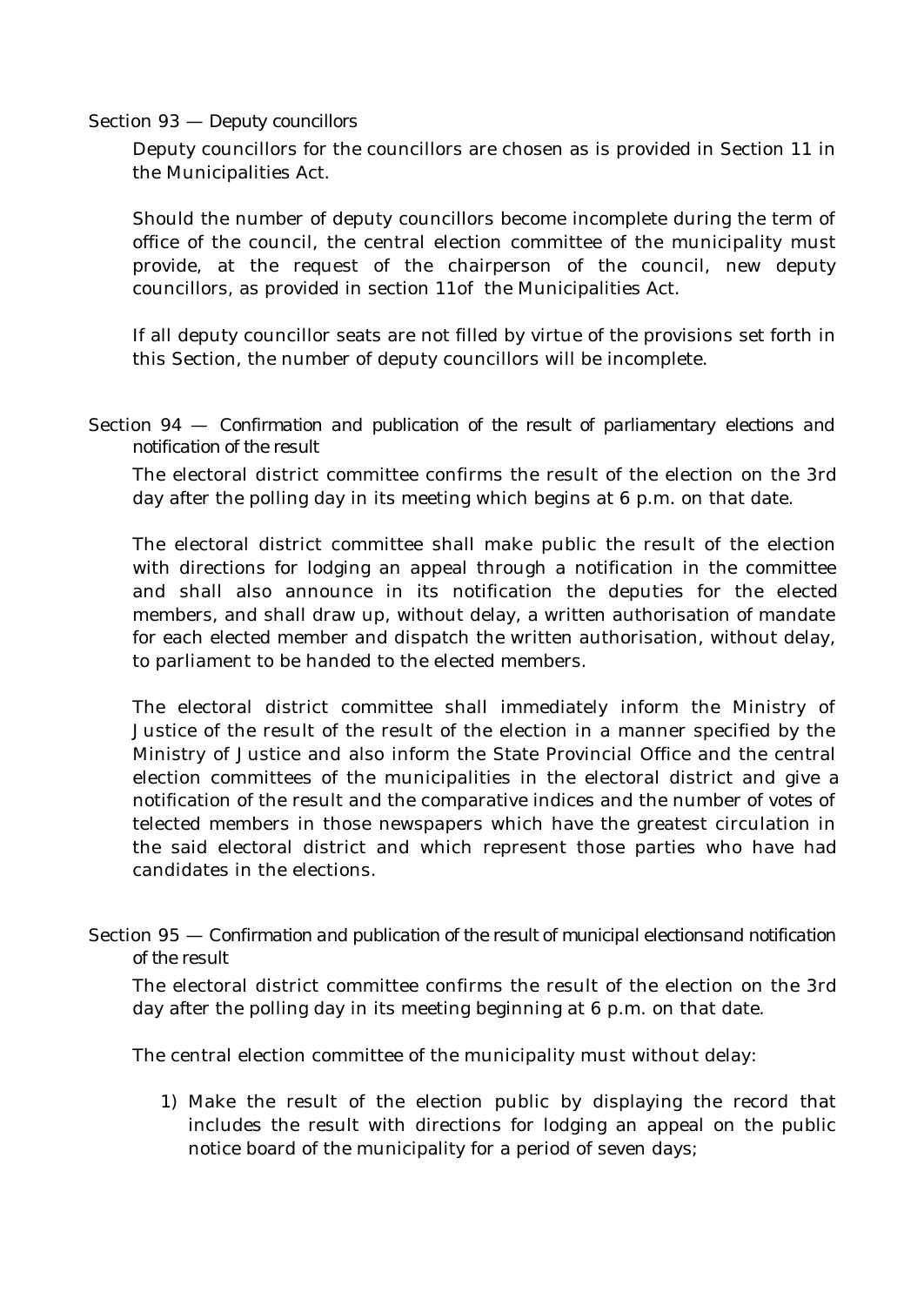## Section 93 — Deputy councillors

Deputy councillors for the councillors are chosen as is provided in Section 11 in the Municipalities Act.

Should the number of deputy councillors become incomplete during the term of office of the council, the central election committee of the municipality must provide, at the request of the chairperson of the council, new deputy councillors, as provided in section 11of the Municipalities Act.

If all deputy councillor seats are not filled by virtue of the provisions set forth in this Section, the number of deputy councillors will be incomplete.

## Section 94 — Confirmation and publication of the result of parliamentary elections and notification of the result

The electoral district committee confirms the result of the election on the 3rd day after the polling day in its meeting which begins at 6 p.m. on that date.

The electoral district committee shall make public the result of the election with directions for lodging an appeal through a notification in the committee and shall also announce in its notification the deputies for the elected members, and shall draw up, without delay, a written authorisation of mandate for each elected member and dispatch the written authorisation, without delay, to parliament to be handed to the elected members.

The electoral district committee shall immediately inform the Ministry of Justice of the result of the result of the election in a manner specified by the Ministry of Justice and also inform the State Provincial Office and the central election committees of the municipalities in the electoral district and give a notification of the result and the comparative indices and the number of votes of telected members in those newspapers which have the greatest circulation in the said electoral district and which represent those parties who have had candidates in the elections.

## Section 95 — Confirmation and publication of the result of municipal electionsand notification of the result

The electoral district committee confirms the result of the election on the 3rd day after the polling day in its meeting beginning at 6 p.m. on that date.

The central election committee of the municipality must without delay:

1) Make the result of the election public by displaying the record that includes the result with directions for lodging an appeal on the public notice board of the municipality for a period of seven days;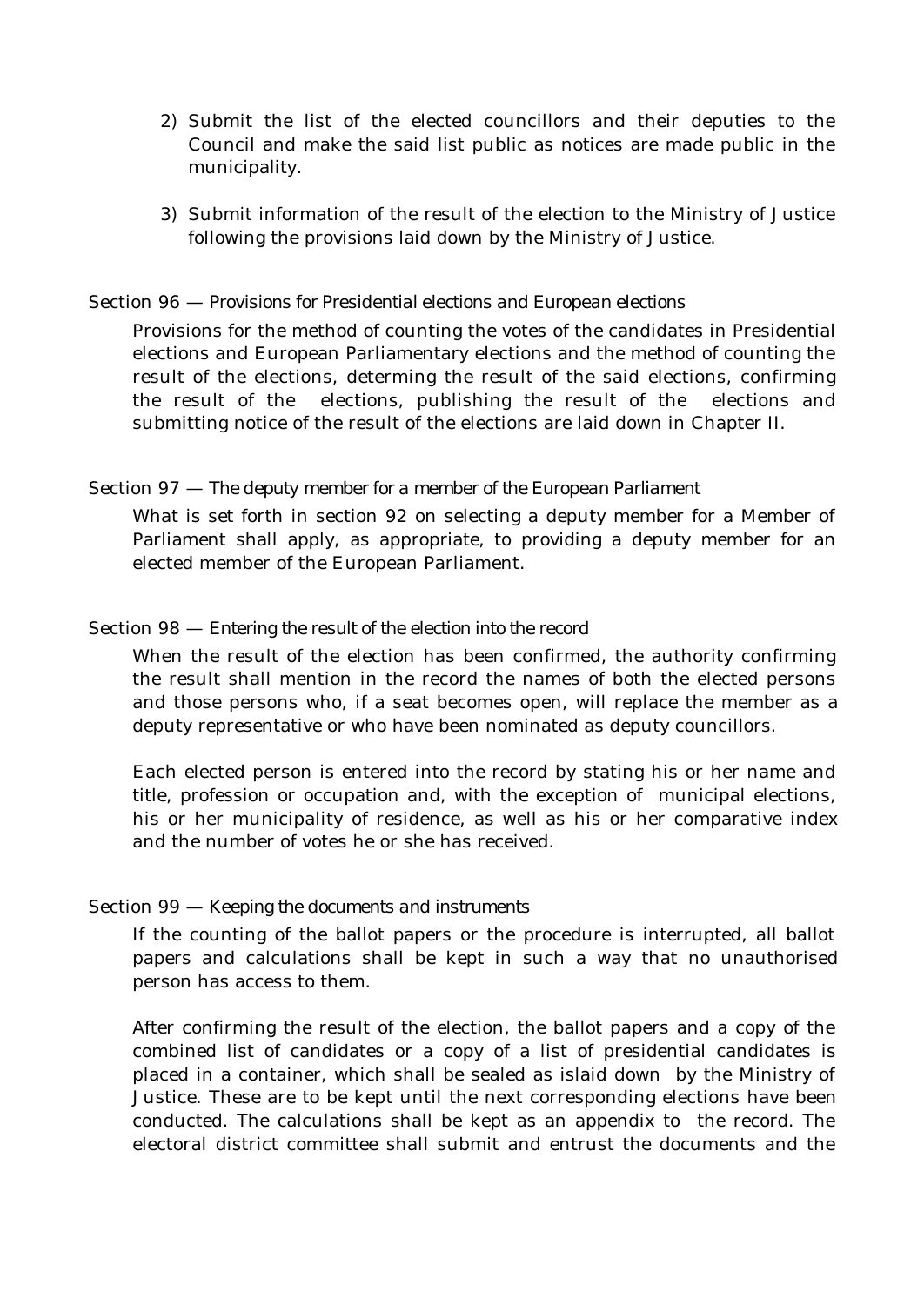2) Submit the list of the elected councillors and their deputies to the Council and make the said list public as notices are made public in the municipality.

3) Submit information of the result of the election to the Ministry of Justice following the provisions laid down by the Ministry of Justice.

### Section 96 — Provisions for Presidential elections and European elections

Provisions for the method of counting the votes of the candidates in Presidential elections and European Parliamentary elections and the method of counting the result of the elections, determing the result of the said elections, confirming the result of the elections, publishing the result of the elections and submitting notice of the result of the elections are laid down in Chapter II.

### Section 97 — The deputy member for a member of the European Parliament

What is set forth in section 92 on selecting a deputy member for a Member of Parliament shall apply, as appropriate, to providing a deputy member for an elected member of the European Parliament.

### Section 98 — Entering the result of the election into the record

When the result of the election has been confirmed, the authority confirming the result shall mention in the record the names of both the elected persons and those persons who, if a seat becomes open, will replace the member as a deputy representative or who have been nominated as deputy councillors.

Each elected person is entered into the record by stating his or her name and title, profession or occupation and, with the exception of municipal elections, his or her municipality of residence, as well as his or her comparative index and the number of votes he or she has received.

### Section 99 — Keeping the documents and instruments

If the counting of the ballot papers or the procedure is interrupted, all ballot papers and calculations shall be kept in such a way that no unauthorised person has access to them.

After confirming the result of the election, the ballot papers and a copy of the combined list of candidates or a copy of a list of presidential candidates is placed in a container, which shall be sealed as islaid down by the Ministry of Justice. These are to be kept until the next corresponding elections have been conducted. The calculations shall be kept as an appendix to the record. The electoral district committee shall submit and entrust the documents and the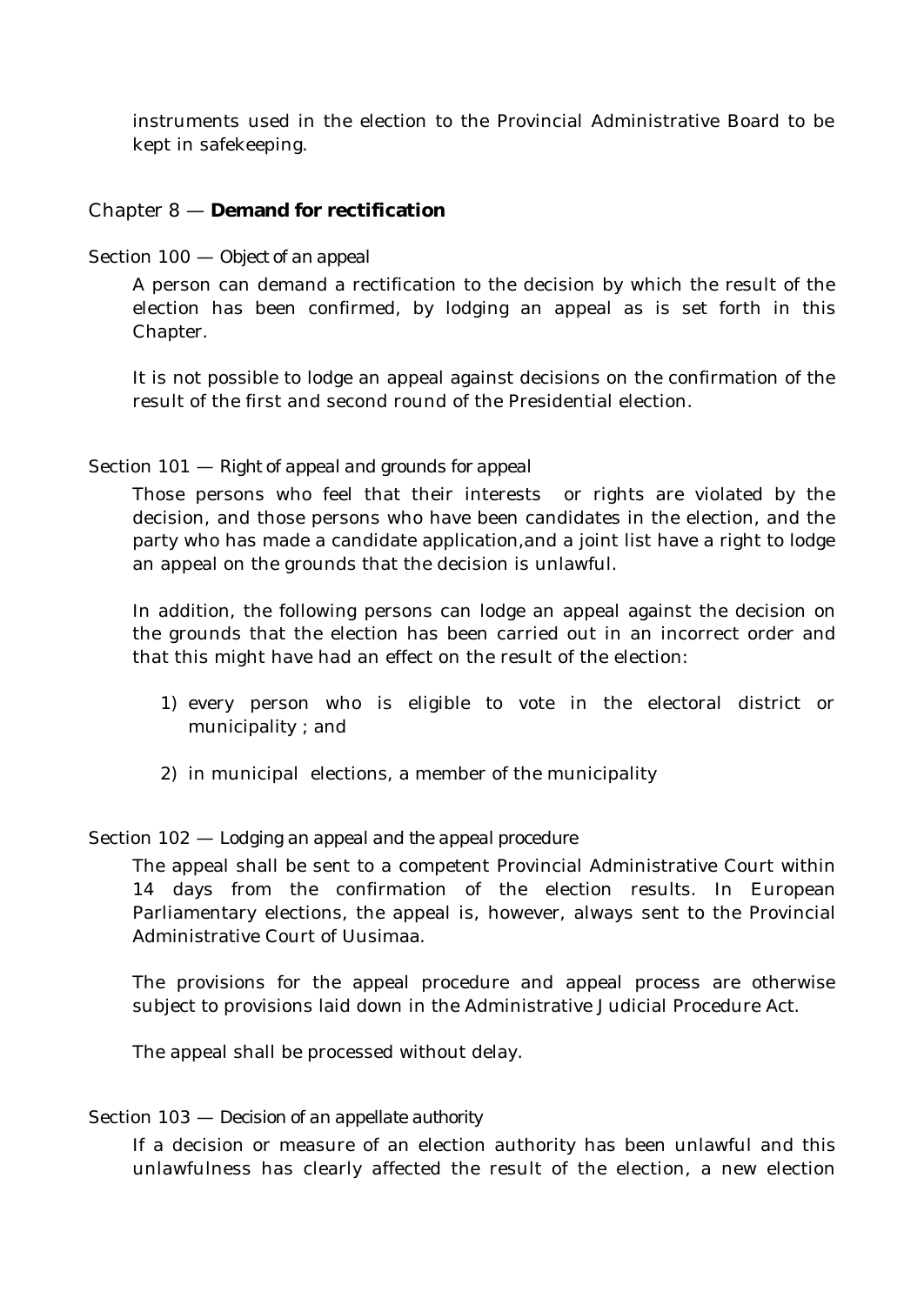instruments used in the election to the Provincial Administrative Board to be kept in safekeeping.

## Chapter 8 — **Demand for rectification**

### Section 100 — Object of an appeal

A person can demand a rectification to the decision by which the result of the election has been confirmed, by lodging an appeal as is set forth in this Chapter.

It is not possible to lodge an appeal against decisions on the confirmation of the result of the first and second round of the Presidential election.

### Section 101 — Right of appeal and grounds for appeal

Those persons who feel that their interests or rights are violated by the decision, and those persons who have been candidates in the election, and the party who has made a candidate application,and a joint list have a right to lodge an appeal on the grounds that the decision is unlawful.

In addition, the following persons can lodge an appeal against the decision on the grounds that the election has been carried out in an incorrect order and that this might have had an effect on the result of the election:

1) every person who is eligible to vote in the electoral district or municipality ; and
2) in municipal elections, a member of the municipality

### Section 102 — Lodging an appeal and the appeal procedure

The appeal shall be sent to a competent Provincial Administrative Court within 14 days from the confirmation of the election results. In European Parliamentary elections, the appeal is, however, always sent to the Provincial Administrative Court of Uusimaa.

The provisions for the appeal procedure and appeal process are otherwise subject to provisions laid down in the Administrative Judicial Procedure Act.

The appeal shall be processed without delay.

### Section 103 — Decision of an appellate authority

If a decision or measure of an election authority has been unlawful and this unlawfulness has clearly affected the result of the election, a new election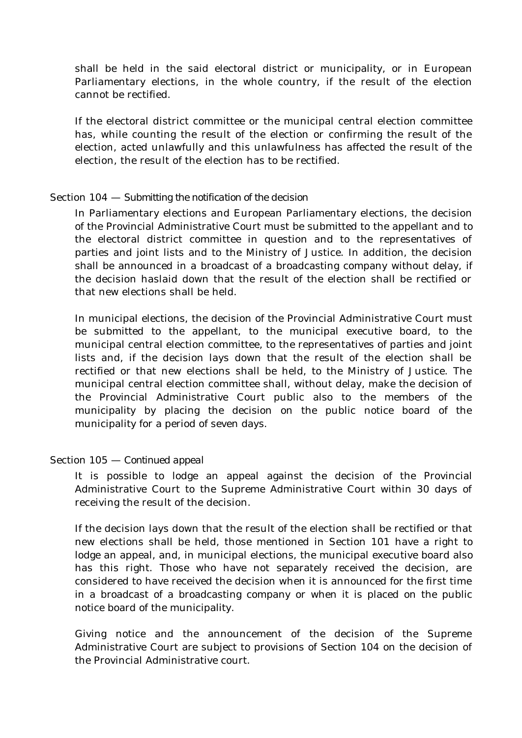shall be held in the said electoral district or municipality, or in European Parliamentary elections, in the whole country, if the result of the election cannot be rectified.

If the electoral district committee or the municipal central election committee has, while counting the result of the election or confirming the result of the election, acted unlawfully and this unlawfulness has affected the result of the election, the result of the election has to be rectified.

### Section 104 — Submitting the notification of the decision

In Parliamentary elections and European Parliamentary elections, the decision of the Provincial Administrative Court must be submitted to the appellant and to the electoral district committee in question and to the representatives of parties and joint lists and to the Ministry of Justice. In addition, the decision shall be announced in a broadcast of a broadcasting company without delay, if the decision haslaid down that the result of the election shall be rectified or that new elections shall be held.

In municipal elections, the decision of the Provincial Administrative Court must be submitted to the appellant, to the municipal executive board, to the municipal central election committee, to the representatives of parties and joint lists and, if the decision lays down that the result of the election shall be rectified or that new elections shall be held, to the Ministry of Justice. The municipal central election committee shall, without delay, make the decision of the Provincial Administrative Court public also to the members of the municipality by placing the decision on the public notice board of the municipality for a period of seven days.

### Section 105 — Continued appeal

It is possible to lodge an appeal against the decision of the Provincial Administrative Court to the Supreme Administrative Court within 30 days of receiving the result of the decision.

If the decision lays down that the result of the election shall be rectified or that new elections shall be held, those mentioned in Section 101 have a right to lodge an appeal, and, in municipal elections, the municipal executive board also has this right. Those who have not separately received the decision, are considered to have received the decision when it is announced for the first time in a broadcast of a broadcasting company or when it is placed on the public notice board of the municipality.

Giving notice and the announcement of the decision of the Supreme Administrative Court are subject to provisions of Section 104 on the decision of the Provincial Administrative court.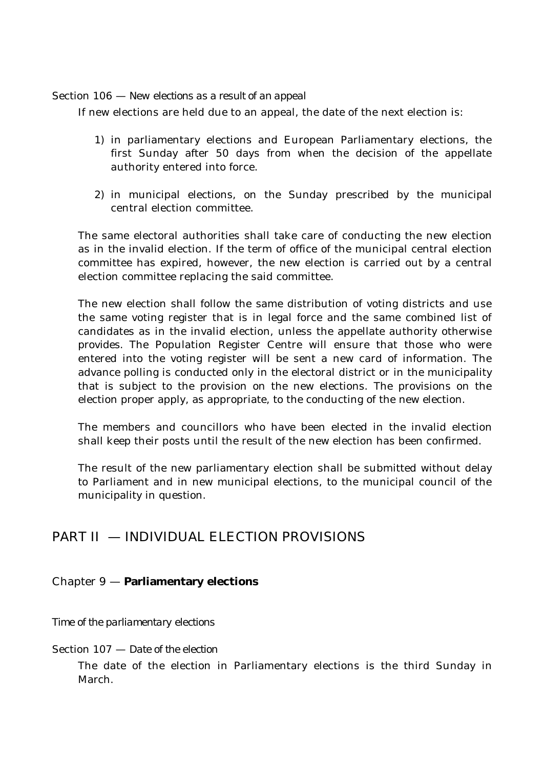Section 106 — *New elections as a result of an appeal*

If new elections are held due to an appeal, the date of the next election is:

1) in parliamentary elections and European Parliamentary elections, the first Sunday after 50 days from when the decision of the appellate authority entered into force.

2) in municipal elections, on the Sunday prescribed by the municipal central election committee.

The same electoral authorities shall take care of conducting the new election as in the invalid election. If the term of office of the municipal central election committee has expired, however, the new election is carried out by a central election committee replacing the said committee.

The new election shall follow the same distribution of voting districts and use the same voting register that is in legal force and the same combined list of candidates as in the invalid election, unless the appellate authority otherwise provides. The Population Register Centre will ensure that those who were entered into the voting register will be sent a new card of information. The advance polling is conducted only in the electoral district or in the municipality that is subject to the provision on the new elections. The provisions on the election proper apply, as appropriate, to the conducting of the new election.

The members and councillors who have been elected in the invalid election shall keep their posts until the result of the new election has been confirmed.

The result of the new parliamentary election shall be submitted without delay to Parliament and in new municipal elections, to the municipal council of the municipality in question.

# PART II — INDIVIDUAL ELECTION PROVISIONS

## Chapter 9 — **Parliamentary elections**

*Time of the parliamentary elections*

Section 107 — *Date of the election*

The date of the election in Parliamentary elections is the third Sunday in March.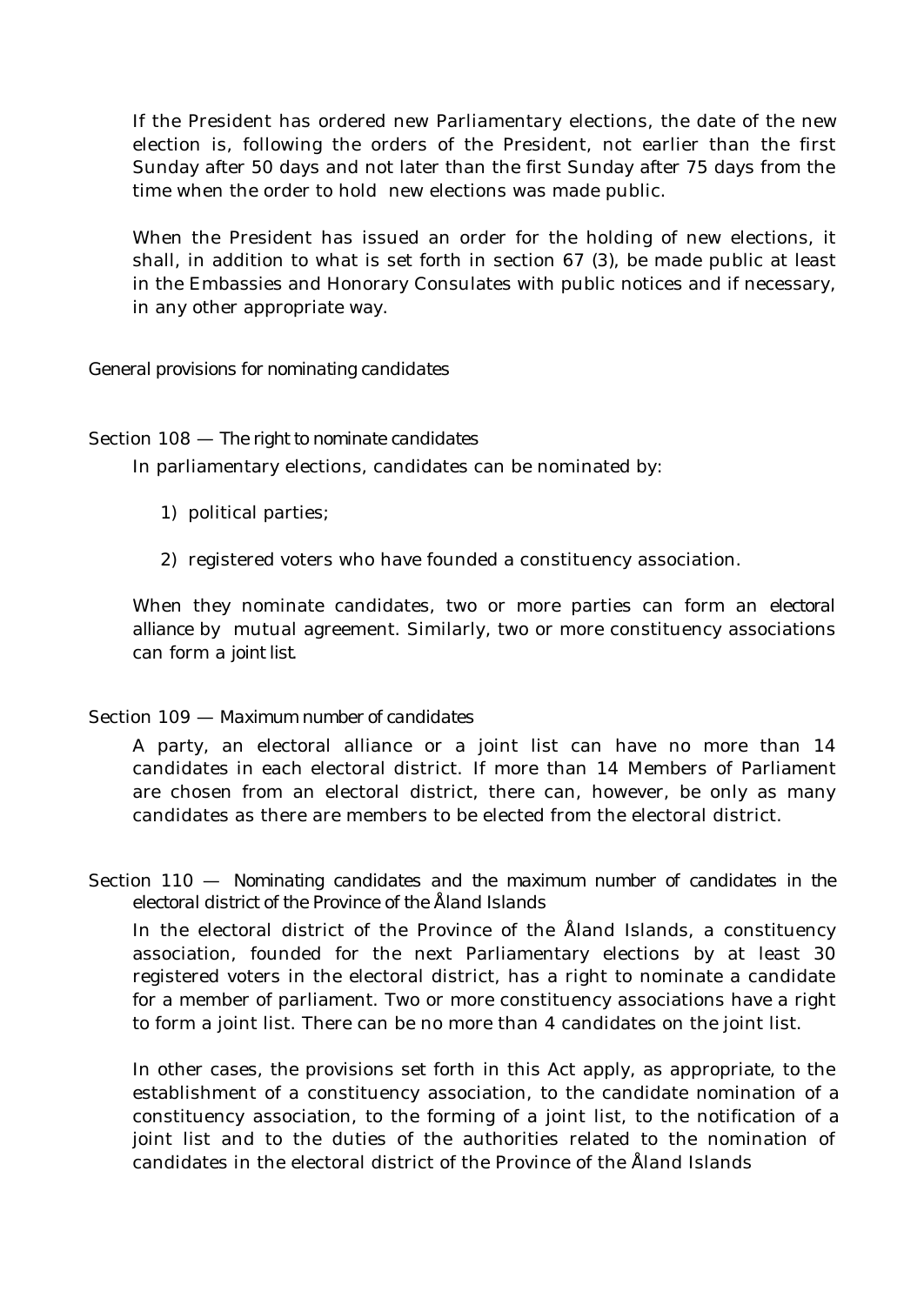If the President has ordered new Parliamentary elections, the date of the new election is, following the orders of the President, not earlier than the first Sunday after 50 days and not later than the first Sunday after 75 days from the time when the order to hold new elections was made public.

When the President has issued an order for the holding of new elections, it shall, in addition to what is set forth in section 67 (3), be made public at least in the Embassies and Honorary Consulates with public notices and if necessary, in any other appropriate way.

### General provisions for nominating candidates

#### Section 108 — *The right to nominate candidates*

In parliamentary elections, candidates can be nominated by:

1) political parties;

2) registered voters who have founded a constituency association.

When they nominate candidates, two or more parties can form an *electoral alliance* by mutual agreement. Similarly, two or more constituency associations can form a *joint list*.

#### Section 109 — *Maximum number of candidates*

A party, an electoral alliance or a joint list can have no more than 14 candidates in each electoral district. If more than 14 Members of Parliament are chosen from an electoral district, there can, however, be only as many candidates as there are members to be elected from the electoral district.

#### Section 110 — *Nominating candidates and the maximum number of candidates in the electoral district of the Province of the Åland Islands*

In the electoral district of the Province of the Åland Islands, a constituency association, founded for the next Parliamentary elections by at least 30 registered voters in the electoral district, has a right to nominate a candidate for a member of parliament. Two or more constituency associations have a right to form a joint list. There can be no more than 4 candidates on the joint list.

In other cases, the provisions set forth in this Act apply, as appropriate, to the establishment of a constituency association, to the candidate nomination of a constituency association, to the forming of a joint list, to the notification of a joint list and to the duties of the authorities related to the nomination of candidates in the electoral district of the Province of the Åland Islands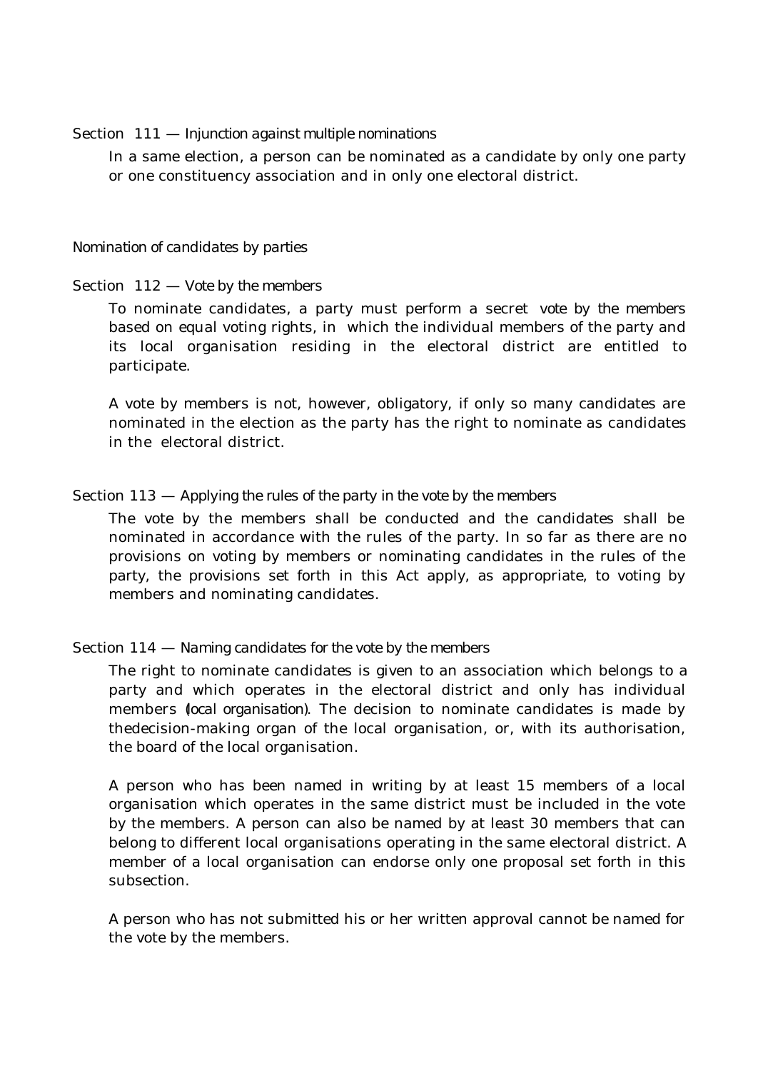### Section 111 — Injunction against multiple nominations

In a same election, a person can be nominated as a candidate by only one party or one constituency association and in only one electoral district.

## Nomination of candidates by parties

### Section 112 — Vote by the members

To nominate candidates, a party must perform a secret vote by the members based on equal voting rights, in which the individual members of the party and its local organisation residing in the electoral district are entitled to participate.

A vote by members is not, however, obligatory, if only so many candidates are nominated in the election as the party has the right to nominate as candidates in the electoral district.

### Section 113 — Applying the rules of the party in the vote by the members

The vote by the members shall be conducted and the candidates shall be nominated in accordance with the rules of the party. In so far as there are no provisions on voting by members or nominating candidates in the rules of the party, the provisions set forth in this Act apply, as appropriate, to voting by members and nominating candidates.

### Section 114 — Naming candidates for the vote by the members

The right to nominate candidates is given to an association which belongs to a party and which operates in the electoral district and only has individual members (*local organisation*). The decision to nominate candidates is made by thedecision-making organ of the local organisation, or, with its authorisation, the board of the local organisation.

A person who has been named in writing by at least 15 members of a local organisation which operates in the same district must be included in the vote by the members. A person can also be named by at least 30 members that can belong to different local organisations operating in the same electoral district. A member of a local organisation can endorse only one proposal set forth in this subsection.

A person who has not submitted his or her written approval cannot be named for the vote by the members.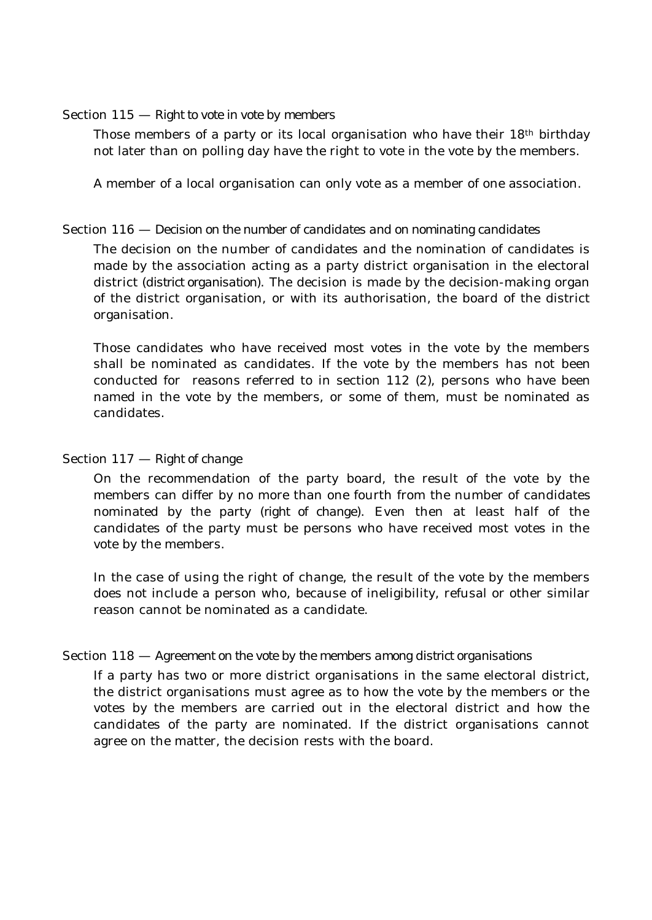Section 115 — *Right to vote in vote by members*

Those members of a party or its local organisation who have their 18th birthday not later than on polling day have the right to vote in the vote by the members.

A member of a local organisation can only vote as a member of one association.

Section 116 — *Decision on the number of candidates and on nominating candidates*

The decision on the number of candidates and the nomination of candidates is made by the association acting as a party district organisation in the electoral district (*district organisation*). The decision is made by the decision-making organ of the district organisation, or with its authorisation, the board of the district organisation.

Those candidates who have received most votes in the vote by the members shall be nominated as candidates. If the vote by the members has not been conducted for reasons referred to in section 112 (2), persons who have been named in the vote by the members, or some of them, must be nominated as candidates.

Section 117 — *Right of change*

On the recommendation of the party board, the result of the vote by the members can differ by no more than one fourth from the number of candidates nominated by the party (*right of change*). Even then at least half of the candidates of the party must be persons who have received most votes in the vote by the members.

In the case of using the right of change, the result of the vote by the members does not include a person who, because of ineligibility, refusal or other similar reason cannot be nominated as a candidate.

Section 118 — *Agreement on the vote by the members among district organisations*

If a party has two or more district organisations in the same electoral district, the district organisations must agree as to how the vote by the members or the votes by the members are carried out in the electoral district and how the candidates of the party are nominated. If the district organisations cannot agree on the matter, the decision rests with the board.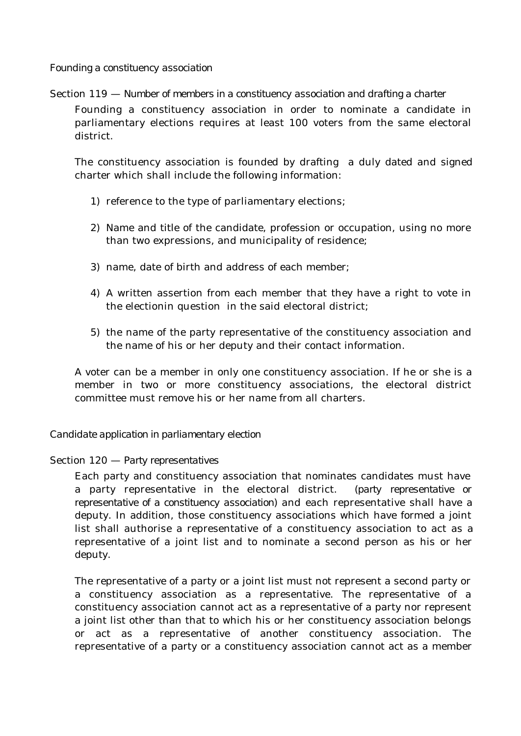## Founding a constituency association

### Section 119 — Number of members in a constituency association and drafting a charter

Founding a constituency association in order to nominate a candidate in parliamentary elections requires at least 100 voters from the same electoral district.

The constituency association is founded by drafting a duly dated and signed charter which shall include the following information:

1) reference to the type of parliamentary elections;
2) Name and title of the candidate, profession or occupation, using no more than two expressions, and municipality of residence;
3) name, date of birth and address of each member;
4) A written assertion from each member that they have a right to vote in the electionin question in the said electoral district;
5) the name of the party representative of the constituency association and the name of his or her deputy and their contact information.

A voter can be a member in only one constituency association. If he or she is a member in two or more constituency associations, the electoral district committee must remove his or her name from all charters.

## Candidate application in parliamentary election

### Section 120 — Party representatives

Each party and constituency association that nominates candidates must have a party representative in the electoral district. (party representative or representative of a constituency association) and each representative shall have a deputy. In addition, those constituency associations which have formed a joint list shall authorise a representative of a constituency association to act as a representative of a joint list and to nominate a second person as his or her deputy.

The representative of a party or a joint list must not represent a second party or a constituency association as a representative. The representative of a constituency association cannot act as a representative of a party nor represent a joint list other than that to which his or her constituency association belongs or act as a representative of another constituency association. The representative of a party or a constituency association cannot act as a member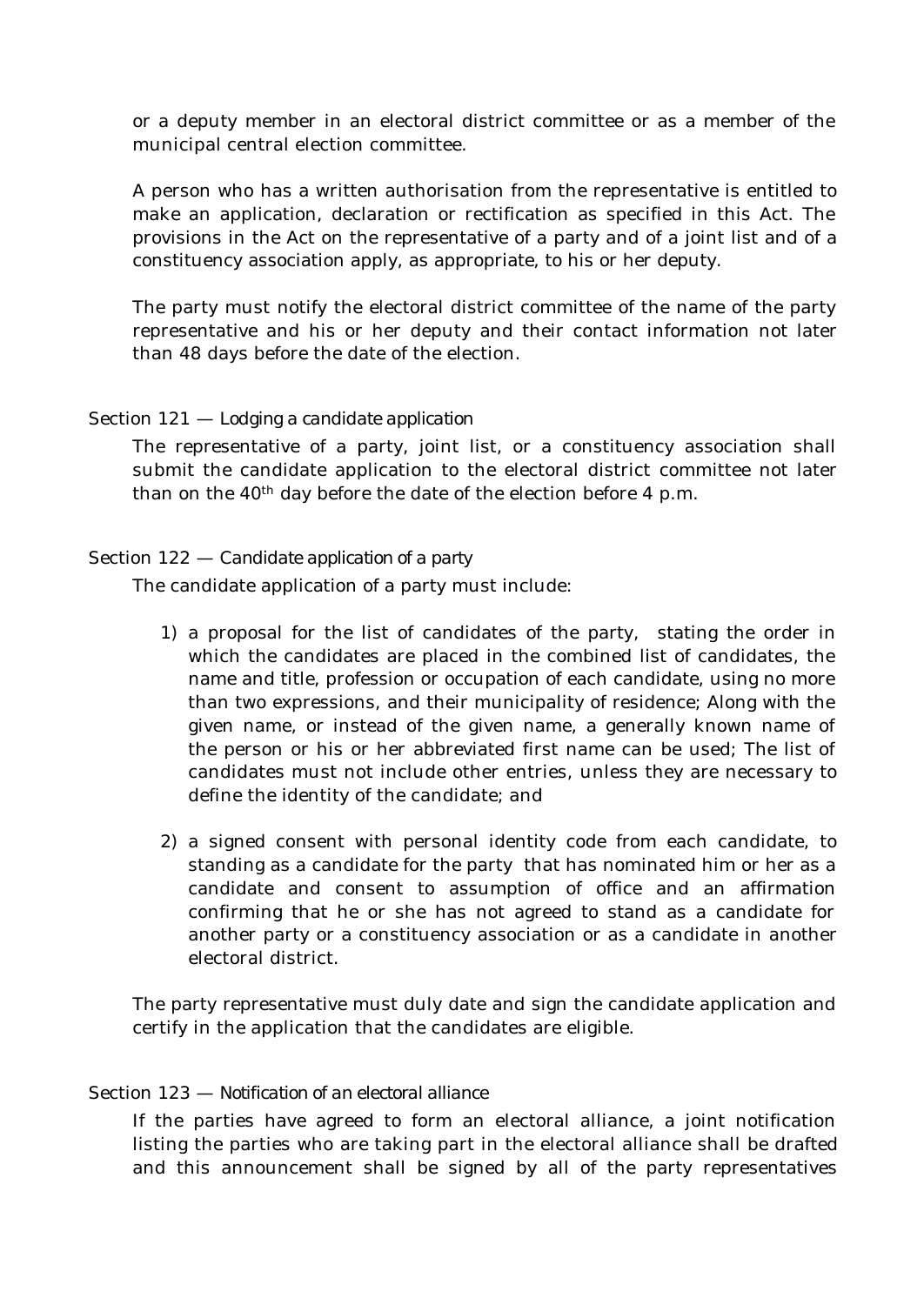or a deputy member in an electoral district committee or as a member of the municipal central election committee.

A person who has a written authorisation from the representative is entitled to make an application, declaration or rectification as specified in this Act. The provisions in the Act on the representative of a party and of a joint list and of a constituency association apply, as appropriate, to his or her deputy.

The party must notify the electoral district committee of the name of the party representative and his or her deputy and their contact information not later than 48 days before the date of the election.

### Section 121 — Lodging a candidate application

The representative of a party, joint list, or a constituency association shall submit the candidate application to the electoral district committee not later than on the 40th day before the date of the election before 4 p.m.

### Section 122 — Candidate application of a party

The candidate application of a party must include:

1) a proposal for the list of candidates of the party, stating the order in which the candidates are placed in the combined list of candidates, the name and title, profession or occupation of each candidate, using no more than two expressions, and their municipality of residence; Along with the given name, or instead of the given name, a generally known name of the person or his or her abbreviated first name can be used; The list of candidates must not include other entries, unless they are necessary to define the identity of the candidate; and

2) a signed consent with personal identity code from each candidate, to standing as a candidate for the party that has nominated him or her as a candidate and consent to assumption of office and an affirmation confirming that he or she has not agreed to stand as a candidate for another party or a constituency association or as a candidate in another electoral district.

The party representative must duly date and sign the candidate application and certify in the application that the candidates are eligible.

### Section 123 — Notification of an electoral alliance

If the parties have agreed to form an electoral alliance, a joint notification listing the parties who are taking part in the electoral alliance shall be drafted and this announcement shall be signed by all of the party representatives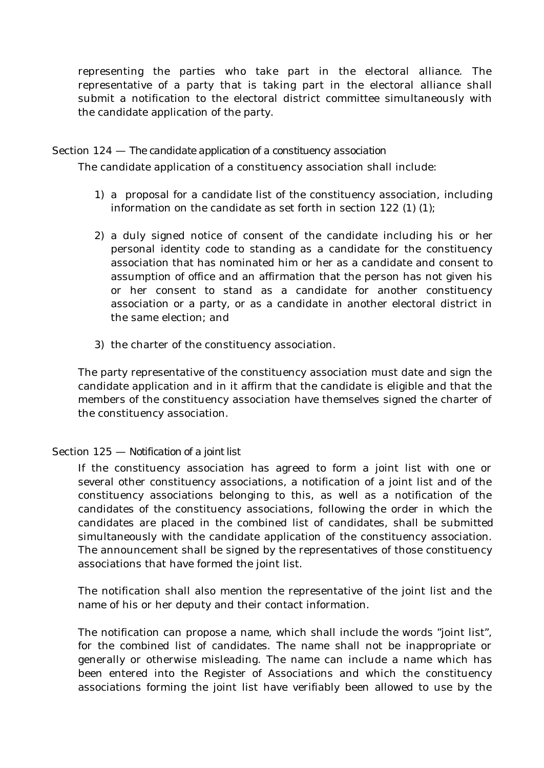representing the parties who take part in the electoral alliance. The representative of a party that is taking part in the electoral alliance shall submit a notification to the electoral district committee simultaneously with the candidate application of the party.

### Section 124 — *The candidate application of a constituency association*

The candidate application of a constituency association shall include:

1) a proposal for a candidate list of the constituency association, including information on the candidate as set forth in section 122 (1) (1);

2) a duly signed notice of consent of the candidate including his or her personal identity code to standing as a candidate for the constituency association that has nominated him or her as a candidate and consent to assumption of office and an affirmation that the person has not given his or her consent to stand as a candidate for another constituency association or a party, or as a candidate in another electoral district in the same election; and

3) the charter of the constituency association.

The party representative of the constituency association must date and sign the candidate application and in it affirm that the candidate is eligible and that the members of the constituency association have themselves signed the charter of the constituency association.

### Section 125 — *Notification of a joint list*

If the constituency association has agreed to form a joint list with one or several other constituency associations, a notification of a joint list and of the constituency associations belonging to this, as well as a notification of the candidates of the constituency associations, following the order in which the candidates are placed in the combined list of candidates, shall be submitted simultaneously with the candidate application of the constituency association. The announcement shall be signed by the representatives of those constituency associations that have formed the joint list.

The notification shall also mention the representative of the joint list and the name of his or her deputy and their contact information.

The notification can propose a name, which shall include the words "joint list", for the combined list of candidates. The name shall not be inappropriate or generally or otherwise misleading. The name can include a name which has been entered into the Register of Associations and which the constituency associations forming the joint list have verifiably been allowed to use by the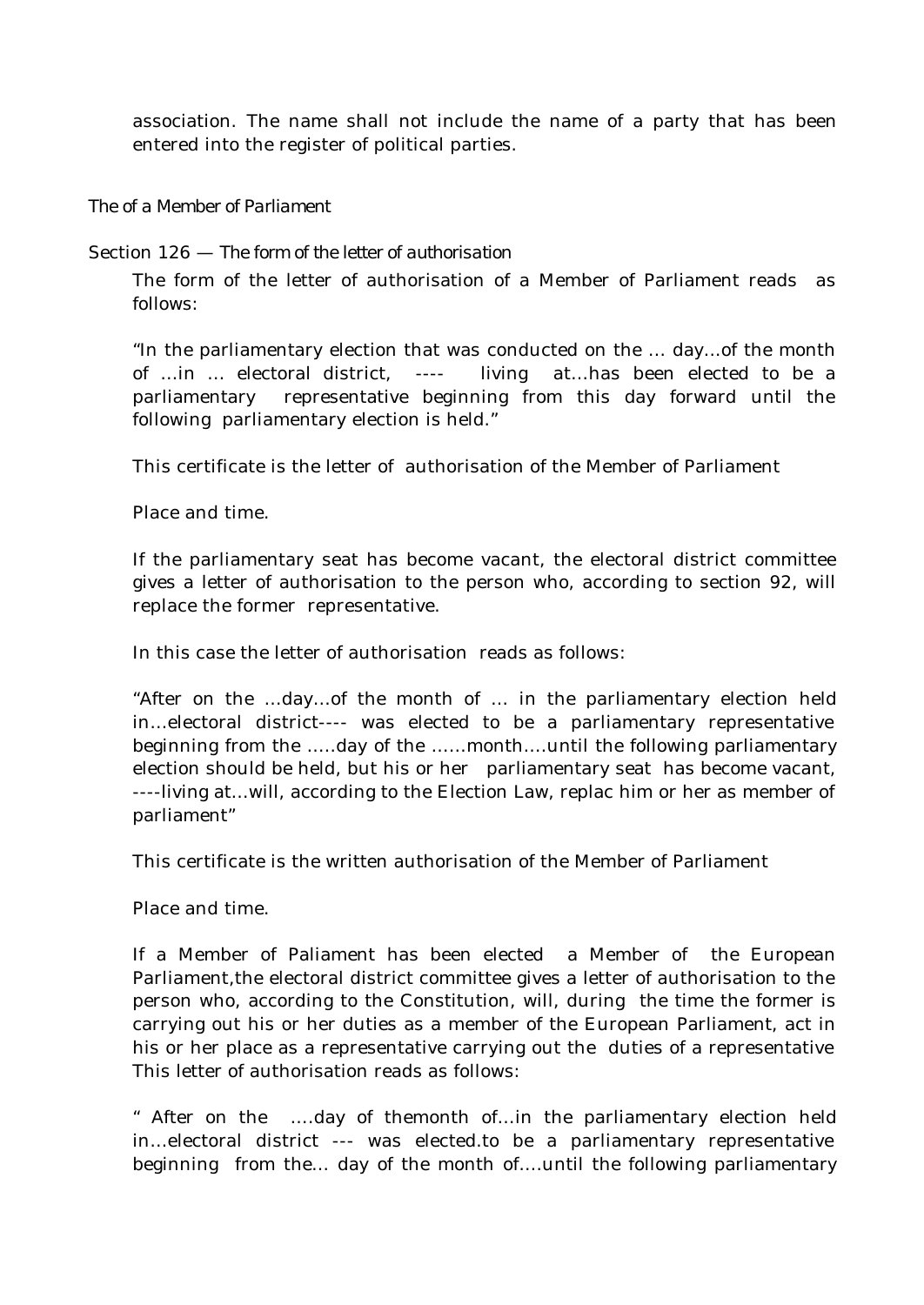association. The name shall not include the name of a party that has been entered into the register of political parties.

The of a Member of Parliament

Section 126 — The form of the letter of authorisation

The form of the letter of authorisation of a Member of Parliament reads as follows:

"In the parliamentary election that was conducted on the ... day...of the month of ...in ... electoral district, ---- living at...has been elected to be a parliamentary representative beginning from this day forward until the following parliamentary election is held."

This certificate is the letter of authorisation of the Member of Parliament

Place and time.

If the parliamentary seat has become vacant, the electoral district committee gives a letter of authorisation to the person who, according to section 92, will replace the former representative.

In this case the letter of authorisation reads as follows:

"After on the ...day...of the month of ... in the parliamentary election held in...electoral district---- was elected to be a parliamentary representative beginning from the .....day of the ......month....until the following parliamentary election should be held, but his or her parliamentary seat has become vacant, ----living at...will, according to the Election Law, replac him or her as member of parliament"

This certificate is the written authorisation of the Member of Parliament

Place and time.

If a Member of Paliament has been elected a Member of the European Parliament,the electoral district committee gives a letter of authorisation to the person who, according to the Constitution, will, during the time the former is carrying out his or her duties as a member of the European Parliament, act in his or her place as a representative carrying out the duties of a representative This letter of authorisation reads as follows:

" After on the ....day of themonth of...in the parliamentary election held in...electoral district --- was elected.to be a parliamentary representative beginning from the... day of the month of....until the following parliamentary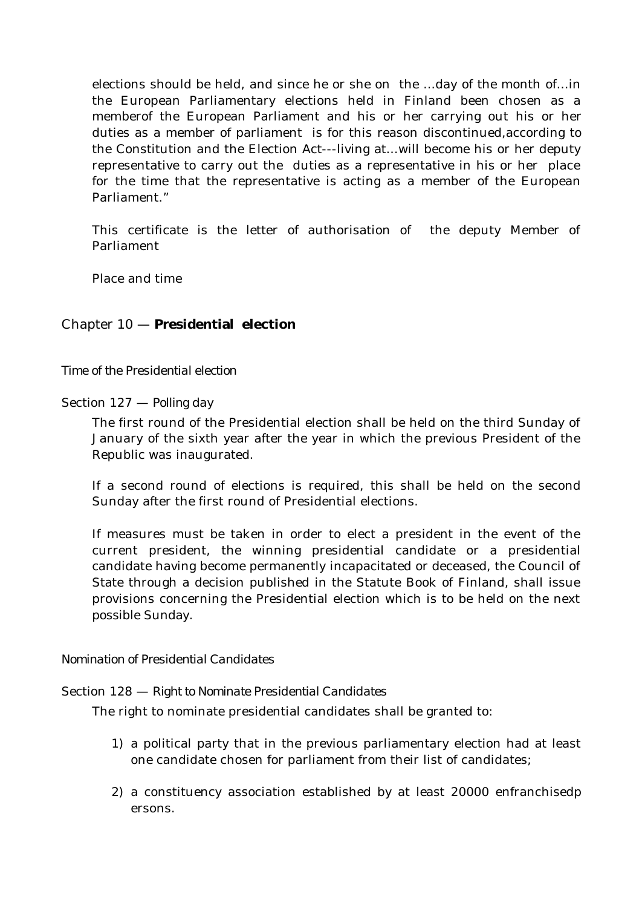elections should be held, and since he or she on the ...day of the month of...in the European Parliamentary elections held in Finland been chosen as a memberof the European Parliament and his or her carrying out his or her duties as a member of parliament is for this reason discontinued,according to the Constitution and the Election Act---living at...will become his or her deputy representative to carry out the duties as a representative in his or her place for the time that the representative is acting as a member of the European Parliament."

This certificate is the letter of authorisation of the deputy Member of Parliament

Place and time

## Chapter 10 — **Presidential election**

### Time of the Presidential election

#### Section 127 — Polling day

The first round of the Presidential election shall be held on the third Sunday of January of the sixth year after the year in which the previous President of the Republic was inaugurated.

If a second round of elections is required, this shall be held on the second Sunday after the first round of Presidential elections.

If measures must be taken in order to elect a president in the event of the current president, the winning presidential candidate or a presidential candidate having become permanently incapacitated or deceased, the Council of State through a decision published in the Statute Book of Finland, shall issue provisions concerning the Presidential election which is to be held on the next possible Sunday.

### Nomination of Presidential Candidates

#### Section 128 — Right to Nominate Presidential Candidates

The right to nominate presidential candidates shall be granted to:

1) a political party that in the previous parliamentary election had at least one candidate chosen for parliament from their list of candidates;

2) a constituency association established by at least 20000 enfranchisedp ersons.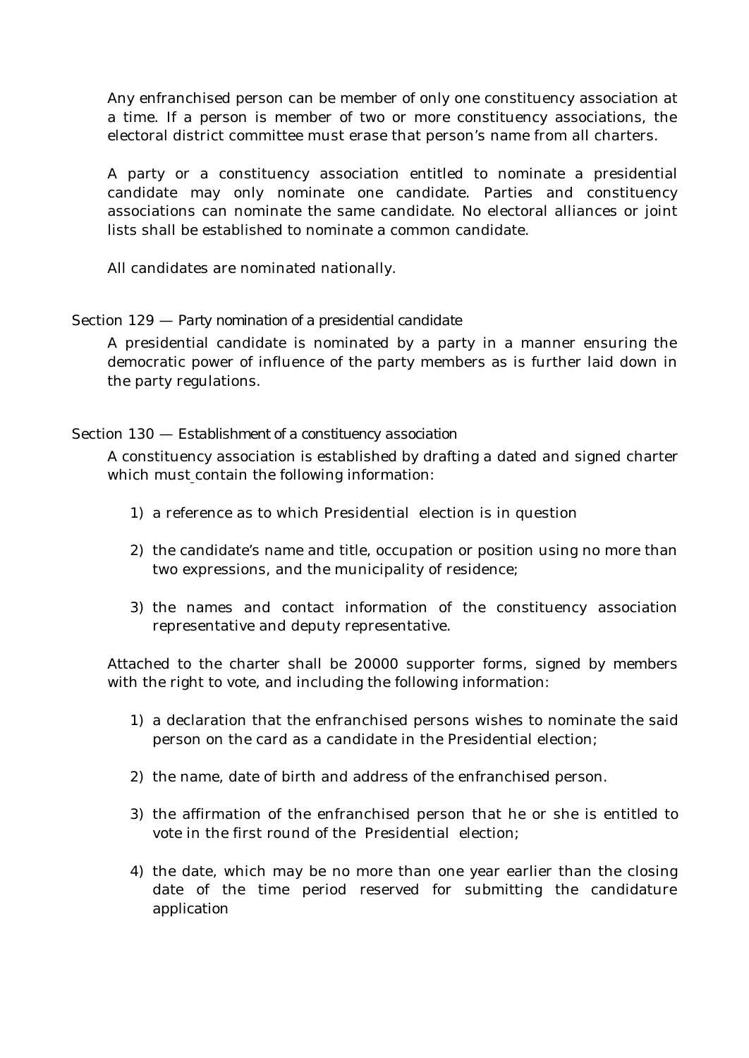Any enfranchised person can be member of only one constituency association at a time. If a person is member of two or more constituency associations, the electoral district committee must erase that person's name from all charters.

A party or a constituency association entitled to nominate a presidential candidate may only nominate one candidate. Parties and constituency associations can nominate the same candidate. No electoral alliances or joint lists shall be established to nominate a common candidate.

All candidates are nominated nationally.

### Section 129 — Party nomination of a presidential candidate

A presidential candidate is nominated by a party in a manner ensuring the democratic power of influence of the party members as is further laid down in the party regulations.

### Section 130 — Establishment of a constituency association

A constituency association is established by drafting a dated and signed charter which must contain the following information:

1) a reference as to which Presidential election is in question
2) the candidate's name and title, occupation or position using no more than two expressions, and the municipality of residence;
3) the names and contact information of the constituency association representative and deputy representative.

Attached to the charter shall be 20000 supporter forms, signed by members with the right to vote, and including the following information:

1) a declaration that the enfranchised persons wishes to nominate the said person on the card as a candidate in the Presidential election;
2) the name, date of birth and address of the enfranchised person.
3) the affirmation of the enfranchised person that he or she is entitled to vote in the first round of the Presidential election;
4) the date, which may be no more than one year earlier than the closing date of the time period reserved for submitting the candidature application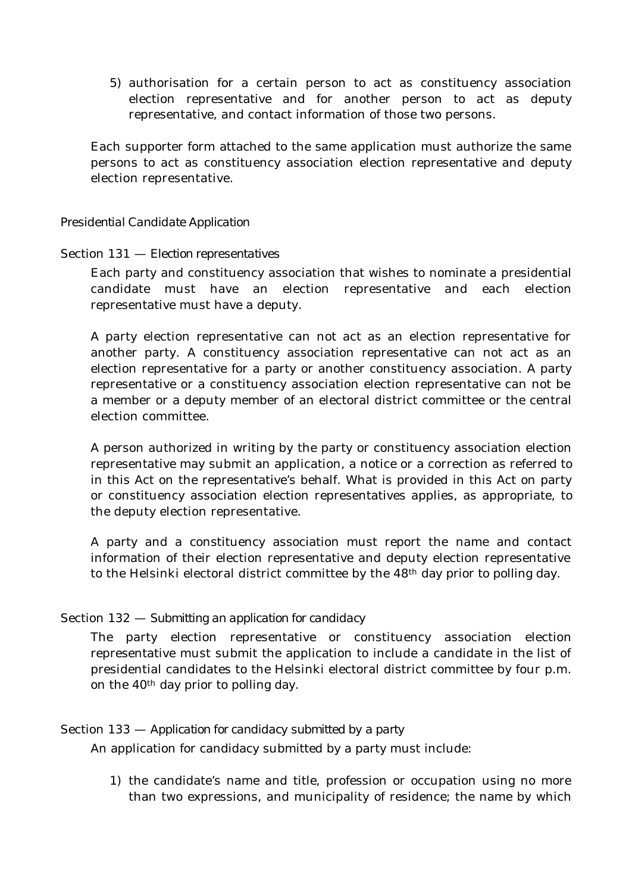5) authorisation for a certain person to act as constituency association election representative and for another person to act as deputy representative, and contact information of those two persons.

Each supporter form attached to the same application must authorize the same persons to act as constituency association election representative and deputy election representative.

### Presidential Candidate Application

#### Section 131 — Election representatives

Each party and constituency association that wishes to nominate a presidential candidate must have an election representative and each election representative must have a deputy.

A party election representative can not act as an election representative for another party. A constituency association representative can not act as an election representative for a party or another constituency association. A party representative or a constituency association election representative can not be a member or a deputy member of an electoral district committee or the central election committee.

A person authorized in writing by the party or constituency association election representative may submit an application, a notice or a correction as referred to in this Act on the representative's behalf. What is provided in this Act on party or constituency association election representatives applies, as appropriate, to the deputy election representative.

A party and a constituency association must report the name and contact information of their election representative and deputy election representative to the Helsinki electoral district committee by the 48th day prior to polling day.

#### Section 132 — Submitting an application for candidacy

The party election representative or constituency association election representative must submit the application to include a candidate in the list of presidential candidates to the Helsinki electoral district committee by four p.m. on the 40th day prior to polling day.

#### Section 133 — Application for candidacy submitted by a party

An application for candidacy submitted by a party must include:

1) the candidate's name and title, profession or occupation using no more than two expressions, and municipality of residence; the name by which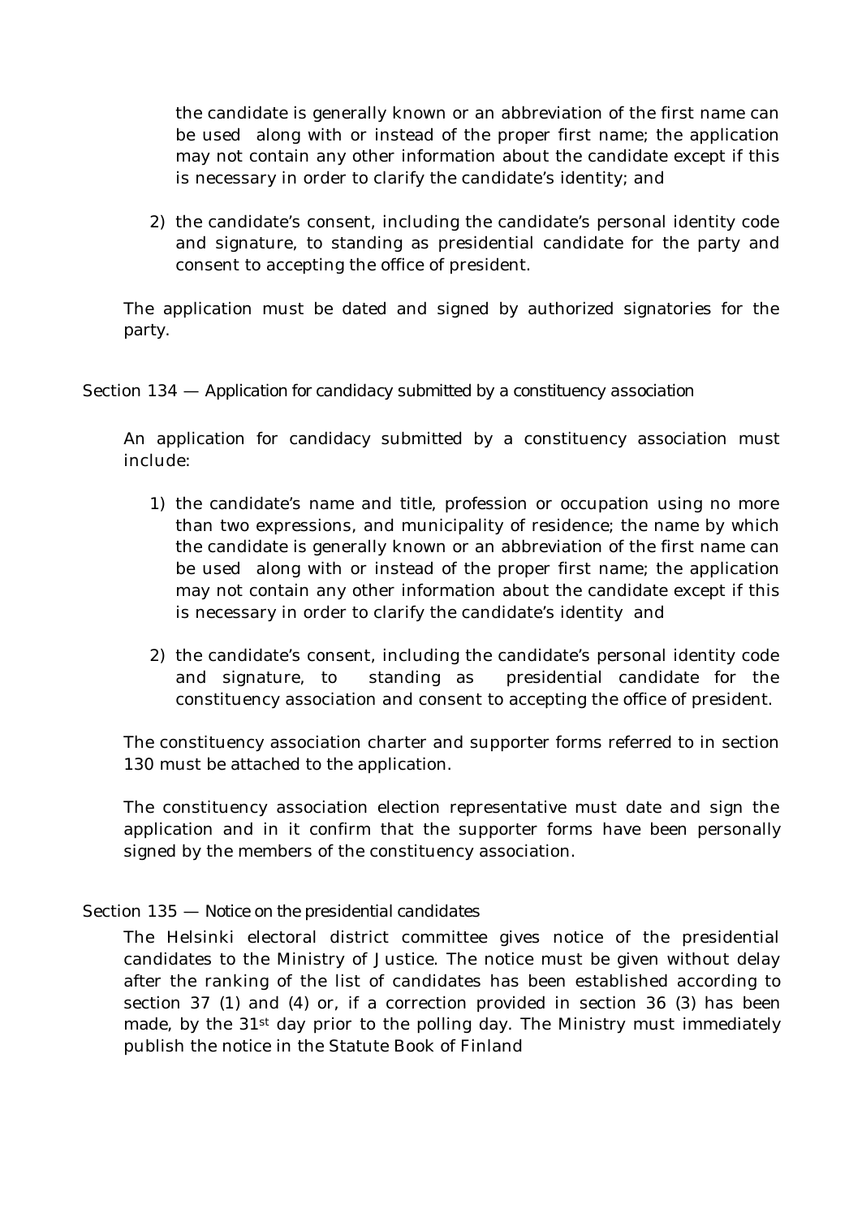the candidate is generally known or an abbreviation of the first name can be used along with or instead of the proper first name; the application may not contain any other information about the candidate except if this is necessary in order to clarify the candidate's identity; and

2) the candidate's consent, including the candidate's personal identity code and signature, to standing as presidential candidate for the party and consent to accepting the office of president.

The application must be dated and signed by authorized signatories for the party.

### Section 134 — Application for candidacy submitted by a constituency association

An application for candidacy submitted by a constituency association must include:

1) the candidate's name and title, profession or occupation using no more than two expressions, and municipality of residence; the name by which the candidate is generally known or an abbreviation of the first name can be used along with or instead of the proper first name; the application may not contain any other information about the candidate except if this is necessary in order to clarify the candidate's identity and

2) the candidate's consent, including the candidate's personal identity code and signature, to standing as presidential candidate for the constituency association and consent to accepting the office of president.

The constituency association charter and supporter forms referred to in section 130 must be attached to the application.

The constituency association election representative must date and sign the application and in it confirm that the supporter forms have been personally signed by the members of the constituency association.

### Section 135 — Notice on the presidential candidates

The Helsinki electoral district committee gives notice of the presidential candidates to the Ministry of Justice. The notice must be given without delay after the ranking of the list of candidates has been established according to section 37 (1) and (4) or, if a correction provided in section 36 (3) has been made, by the 31st day prior to the polling day. The Ministry must immediately publish the notice in the Statute Book of Finland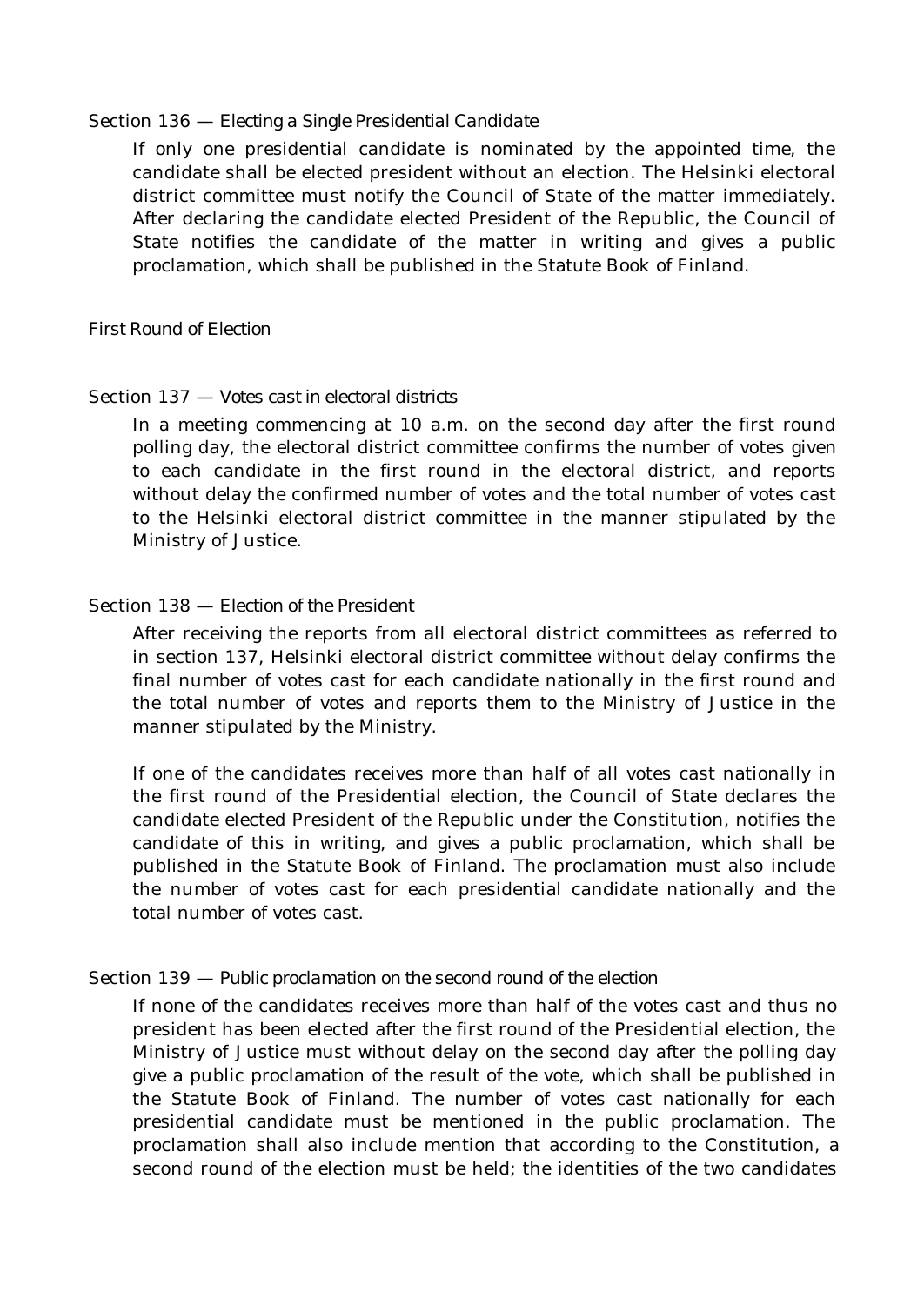### Section 136 — Electing a Single Presidential Candidate

If only one presidential candidate is nominated by the appointed time, the candidate shall be elected president without an election. The Helsinki electoral district committee must notify the Council of State of the matter immediately. After declaring the candidate elected President of the Republic, the Council of State notifies the candidate of the matter in writing and gives a public proclamation, which shall be published in the Statute Book of Finland.

## First Round of Election

### Section 137 — Votes cast in electoral districts

In a meeting commencing at 10 a.m. on the second day after the first round polling day, the electoral district committee confirms the number of votes given to each candidate in the first round in the electoral district, and reports without delay the confirmed number of votes and the total number of votes cast to the Helsinki electoral district committee in the manner stipulated by the Ministry of Justice.

### Section 138 — Election of the President

After receiving the reports from all electoral district committees as referred to in section 137, Helsinki electoral district committee without delay confirms the final number of votes cast for each candidate nationally in the first round and the total number of votes and reports them to the Ministry of Justice in the manner stipulated by the Ministry.

If one of the candidates receives more than half of all votes cast nationally in the first round of the Presidential election, the Council of State declares the candidate elected President of the Republic under the Constitution, notifies the candidate of this in writing, and gives a public proclamation, which shall be published in the Statute Book of Finland. The proclamation must also include the number of votes cast for each presidential candidate nationally and the total number of votes cast.

### Section 139 — Public proclamation on the second round of the election

If none of the candidates receives more than half of the votes cast and thus no president has been elected after the first round of the Presidential election, the Ministry of Justice must without delay on the second day after the polling day give a public proclamation of the result of the vote, which shall be published in the Statute Book of Finland. The number of votes cast nationally for each presidential candidate must be mentioned in the public proclamation. The proclamation shall also include mention that according to the Constitution, a second round of the election must be held; the identities of the two candidates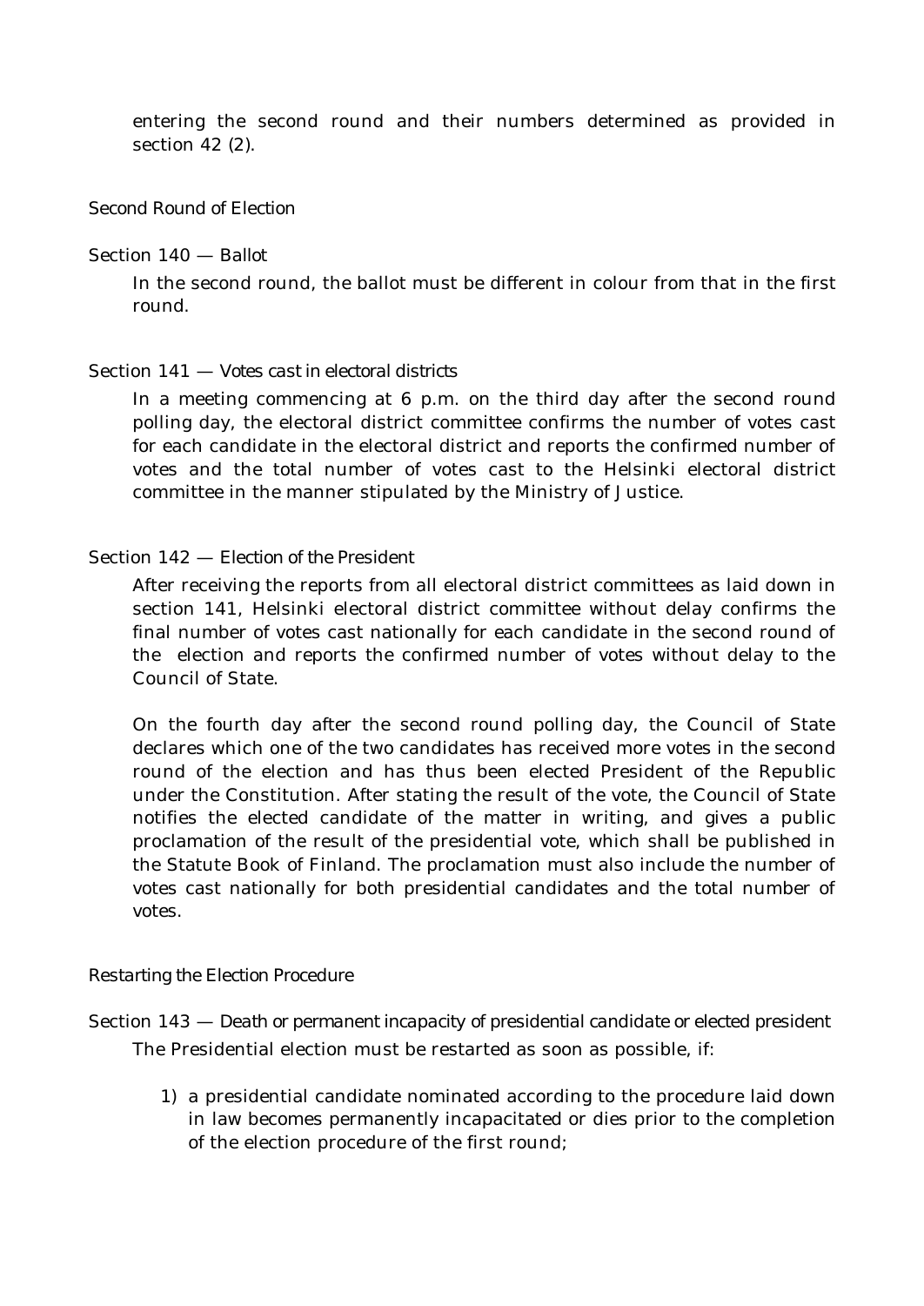entering the second round and their numbers determined as provided in section 42 (2).

### Second Round of Election

#### Section 140 — Ballot

In the second round, the ballot must be different in colour from that in the first round.

#### Section 141 — Votes cast in electoral districts

In a meeting commencing at 6 p.m. on the third day after the second round polling day, the electoral district committee confirms the number of votes cast for each candidate in the electoral district and reports the confirmed number of votes and the total number of votes cast to the Helsinki electoral district committee in the manner stipulated by the Ministry of Justice.

#### Section 142 — Election of the President

After receiving the reports from all electoral district committees as laid down in section 141, Helsinki electoral district committee without delay confirms the final number of votes cast nationally for each candidate in the second round of the election and reports the confirmed number of votes without delay to the Council of State.

On the fourth day after the second round polling day, the Council of State declares which one of the two candidates has received more votes in the second round of the election and has thus been elected President of the Republic under the Constitution. After stating the result of the vote, the Council of State notifies the elected candidate of the matter in writing, and gives a public proclamation of the result of the presidential vote, which shall be published in the Statute Book of Finland. The proclamation must also include the number of votes cast nationally for both presidential candidates and the total number of votes.

### Restarting the Election Procedure

#### Section 143 — Death or permanent incapacity of presidential candidate or elected president

The Presidential election must be restarted as soon as possible, if:

1) a presidential candidate nominated according to the procedure laid down in law becomes permanently incapacitated or dies prior to the completion of the election procedure of the first round;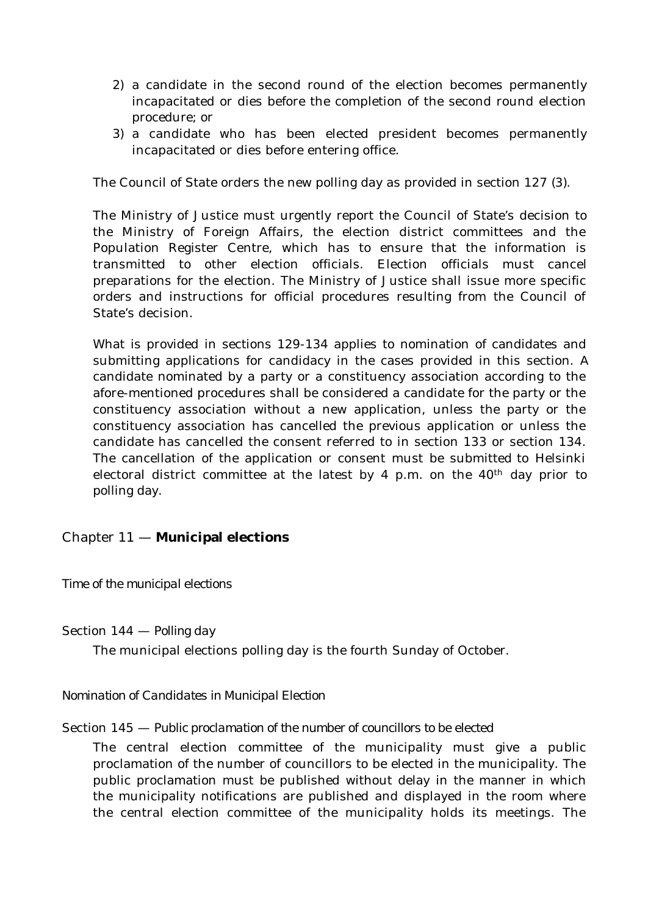2) a candidate in the second round of the election becomes permanently incapacitated or dies before the completion of the second round election procedure; or
3) a candidate who has been elected president becomes permanently incapacitated or dies before entering office.

The Council of State orders the new polling day as provided in section 127 (3).

The Ministry of Justice must urgently report the Council of State's decision to the Ministry of Foreign Affairs, the election district committees and the Population Register Centre, which has to ensure that the information is transmitted to other election officials. Election officials must cancel preparations for the election. The Ministry of Justice shall issue more specific orders and instructions for official procedures resulting from the Council of State's decision.

What is provided in sections 129-134 applies to nomination of candidates and submitting applications for candidacy in the cases provided in this section. A candidate nominated by a party or a constituency association according to the afore-mentioned procedures shall be considered a candidate for the party or the constituency association without a new application, unless the party or the constituency association has cancelled the previous application or unless the candidate has cancelled the consent referred to in section 133 or section 134. The cancellation of the application or consent must be submitted to Helsinki electoral district committee at the latest by 4 p.m. on the 40th day prior to polling day.

## Chapter 11 — **Municipal elections**

*Time of the municipal elections*

### Section 144 — *Polling day*

The municipal elections polling day is the fourth Sunday of October.

*Nomination of Candidates in Municipal Election*

### Section 145 — *Public proclamation of the number of councillors to be elected*

The central election committee of the municipality must give a public proclamation of the number of councillors to be elected in the municipality. The public proclamation must be published without delay in the manner in which the municipality notifications are published and displayed in the room where the central election committee of the municipality holds its meetings. The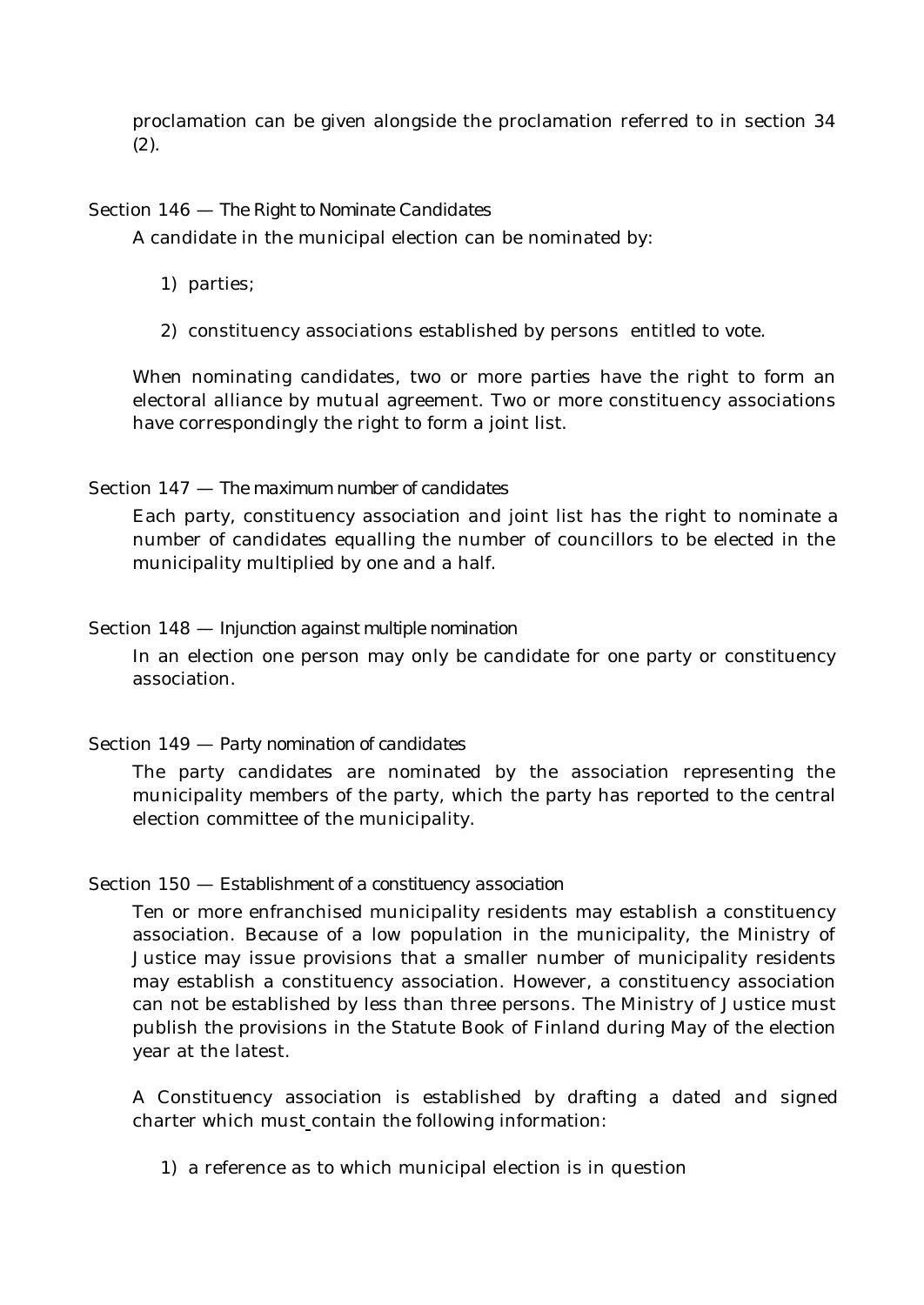proclamation can be given alongside the proclamation referred to in section 34 (2).

### Section 146 — The Right to Nominate Candidates

A candidate in the municipal election can be nominated by:

1) parties;

2) constituency associations established by persons entitled to vote.

When nominating candidates, two or more parties have the right to form an electoral alliance by mutual agreement. Two or more constituency associations have correspondingly the right to form a joint list.

### Section 147 — The maximum number of candidates

Each party, constituency association and joint list has the right to nominate a number of candidates equalling the number of councillors to be elected in the municipality multiplied by one and a half.

### Section 148 — Injunction against multiple nomination

In an election one person may only be candidate for one party or constituency association.

### Section 149 — Party nomination of candidates

The party candidates are nominated by the association representing the municipality members of the party, which the party has reported to the central election committee of the municipality.

### Section 150 — Establishment of a constituency association

Ten or more enfranchised municipality residents may establish a constituency association. Because of a low population in the municipality, the Ministry of Justice may issue provisions that a smaller number of municipality residents may establish a constituency association. However, a constituency association can not be established by less than three persons. The Ministry of Justice must publish the provisions in the Statute Book of Finland during May of the election year at the latest.

A Constituency association is established by drafting a dated and signed charter which must contain the following information:

1) a reference as to which municipal election is in question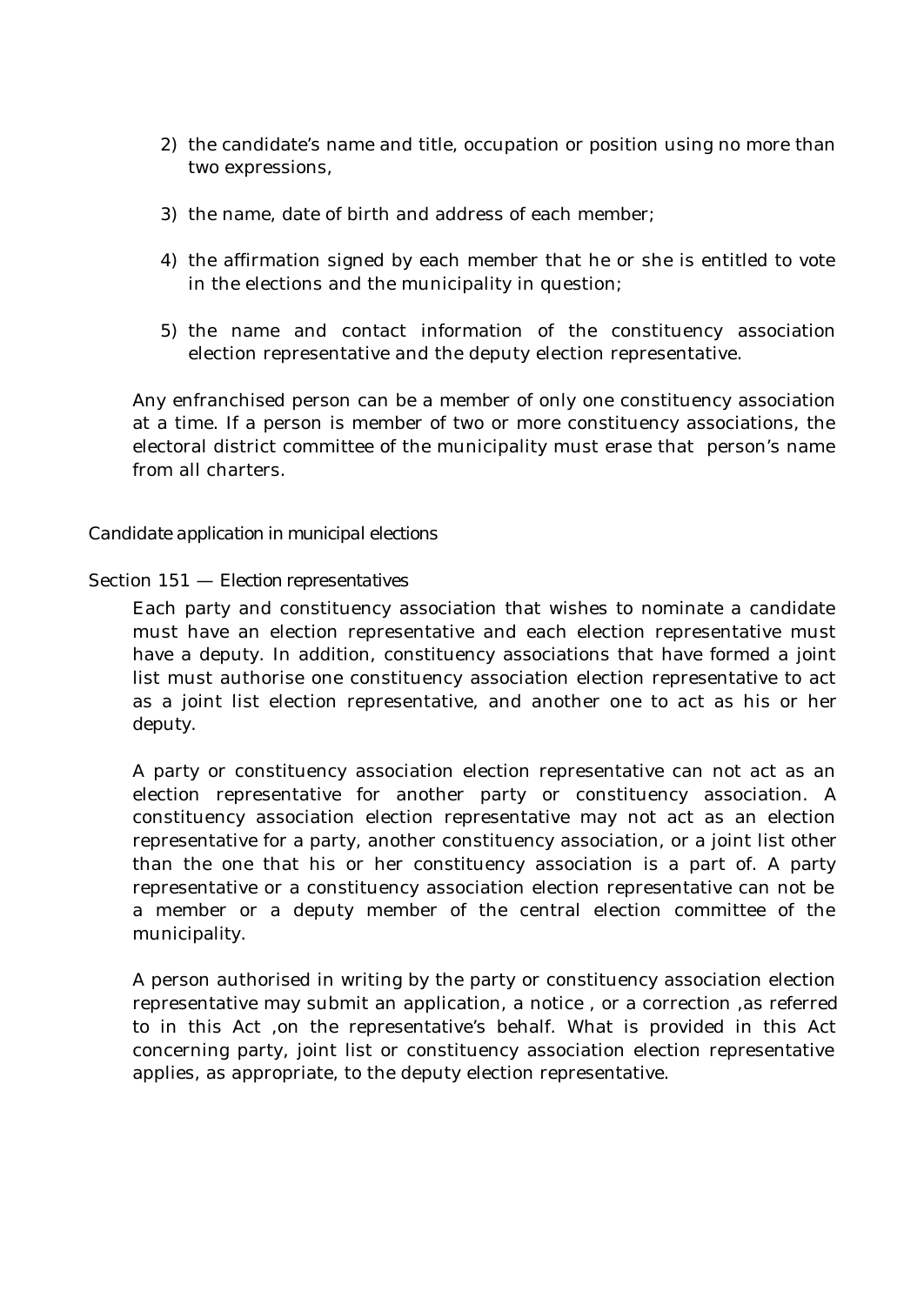2) the candidate's name and title, occupation or position using no more than two expressions,

3) the name, date of birth and address of each member;

4) the affirmation signed by each member that he or she is entitled to vote in the elections and the municipality in question;

5) the name and contact information of the constituency association election representative and the deputy election representative.

Any enfranchised person can be a member of only one constituency association at a time. If a person is member of two or more constituency associations, the electoral district committee of the municipality must erase that person's name from all charters.

### Candidate application in municipal elections

#### Section 151 — Election representatives

Each party and constituency association that wishes to nominate a candidate must have an election representative and each election representative must have a deputy. In addition, constituency associations that have formed a joint list must authorise one constituency association election representative to act as a joint list election representative, and another one to act as his or her deputy.

A party or constituency association election representative can not act as an election representative for another party or constituency association. A constituency association election representative may not act as an election representative for a party, another constituency association, or a joint list other than the one that his or her constituency association is a part of. A party representative or a constituency association election representative can not be a member or a deputy member of the central election committee of the municipality.

A person authorised in writing by the party or constituency association election representative may submit an application, a notice , or a correction ,as referred to in this Act ,on the representative's behalf. What is provided in this Act concerning party, joint list or constituency association election representative applies, as appropriate, to the deputy election representative.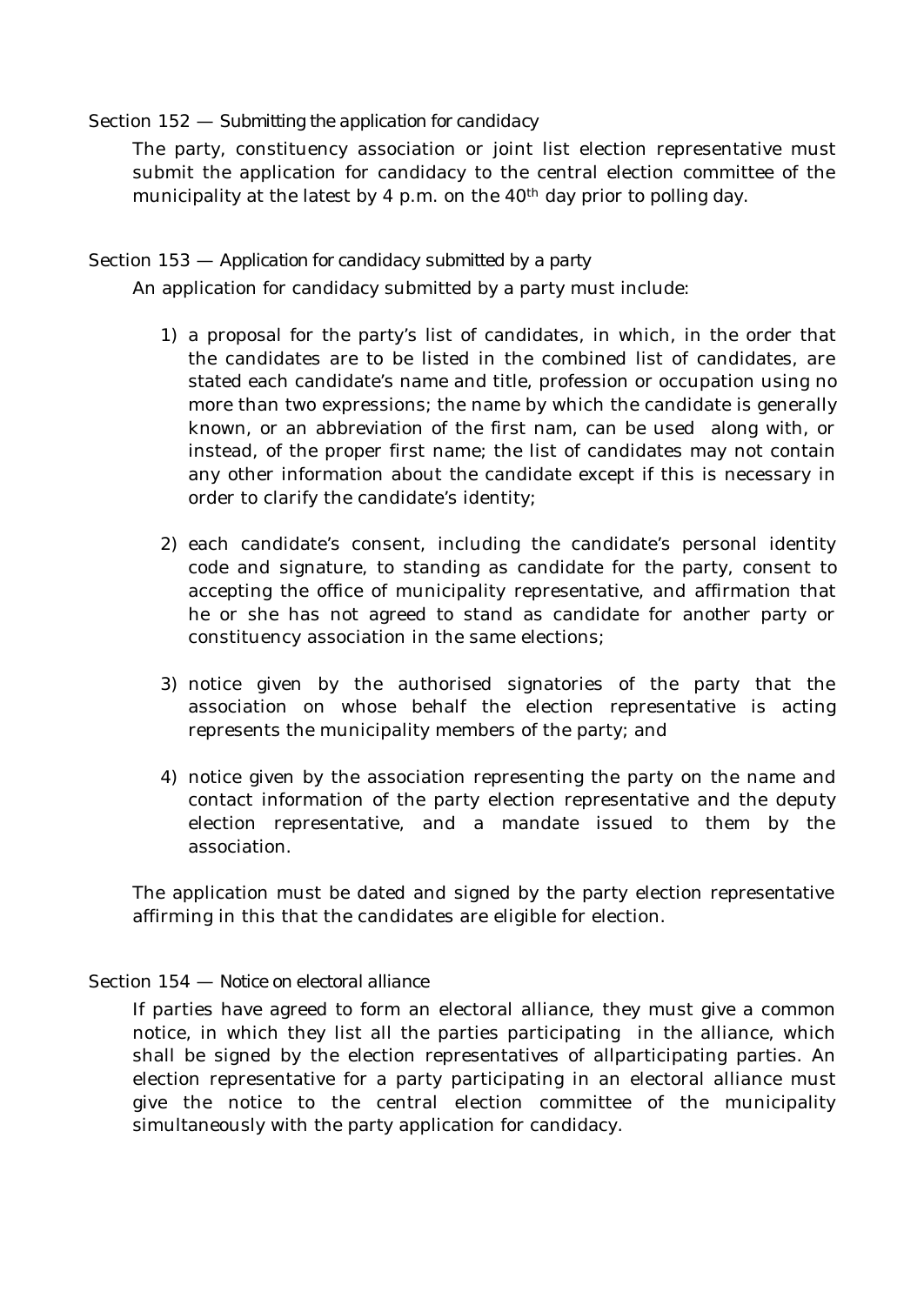### Section 152 — Submitting the application for candidacy

The party, constituency association or joint list election representative must submit the application for candidacy to the central election committee of the municipality at the latest by 4 p.m. on the 40th day prior to polling day.

### Section 153 — Application for candidacy submitted by a party

An application for candidacy submitted by a party must include:

1) a proposal for the party's list of candidates, in which, in the order that the candidates are to be listed in the combined list of candidates, are stated each candidate's name and title, profession or occupation using no more than two expressions; the name by which the candidate is generally known, or an abbreviation of the first nam, can be used along with, or instead, of the proper first name; the list of candidates may not contain any other information about the candidate except if this is necessary in order to clarify the candidate's identity;

2) each candidate's consent, including the candidate's personal identity code and signature, to standing as candidate for the party, consent to accepting the office of municipality representative, and affirmation that he or she has not agreed to stand as candidate for another party or constituency association in the same elections;

3) notice given by the authorised signatories of the party that the association on whose behalf the election representative is acting represents the municipality members of the party; and

4) notice given by the association representing the party on the name and contact information of the party election representative and the deputy election representative, and a mandate issued to them by the association.

The application must be dated and signed by the party election representative affirming in this that the candidates are eligible for election.

### Section 154 — Notice on electoral alliance

If parties have agreed to form an electoral alliance, they must give a common notice, in which they list all the parties participating in the alliance, which shall be signed by the election representatives of allparticipating parties. An election representative for a party participating in an electoral alliance must give the notice to the central election committee of the municipality simultaneously with the party application for candidacy.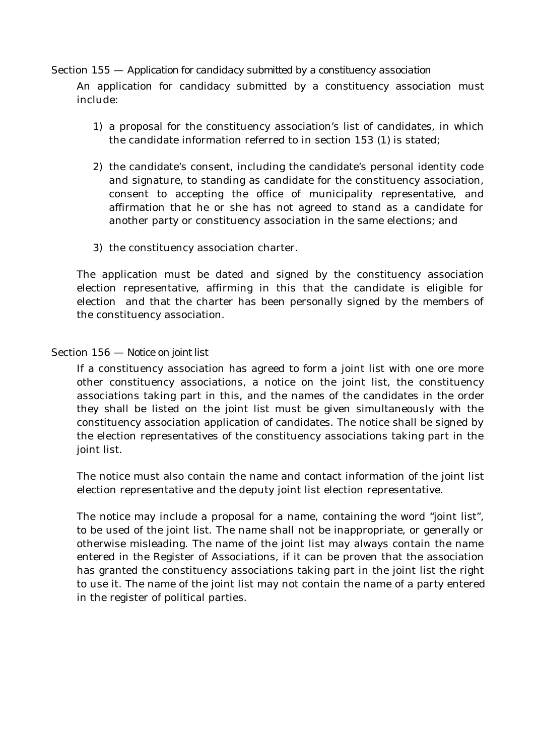## Section 155 — Application for candidacy submitted by a constituency association

An application for candidacy submitted by a constituency association must include:

1) a proposal for the constituency association's list of candidates, in which the candidate information referred to in section 153 (1) is stated;

2) the candidate's consent, including the candidate's personal identity code and signature, to standing as candidate for the constituency association, consent to accepting the office of municipality representative, and affirmation that he or she has not agreed to stand as a candidate for another party or constituency association in the same elections; and

3) the constituency association charter.

The application must be dated and signed by the constituency association election representative, affirming in this that the candidate is eligible for election and that the charter has been personally signed by the members of the constituency association.

## Section 156 — Notice on joint list

If a constituency association has agreed to form a joint list with one ore more other constituency associations, a notice on the joint list, the constituency associations taking part in this, and the names of the candidates in the order they shall be listed on the joint list must be given simultaneously with the constituency association application of candidates. The notice shall be signed by the election representatives of the constituency associations taking part in the joint list.

The notice must also contain the name and contact information of the joint list election representative and the deputy joint list election representative.

The notice may include a proposal for a name, containing the word "joint list", to be used of the joint list. The name shall not be inappropriate, or generally or otherwise misleading. The name of the joint list may always contain the name entered in the Register of Associations, if it can be proven that the association has granted the constituency associations taking part in the joint list the right to use it. The name of the joint list may not contain the name of a party entered in the register of political parties.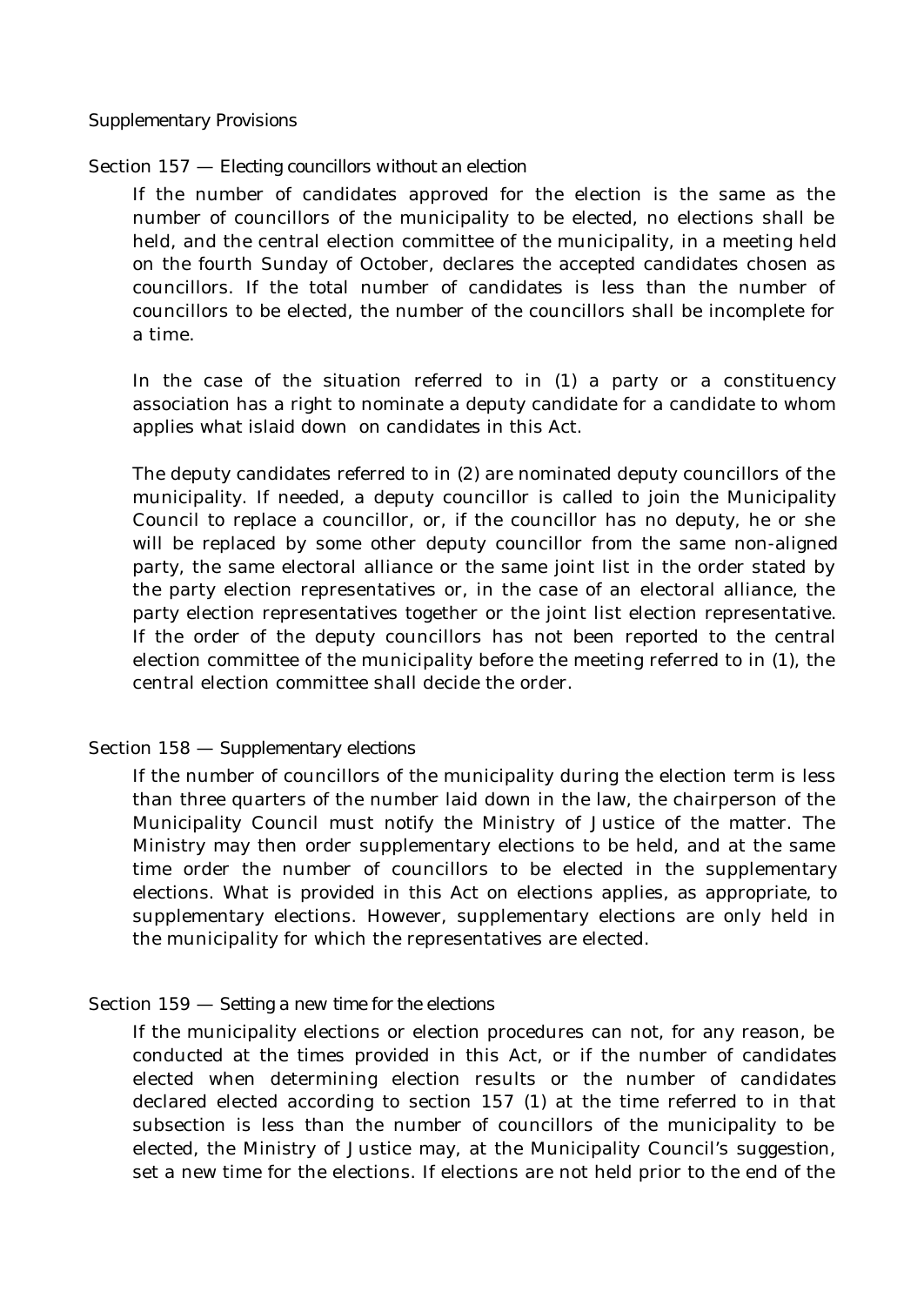Supplementary Provisions

Section 157 — Electing councillors without an election

If the number of candidates approved for the election is the same as the number of councillors of the municipality to be elected, no elections shall be held, and the central election committee of the municipality, in a meeting held on the fourth Sunday of October, declares the accepted candidates chosen as councillors. If the total number of candidates is less than the number of councillors to be elected, the number of the councillors shall be incomplete for a time.

In the case of the situation referred to in (1) a party or a constituency association has a right to nominate a deputy candidate for a candidate to whom applies what islaid down on candidates in this Act.

The deputy candidates referred to in (2) are nominated deputy councillors of the municipality. If needed, a deputy councillor is called to join the Municipality Council to replace a councillor, or, if the councillor has no deputy, he or she will be replaced by some other deputy councillor from the same non-aligned party, the same electoral alliance or the same joint list in the order stated by the party election representatives or, in the case of an electoral alliance, the party election representatives together or the joint list election representative. If the order of the deputy councillors has not been reported to the central election committee of the municipality before the meeting referred to in (1), the central election committee shall decide the order.

Section 158 — Supplementary elections

If the number of councillors of the municipality during the election term is less than three quarters of the number laid down in the law, the chairperson of the Municipality Council must notify the Ministry of Justice of the matter. The Ministry may then order supplementary elections to be held, and at the same time order the number of councillors to be elected in the supplementary elections. What is provided in this Act on elections applies, as appropriate, to supplementary elections. However, supplementary elections are only held in the municipality for which the representatives are elected.

Section 159 — Setting a new time for the elections

If the municipality elections or election procedures can not, for any reason, be conducted at the times provided in this Act, or if the number of candidates elected when determining election results or the number of candidates declared elected according to section 157 (1) at the time referred to in that subsection is less than the number of councillors of the municipality to be elected, the Ministry of Justice may, at the Municipality Council's suggestion, set a new time for the elections. If elections are not held prior to the end of the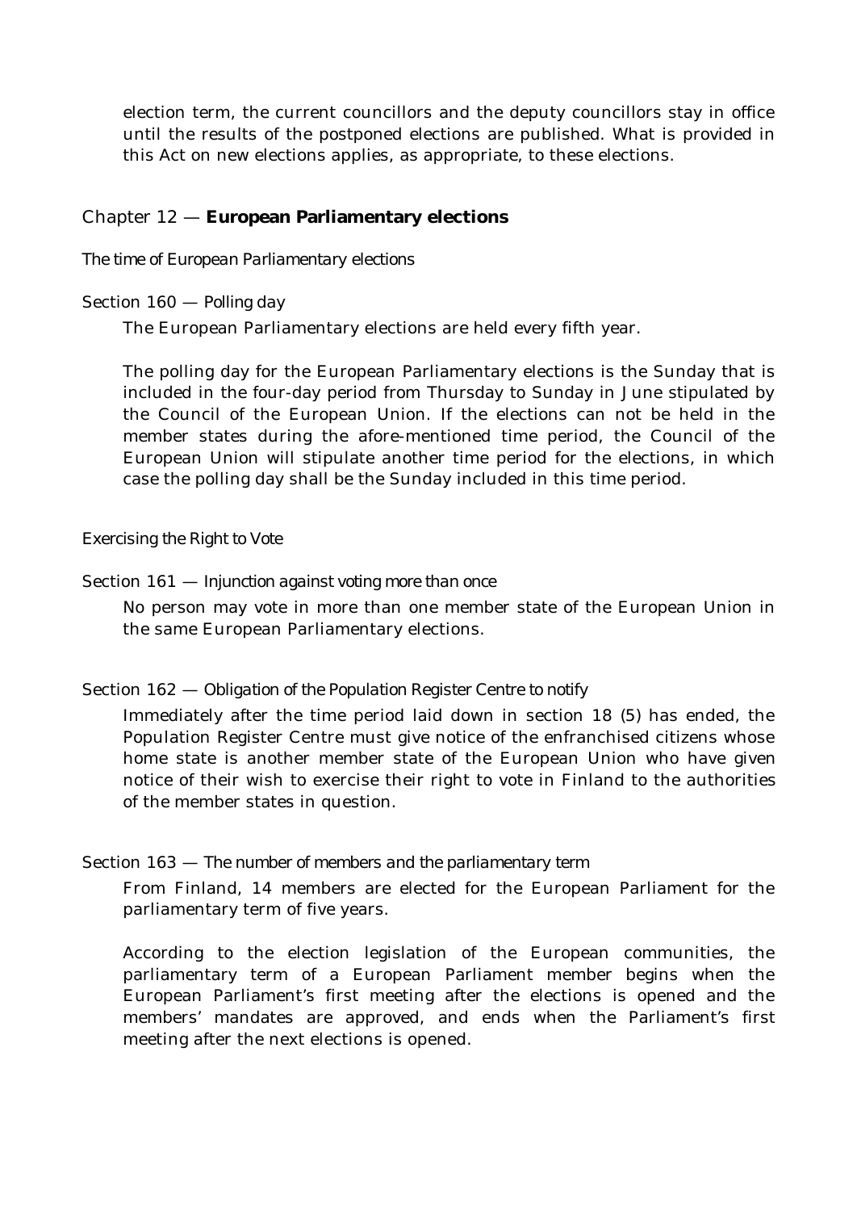election term, the current councillors and the deputy councillors stay in office until the results of the postponed elections are published. What is provided in this Act on new elections applies, as appropriate, to these elections.

## Chapter 12 — **European Parliamentary elections**

### The time of European Parliamentary elections

#### Section 160 — Polling day

The European Parliamentary elections are held every fifth year.

The polling day for the European Parliamentary elections is the Sunday that is included in the four-day period from Thursday to Sunday in June stipulated by the Council of the European Union. If the elections can not be held in the member states during the afore-mentioned time period, the Council of the European Union will stipulate another time period for the elections, in which case the polling day shall be the Sunday included in this time period.

### Exercising the Right to Vote

#### Section 161 — Injunction against voting more than once

No person may vote in more than one member state of the European Union in the same European Parliamentary elections.

#### Section 162 — Obligation of the Population Register Centre to notify

Immediately after the time period laid down in section 18 (5) has ended, the Population Register Centre must give notice of the enfranchised citizens whose home state is another member state of the European Union who have given notice of their wish to exercise their right to vote in Finland to the authorities of the member states in question.

#### Section 163 — The number of members and the parliamentary term

From Finland, 14 members are elected for the European Parliament for the parliamentary term of five years.

According to the election legislation of the European communities, the parliamentary term of a European Parliament member begins when the European Parliament's first meeting after the elections is opened and the members' mandates are approved, and ends when the Parliament's first meeting after the next elections is opened.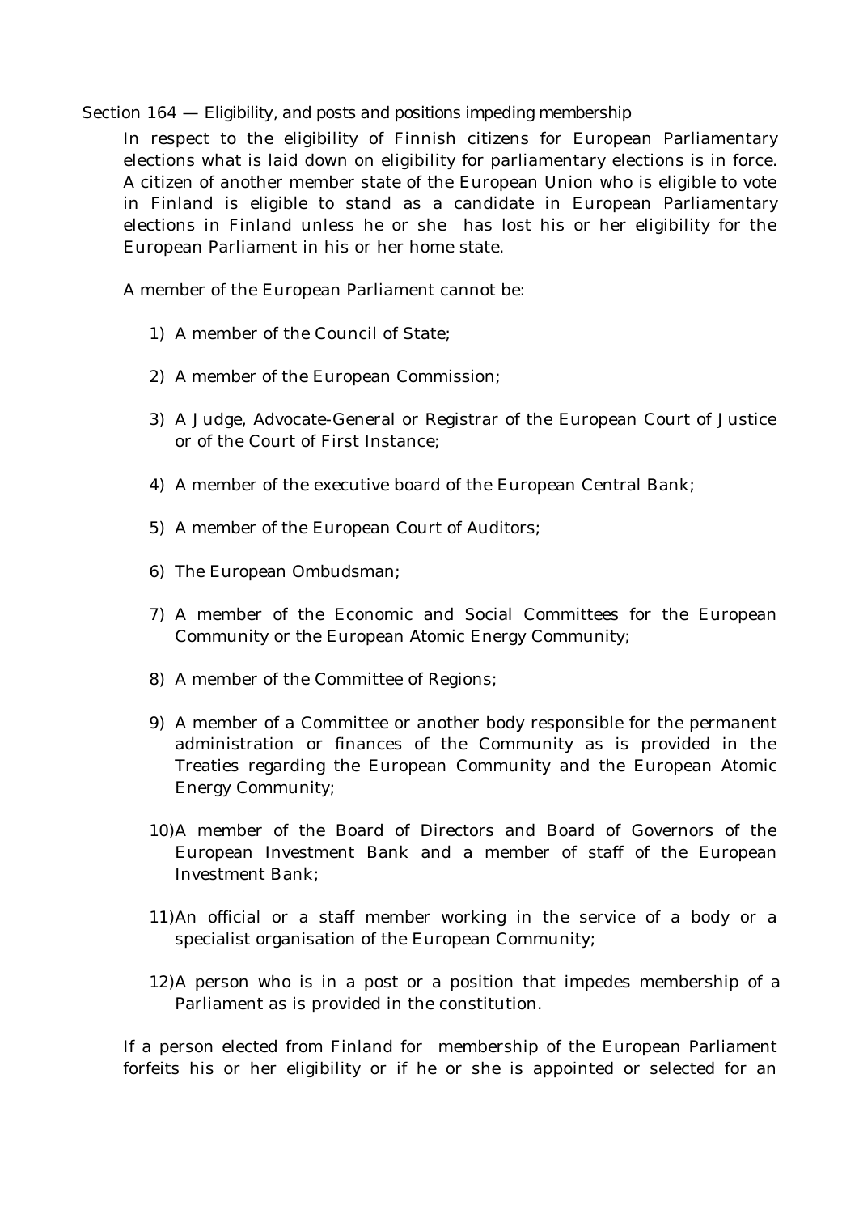Section 164 — Eligibility, and posts and positions impeding membership

In respect to the eligibility of Finnish citizens for European Parliamentary elections what is laid down on eligibility for parliamentary elections is in force. A citizen of another member state of the European Union who is eligible to vote in Finland is eligible to stand as a candidate in European Parliamentary elections in Finland unless he or she has lost his or her eligibility for the European Parliament in his or her home state.

A member of the European Parliament cannot be:

1) A member of the Council of State;

2) A member of the European Commission;

3) A Judge, Advocate-General or Registrar of the European Court of Justice or of the Court of First Instance;

4) A member of the executive board of the European Central Bank;

5) A member of the European Court of Auditors;

6) The European Ombudsman;

7) A member of the Economic and Social Committees for the European Community or the European Atomic Energy Community;

8) A member of the Committee of Regions;

9) A member of a Committee or another body responsible for the permanent administration or finances of the Community as is provided in the Treaties regarding the European Community and the European Atomic Energy Community;

10) A member of the Board of Directors and Board of Governors of the European Investment Bank and a member of staff of the European Investment Bank;

11) An official or a staff member working in the service of a body or a specialist organisation of the European Community;

12) A person who is in a post or a position that impedes membership of a Parliament as is provided in the constitution.

If a person elected from Finland for membership of the European Parliament forfeits his or her eligibility or if he or she is appointed or selected for an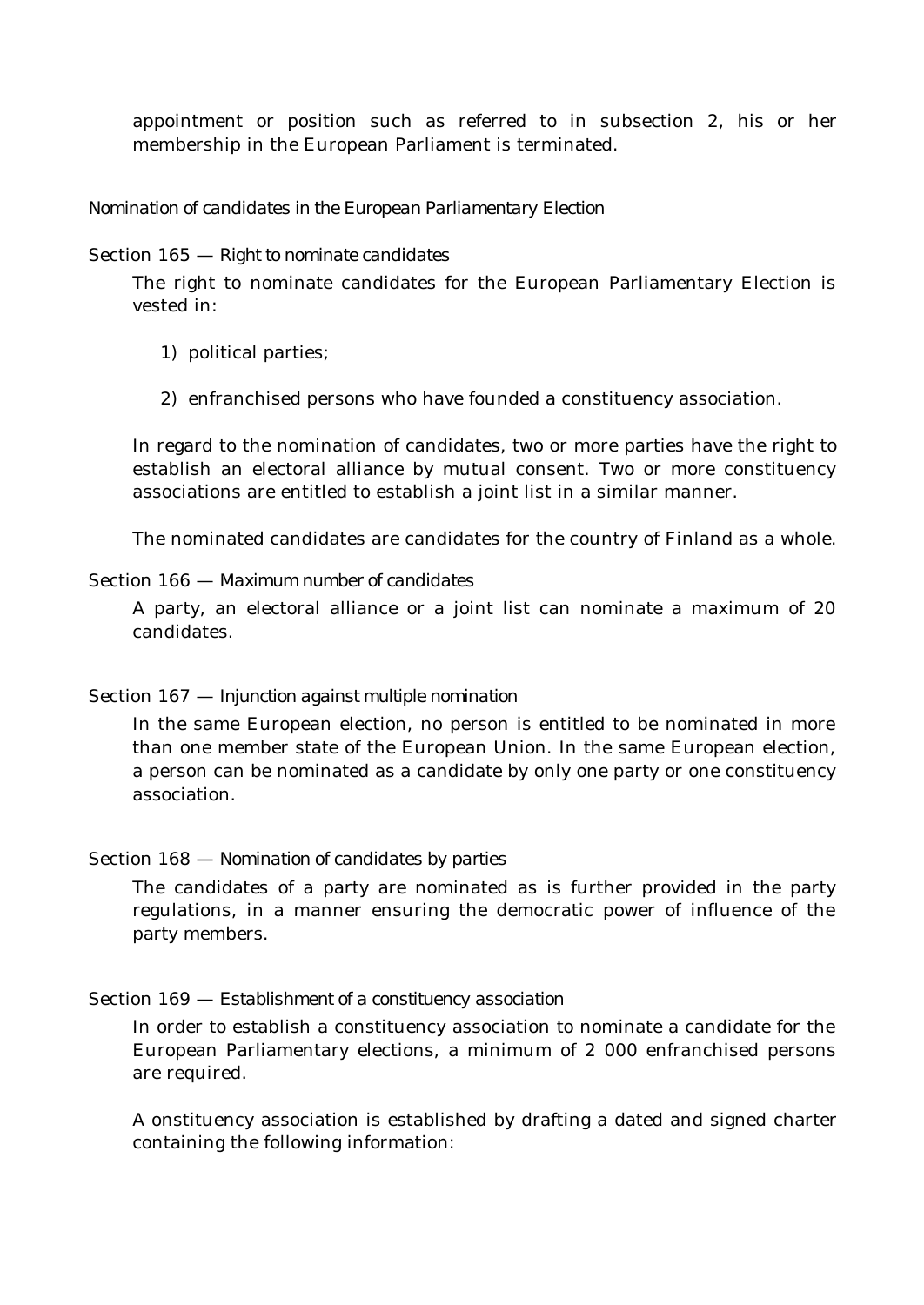appointment or position such as referred to in subsection 2, his or her membership in the European Parliament is terminated.

## Nomination of candidates in the European Parliamentary Election

### Section 165 — Right to nominate candidates

The right to nominate candidates for the European Parliamentary Election is vested in:

1) political parties;

2) enfranchised persons who have founded a constituency association.

In regard to the nomination of candidates, two or more parties have the right to establish an electoral alliance by mutual consent. Two or more constituency associations are entitled to establish a joint list in a similar manner.

The nominated candidates are candidates for the country of Finland as a whole.

### Section 166 — Maximum number of candidates

A party, an electoral alliance or a joint list can nominate a maximum of 20 candidates.

### Section 167 — Injunction against multiple nomination

In the same European election, no person is entitled to be nominated in more than one member state of the European Union. In the same European election, a person can be nominated as a candidate by only one party or one constituency association.

### Section 168 — Nomination of candidates by parties

The candidates of a party are nominated as is further provided in the party regulations, in a manner ensuring the democratic power of influence of the party members.

### Section 169 — Establishment of a constituency association

In order to establish a constituency association to nominate a candidate for the European Parliamentary elections, a minimum of 2 000 enfranchised persons are required.

A onstituency association is established by drafting a dated and signed charter containing the following information: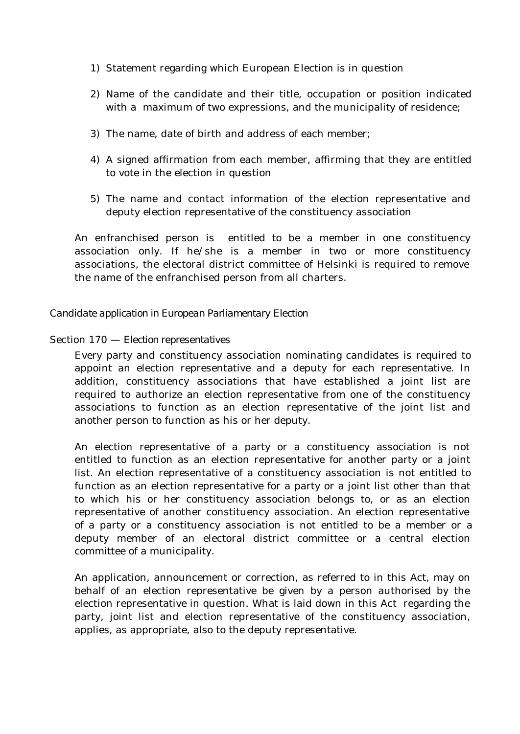1) Statement regarding which European Election is in question

2) Name of the candidate and their title, occupation or position indicated with a maximum of two expressions, and the municipality of residence;

3) The name, date of birth and address of each member;

4) A signed affirmation from each member, affirming that they are entitled to vote in the election in question

5) The name and contact information of the election representative and deputy election representative of the constituency association

An enfranchised person is entitled to be a member in one constituency association only. If he/she is a member in two or more constituency associations, the electoral district committee of Helsinki is required to remove the name of the enfranchised person from all charters.

### Candidate application in European Parliamentary Election

#### Section 170 — Election representatives

Every party and constituency association nominating candidates is required to appoint an election representative and a deputy for each representative. In addition, constituency associations that have established a joint list are required to authorize an election representative from one of the constituency associations to function as an election representative of the joint list and another person to function as his or her deputy.

An election representative of a party or a constituency association is not entitled to function as an election representative for another party or a joint list. An election representative of a constituency association is not entitled to function as an election representative for a party or a joint list other than that to which his or her constituency association belongs to, or as an election representative of another constituency association. An election representative of a party or a constituency association is not entitled to be a member or a deputy member of an electoral district committee or a central election committee of a municipality.

An application, announcement or correction, as referred to in this Act, may on behalf of an election representative be given by a person authorised by the election representative in question. What is laid down in this Act regarding the party, joint list and election representative of the constituency association, applies, as appropriate, also to the deputy representative.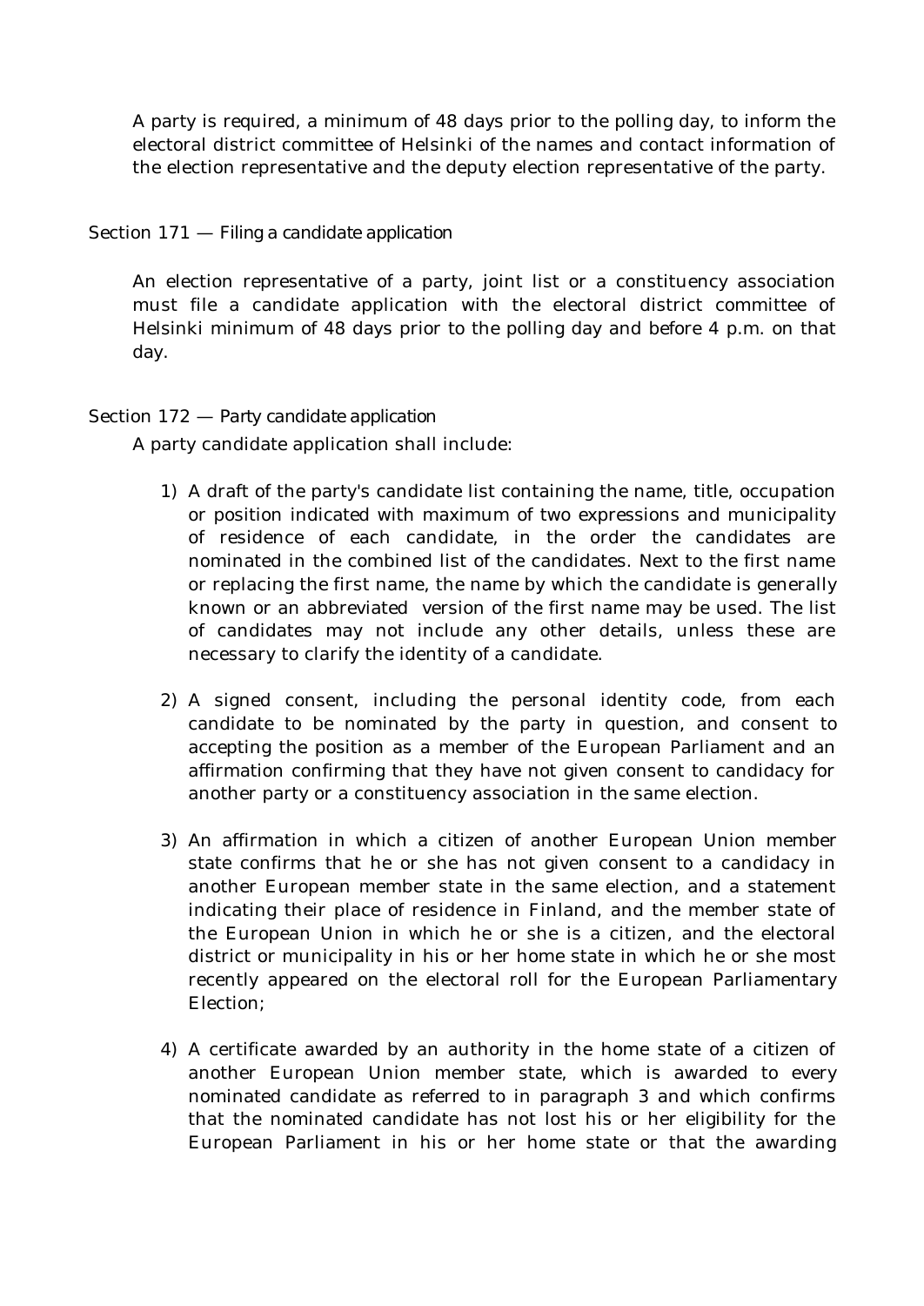A party is required, a minimum of 48 days prior to the polling day, to inform the electoral district committee of Helsinki of the names and contact information of the election representative and the deputy election representative of the party.

### Section 171 — Filing a candidate application

An election representative of a party, joint list or a constituency association must file a candidate application with the electoral district committee of Helsinki minimum of 48 days prior to the polling day and before 4 p.m. on that day.

### Section 172 — Party candidate application

A party candidate application shall include:

1) A draft of the party's candidate list containing the name, title, occupation or position indicated with maximum of two expressions and municipality of residence of each candidate, in the order the candidates are nominated in the combined list of the candidates. Next to the first name or replacing the first name, the name by which the candidate is generally known or an abbreviated version of the first name may be used. The list of candidates may not include any other details, unless these are necessary to clarify the identity of a candidate.

2) A signed consent, including the personal identity code, from each candidate to be nominated by the party in question, and consent to accepting the position as a member of the European Parliament and an affirmation confirming that they have not given consent to candidacy for another party or a constituency association in the same election.

3) An affirmation in which a citizen of another European Union member state confirms that he or she has not given consent to a candidacy in another European member state in the same election, and a statement indicating their place of residence in Finland, and the member state of the European Union in which he or she is a citizen, and the electoral district or municipality in his or her home state in which he or she most recently appeared on the electoral roll for the European Parliamentary Election;

4) A certificate awarded by an authority in the home state of a citizen of another European Union member state, which is awarded to every nominated candidate as referred to in paragraph 3 and which confirms that the nominated candidate has not lost his or her eligibility for the European Parliament in his or her home state or that the awarding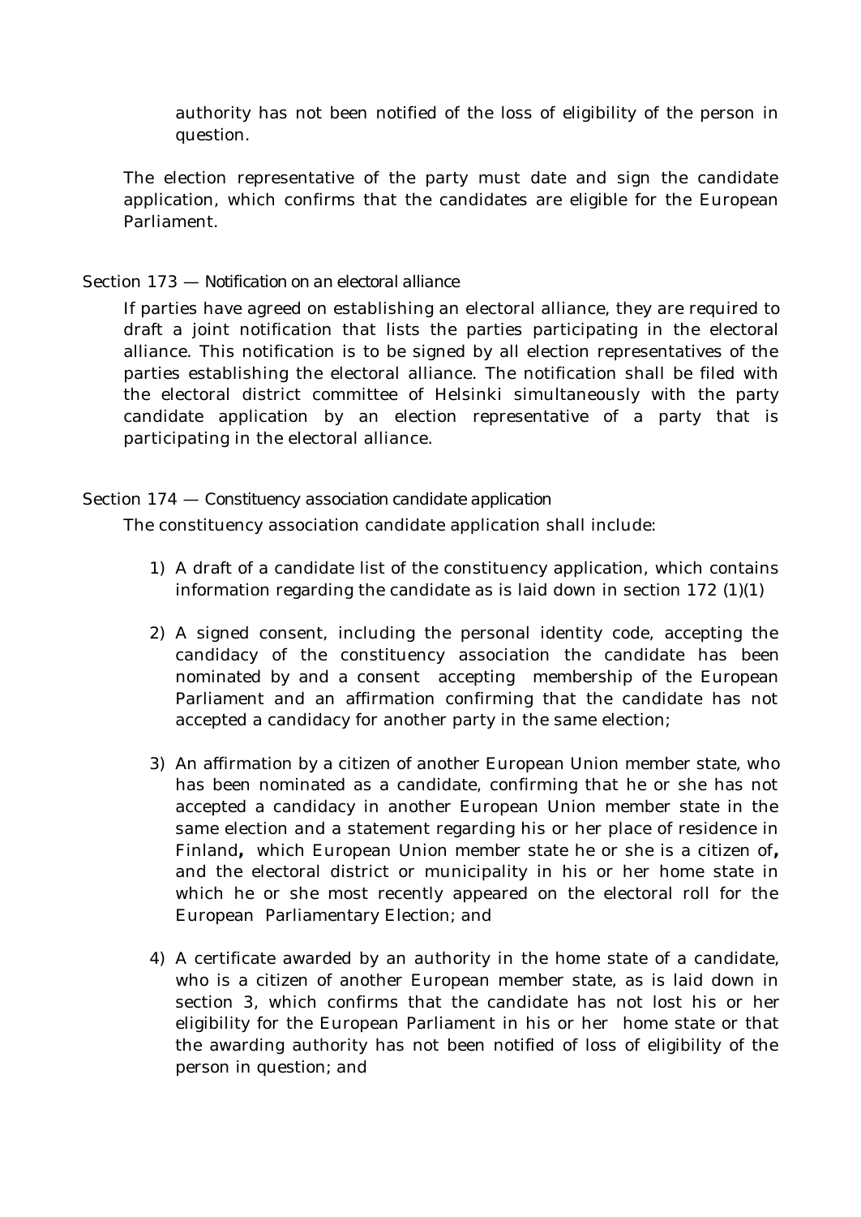authority has not been notified of the loss of eligibility of the person in question.

The election representative of the party must date and sign the candidate application, which confirms that the candidates are eligible for the European Parliament.

Section 173 — *Notification on an electoral alliance*

If parties have agreed on establishing an electoral alliance, they are required to draft a joint notification that lists the parties participating in the electoral alliance. This notification is to be signed by all election representatives of the parties establishing the electoral alliance. The notification shall be filed with the electoral district committee of Helsinki simultaneously with the party candidate application by an election representative of a party that is participating in the electoral alliance.

Section 174 — *Constituency association candidate application*

The constituency association candidate application shall include:

1) A draft of a candidate list of the constituency application, which contains information regarding the candidate as is laid down in section 172 (1)(1)

2) A signed consent, including the personal identity code, accepting the candidacy of the constituency association the candidate has been nominated by and a consent accepting membership of the European Parliament and an affirmation confirming that the candidate has not accepted a candidacy for another party in the same election;

3) An affirmation by a citizen of another European Union member state, who has been nominated as a candidate, confirming that he or she has not accepted a candidacy in another European Union member state in the same election and a statement regarding his or her place of residence in Finland**,** which European Union member state he or she is a citizen of**,** and the electoral district or municipality in his or her home state in which he or she most recently appeared on the electoral roll for the European Parliamentary Election; and

4) A certificate awarded by an authority in the home state of a candidate, who is a citizen of another European member state, as is laid down in section 3, which confirms that the candidate has not lost his or her eligibility for the European Parliament in his or her home state or that the awarding authority has not been notified of loss of eligibility of the person in question; and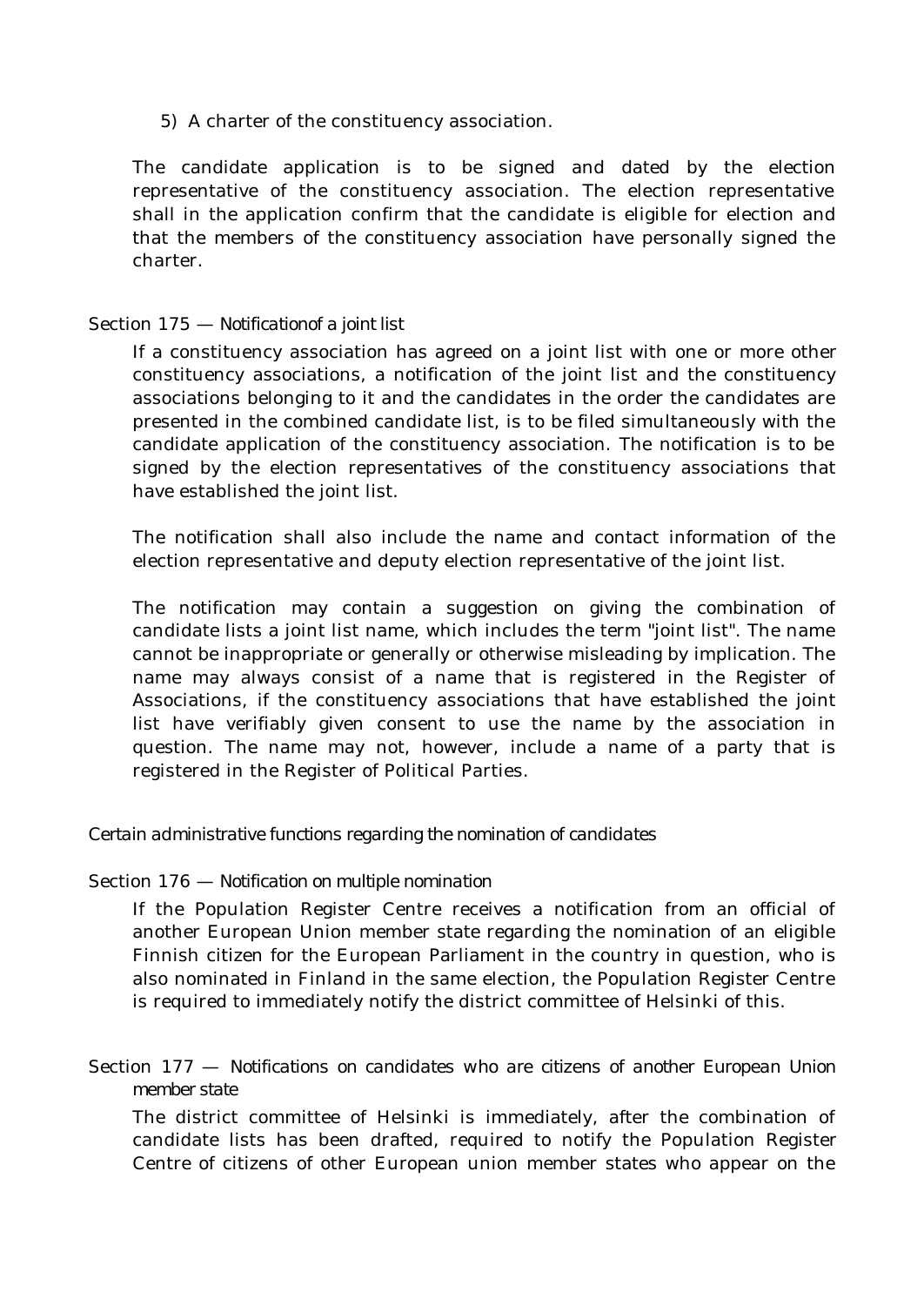5) A charter of the constituency association.

The candidate application is to be signed and dated by the election representative of the constituency association. The election representative shall in the application confirm that the candidate is eligible for election and that the members of the constituency association have personally signed the charter.

### Section 175 — Notificationof a joint list

If a constituency association has agreed on a joint list with one or more other constituency associations, a notification of the joint list and the constituency associations belonging to it and the candidates in the order the candidates are presented in the combined candidate list, is to be filed simultaneously with the candidate application of the constituency association. The notification is to be signed by the election representatives of the constituency associations that have established the joint list.

The notification shall also include the name and contact information of the election representative and deputy election representative of the joint list.

The notification may contain a suggestion on giving the combination of candidate lists a joint list name, which includes the term "joint list". The name cannot be inappropriate or generally or otherwise misleading by implication. The name may always consist of a name that is registered in the Register of Associations, if the constituency associations that have established the joint list have verifiably given consent to use the name by the association in question. The name may not, however, include a name of a party that is registered in the Register of Political Parties.

## Certain administrative functions regarding the nomination of candidates

### Section 176 — Notification on multiple nomination

If the Population Register Centre receives a notification from an official of another European Union member state regarding the nomination of an eligible Finnish citizen for the European Parliament in the country in question, who is also nominated in Finland in the same election, the Population Register Centre is required to immediately notify the district committee of Helsinki of this.

### Section 177 — Notifications on candidates who are citizens of another European Union member state

The district committee of Helsinki is immediately, after the combination of candidate lists has been drafted, required to notify the Population Register Centre of citizens of other European union member states who appear on the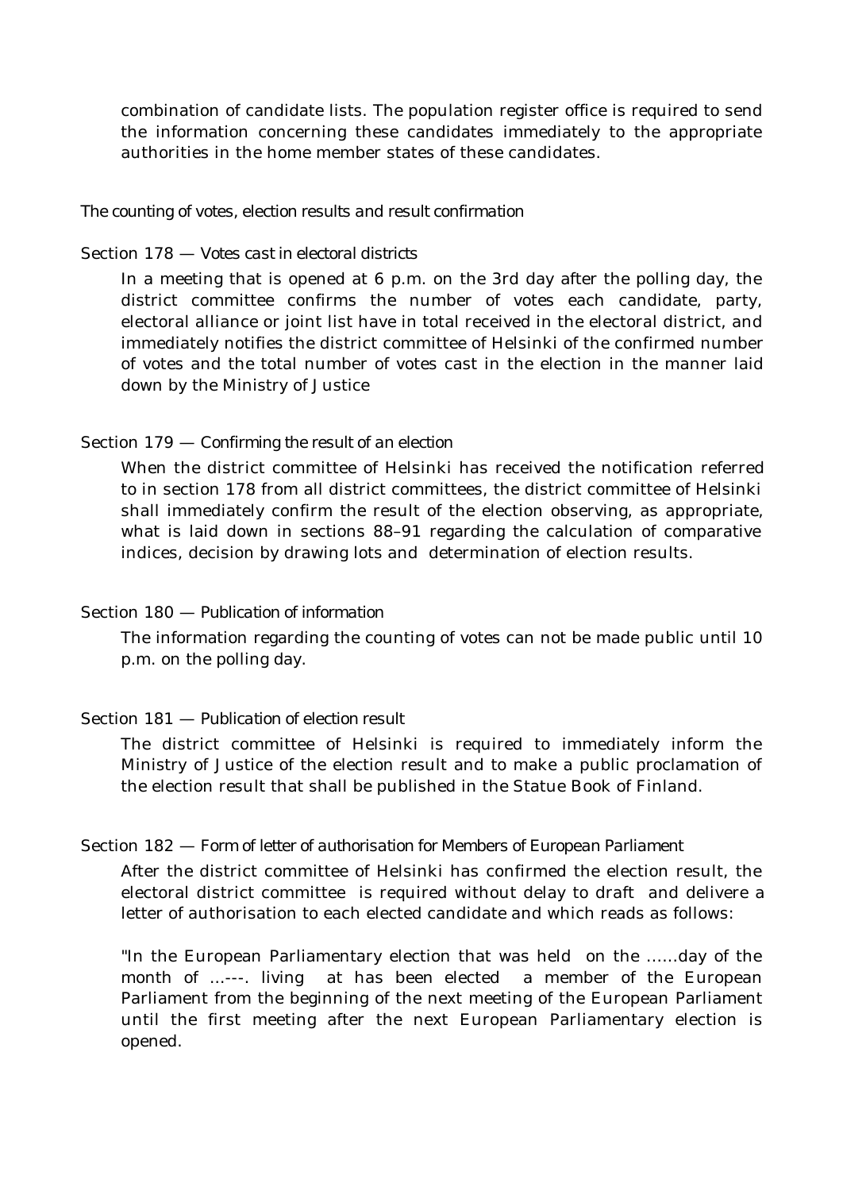combination of candidate lists. The population register office is required to send the information concerning these candidates immediately to the appropriate authorities in the home member states of these candidates.

### The counting of votes, election results and result confirmation

#### Section 178 — Votes cast in electoral districts

In a meeting that is opened at 6 p.m. on the 3rd day after the polling day, the district committee confirms the number of votes each candidate, party, electoral alliance or joint list have in total received in the electoral district, and immediately notifies the district committee of Helsinki of the confirmed number of votes and the total number of votes cast in the election in the manner laid down by the Ministry of Justice

#### Section 179 — Confirming the result of an election

When the district committee of Helsinki has received the notification referred to in section 178 from all district committees, the district committee of Helsinki shall immediately confirm the result of the election observing, as appropriate, what is laid down in sections 88–91 regarding the calculation of comparative indices, decision by drawing lots and determination of election results.

#### Section 180 — Publication of information

The information regarding the counting of votes can not be made public until 10 p.m. on the polling day.

#### Section 181 — Publication of election result

The district committee of Helsinki is required to immediately inform the Ministry of Justice of the election result and to make a public proclamation of the election result that shall be published in the Statue Book of Finland.

#### Section 182 — Form of letter of authorisation for Members of European Parliament

After the district committee of Helsinki has confirmed the election result, the electoral district committee is required without delay to draft and delivere a letter of authorisation to each elected candidate and which reads as follows:

"In the European Parliamentary election that was held on the ......day of the month of ...---. living at has been elected a member of the European Parliament from the beginning of the next meeting of the European Parliament until the first meeting after the next European Parliamentary election is opened.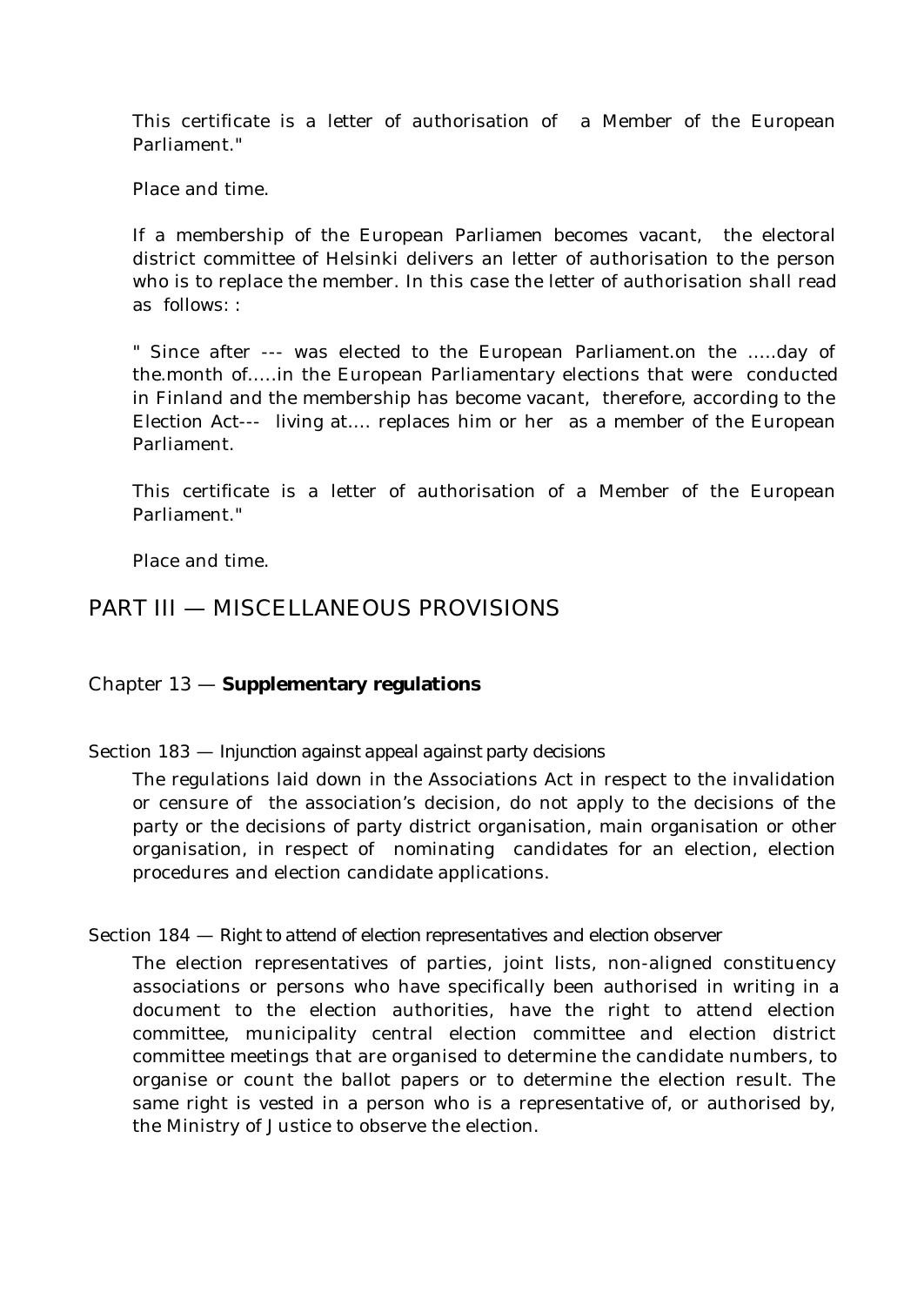This certificate is a letter of authorisation of a Member of the European Parliament."

Place and time.

If a membership of the European Parliamen becomes vacant, the electoral district committee of Helsinki delivers an letter of authorisation to the person who is to replace the member. In this case the letter of authorisation shall read as follows: :

" Since after --- was elected to the European Parliament.on the …..day of the.month of…..in the European Parliamentary elections that were conducted in Finland and the membership has become vacant, therefore, according to the Election Act--- living at…. replaces him or her as a member of the European Parliament.

This certificate is a letter of authorisation of a Member of the European Parliament."

Place and time.

# PART III — MISCELLANEOUS PROVISIONS

## Chapter 13 — **Supplementary regulations**

### Section 183 — Injunction against appeal against party decisions

The regulations laid down in the Associations Act in respect to the invalidation or censure of the association's decision, do not apply to the decisions of the party or the decisions of party district organisation, main organisation or other organisation, in respect of nominating candidates for an election, election procedures and election candidate applications.

### Section 184 — Right to attend of election representatives and election observer

The election representatives of parties, joint lists, non-aligned constituency associations or persons who have specifically been authorised in writing in a document to the election authorities, have the right to attend election committee, municipality central election committee and election district committee meetings that are organised to determine the candidate numbers, to organise or count the ballot papers or to determine the election result. The same right is vested in a person who is a representative of, or authorised by, the Ministry of Justice to observe the election.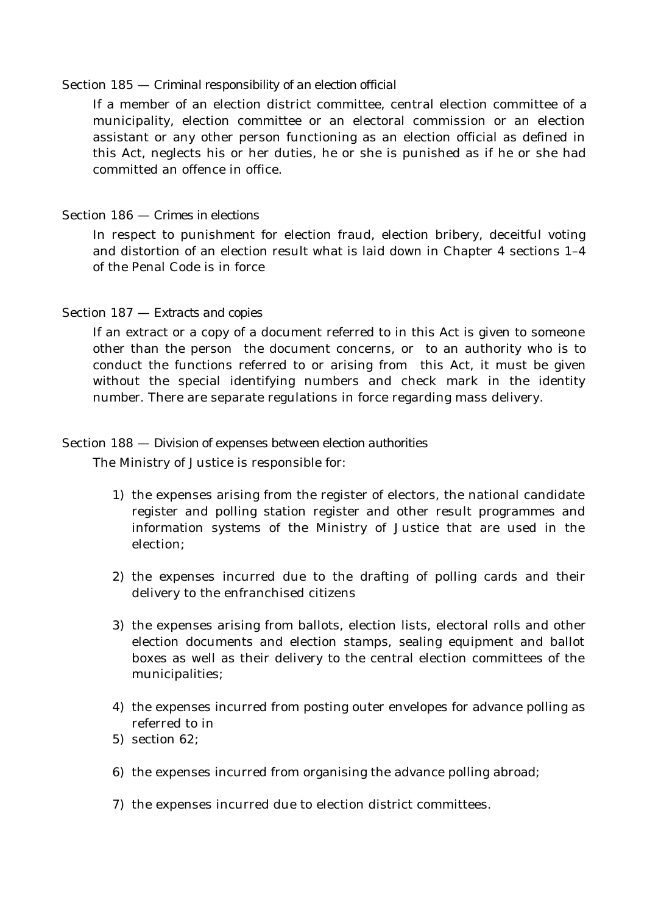Section 185 — Criminal responsibility of an election official

If a member of an election district committee, central election committee of a municipality, election committee or an electoral commission or an election assistant or any other person functioning as an election official as defined in this Act, neglects his or her duties, he or she is punished as if he or she had committed an offence in office.

Section 186 — Crimes in elections

In respect to punishment for election fraud, election bribery, deceitful voting and distortion of an election result what is laid down in Chapter 4 sections 1–4 of the Penal Code is in force

Section 187 — Extracts and copies

If an extract or a copy of a document referred to in this Act is given to someone other than the person the document concerns, or to an authority who is to conduct the functions referred to or arising from this Act, it must be given without the special identifying numbers and check mark in the identity number. There are separate regulations in force regarding mass delivery.

Section 188 — Division of expenses between election authorities

The Ministry of Justice is responsible for:

1) the expenses arising from the register of electors, the national candidate register and polling station register and other result programmes and information systems of the Ministry of Justice that are used in the election;

2) the expenses incurred due to the drafting of polling cards and their delivery to the enfranchised citizens

3) the expenses arising from ballots, election lists, electoral rolls and other election documents and election stamps, sealing equipment and ballot boxes as well as their delivery to the central election committees of the municipalities;

4) the expenses incurred from posting outer envelopes for advance polling as referred to in

5) section 62;

6) the expenses incurred from organising the advance polling abroad;

7) the expenses incurred due to election district committees.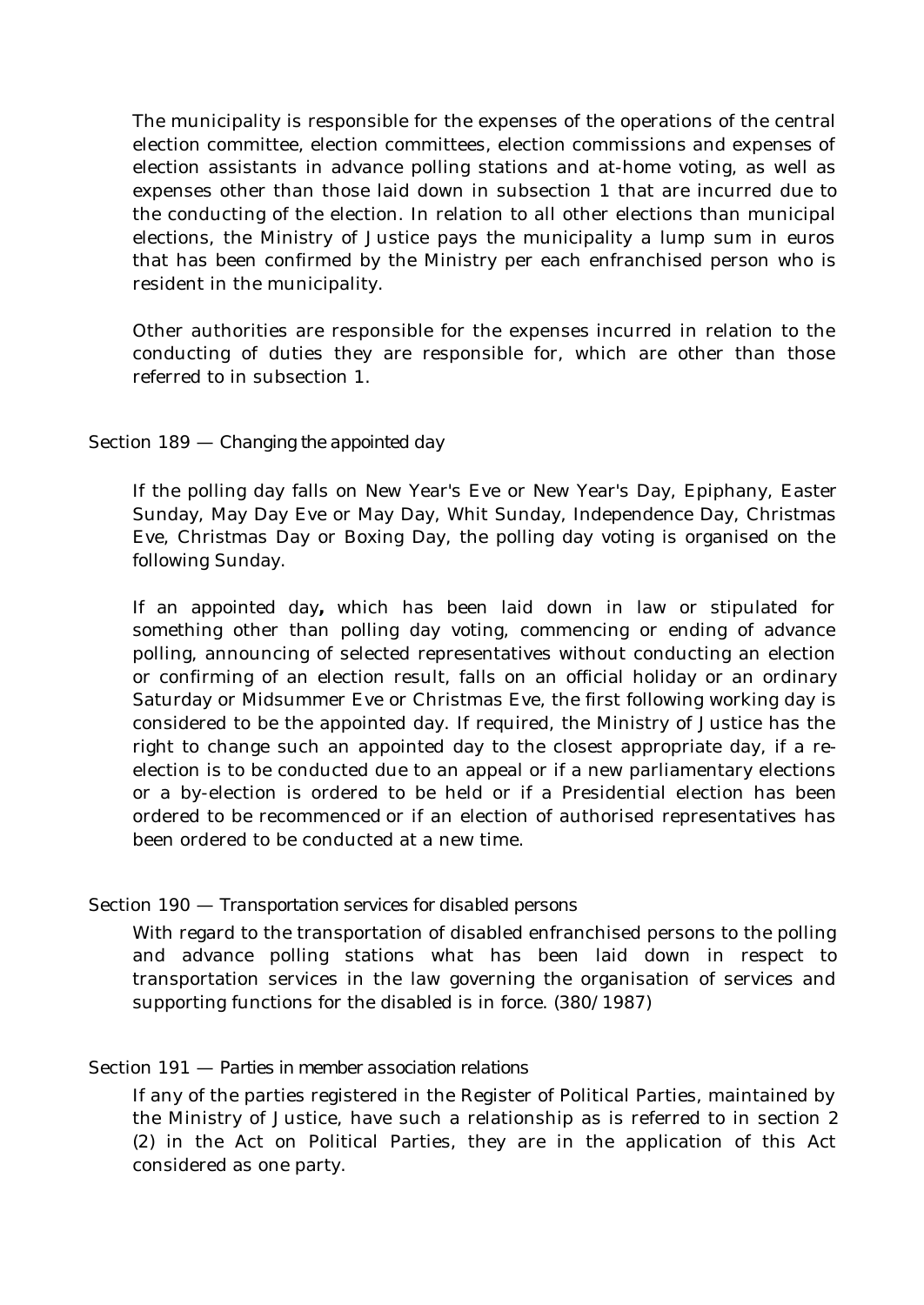The municipality is responsible for the expenses of the operations of the central election committee, election committees, election commissions and expenses of election assistants in advance polling stations and at-home voting, as well as expenses other than those laid down in subsection 1 that are incurred due to the conducting of the election. In relation to all other elections than municipal elections, the Ministry of Justice pays the municipality a lump sum in euros that has been confirmed by the Ministry per each enfranchised person who is resident in the municipality.

Other authorities are responsible for the expenses incurred in relation to the conducting of duties they are responsible for, which are other than those referred to in subsection 1.

### Section 189 — Changing the appointed day

If the polling day falls on New Year's Eve or New Year's Day, Epiphany, Easter Sunday, May Day Eve or May Day, Whit Sunday, Independence Day, Christmas Eve, Christmas Day or Boxing Day, the polling day voting is organised on the following Sunday.

If an appointed day**,** which has been laid down in law or stipulated for something other than polling day voting, commencing or ending of advance polling, announcing of selected representatives without conducting an election or confirming of an election result, falls on an official holiday or an ordinary Saturday or Midsummer Eve or Christmas Eve, the first following working day is considered to be the appointed day. If required, the Ministry of Justice has the right to change such an appointed day to the closest appropriate day, if a re-election is to be conducted due to an appeal or if a new parliamentary elections or a by-election is ordered to be held or if a Presidential election has been ordered to be recommenced or if an election of authorised representatives has been ordered to be conducted at a new time.

### Section 190 — Transportation services for disabled persons

With regard to the transportation of disabled enfranchised persons to the polling and advance polling stations what has been laid down in respect to transportation services in the law governing the organisation of services and supporting functions for the disabled is in force. (380/1987)

### Section 191 — Parties in member association relations

If any of the parties registered in the Register of Political Parties, maintained by the Ministry of Justice, have such a relationship as is referred to in section 2 (2) in the Act on Political Parties, they are in the application of this Act considered as one party.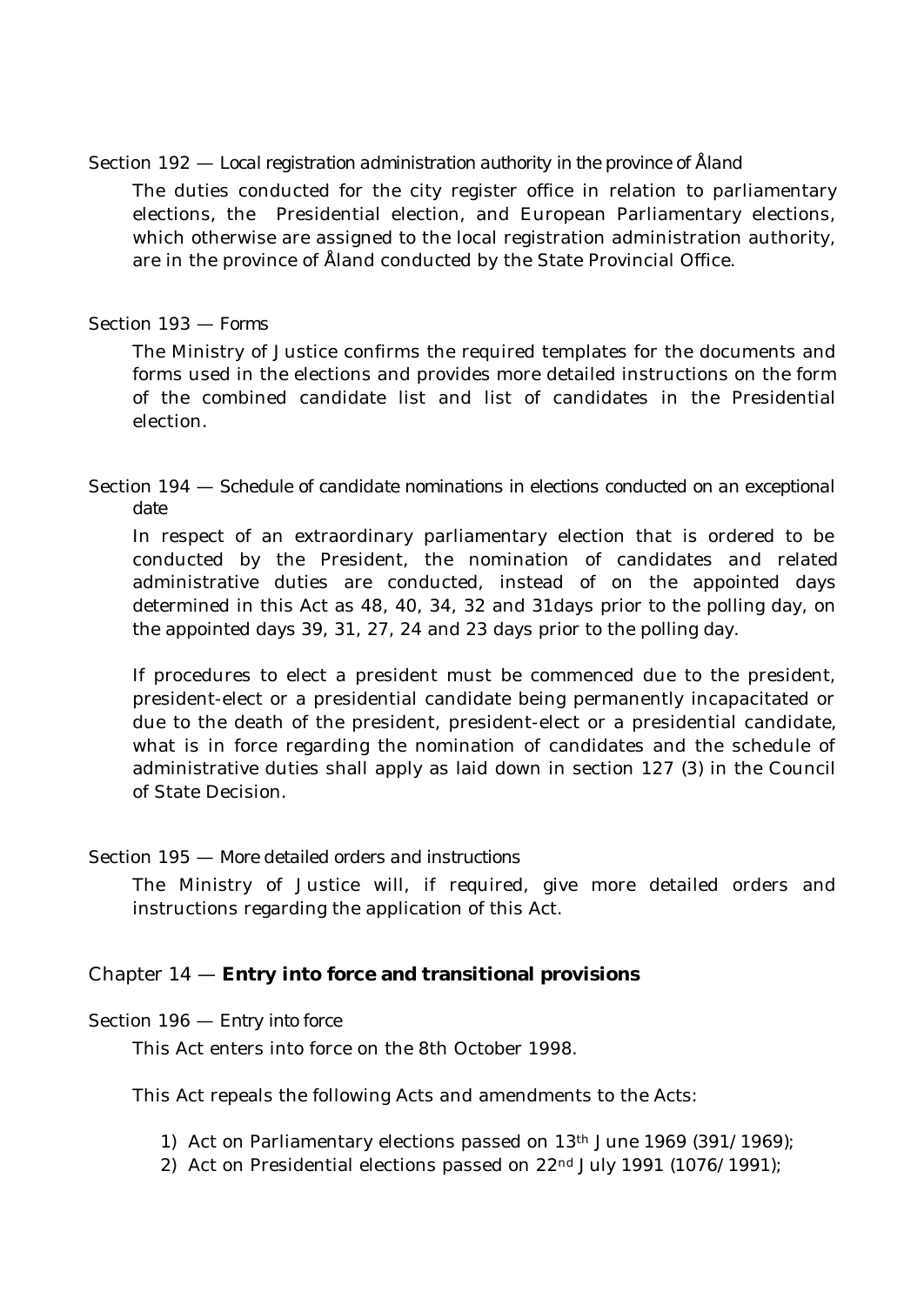Section 192 — *Local registration administration authority in the province of Åland*

The duties conducted for the city register office in relation to parliamentary elections, the Presidential election, and European Parliamentary elections, which otherwise are assigned to the local registration administration authority, are in the province of Åland conducted by the State Provincial Office.

Section 193 — *Forms*

The Ministry of Justice confirms the required templates for the documents and forms used in the elections and provides more detailed instructions on the form of the combined candidate list and list of candidates in the Presidential election.

Section 194 — *Schedule of candidate nominations in elections conducted on an exceptional date*

In respect of an extraordinary parliamentary election that is ordered to be conducted by the President, the nomination of candidates and related administrative duties are conducted, instead of on the appointed days determined in this Act as 48, 40, 34, 32 and 31days prior to the polling day, on the appointed days 39, 31, 27, 24 and 23 days prior to the polling day.

If procedures to elect a president must be commenced due to the president, president-elect or a presidential candidate being permanently incapacitated or due to the death of the president, president-elect or a presidential candidate, what is in force regarding the nomination of candidates and the schedule of administrative duties shall apply as laid down in section 127 (3) in the Council of State Decision.

Section 195 — *More detailed orders and instructions*

The Ministry of Justice will, if required, give more detailed orders and instructions regarding the application of this Act.

## Chapter 14 — **Entry into force and transitional provisions**

Section 196 — *Entry into force*

This Act enters into force on the 8th October 1998.

This Act repeals the following Acts and amendments to the Acts:

1) Act on Parliamentary elections passed on 13th June 1969 (391/1969);
2) Act on Presidential elections passed on 22nd July 1991 (1076/1991);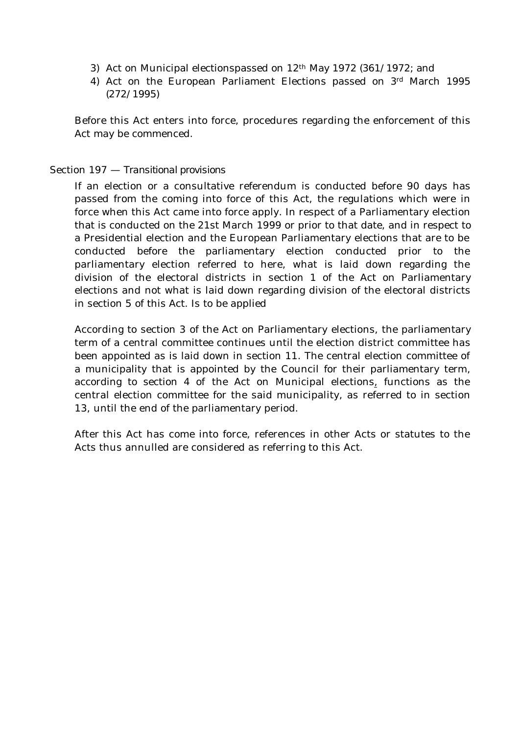3) Act on Municipal electionspassed on 12th May 1972 (361/1972; and
4) Act on the European Parliament Elections passed on 3rd March 1995 (272/1995)

Before this Act enters into force, procedures regarding the enforcement of this Act may be commenced.

Section 197 — Transitional provisions

If an election or a consultative referendum is conducted before 90 days has passed from the coming into force of this Act, the regulations which were in force when this Act came into force apply. In respect of a Parliamentary election that is conducted on the 21st March 1999 or prior to that date, and in respect to a Presidential election and the European Parliamentary elections that are to be conducted before the parliamentary election conducted prior to the parliamentary election referred to here, what is laid down regarding the division of the electoral districts in section 1 of the Act on Parliamentary elections and not what is laid down regarding division of the electoral districts in section 5 of this Act. Is to be applied

According to section 3 of the Act on Parliamentary elections, the parliamentary term of a central committee continues until the election district committee has been appointed as is laid down in section 11. The central election committee of a municipality that is appointed by the Council for their parliamentary term, according to section 4 of the Act on Municipal elections, functions as the central election committee for the said municipality, as referred to in section 13, until the end of the parliamentary period.

After this Act has come into force, references in other Acts or statutes to the Acts thus annulled are considered as referring to this Act.